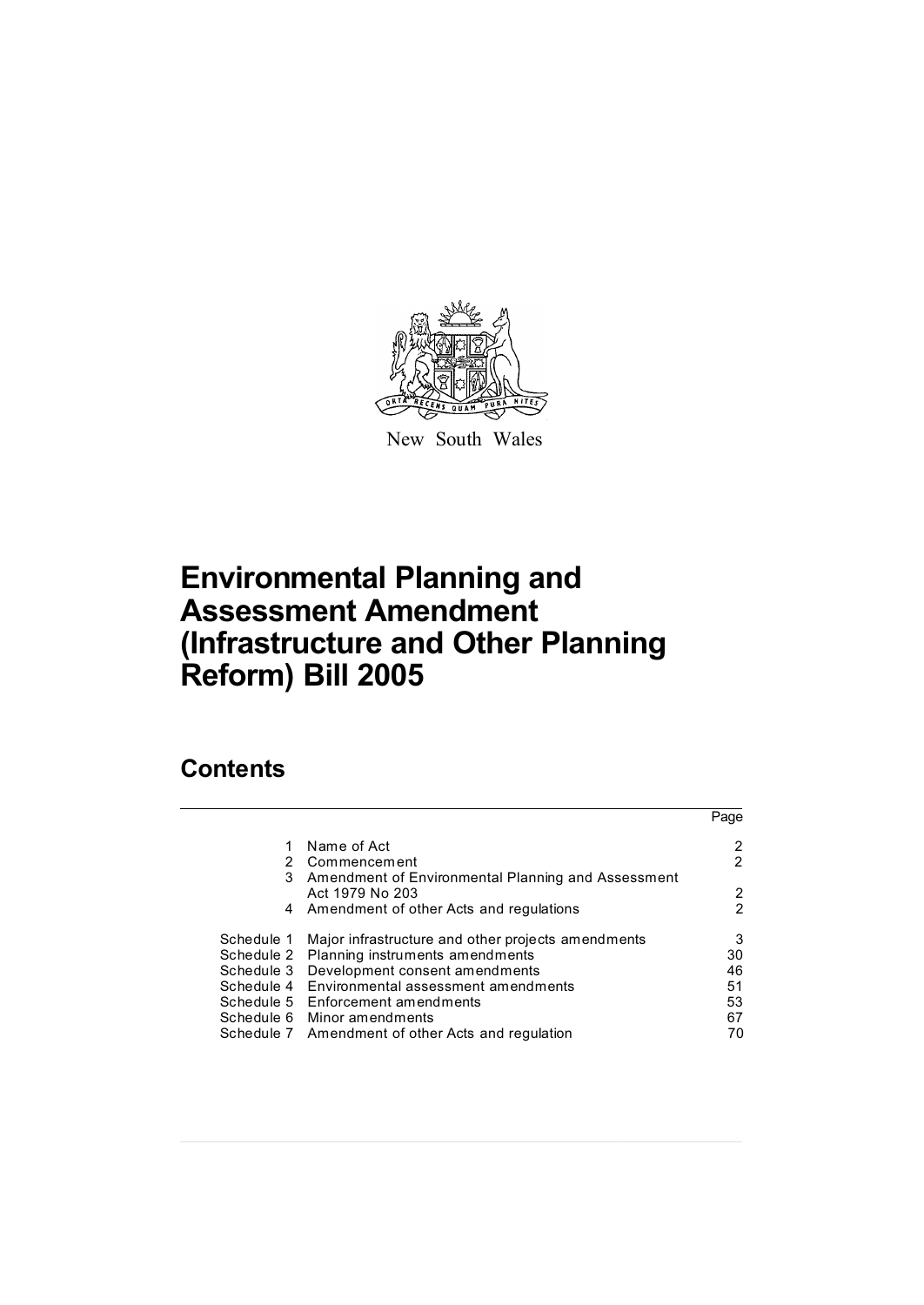New South Wales

# Environmental Planning and Assessment Amendment (Infrastructure and Other Planning Reform) Bill 2005

## Contents

| | | Page |
|---|---|---|
| 1 | Name of Act | 2 |
| 2 | Commencement | 2 |
| 3 | Amendment of Environmental Planning and Assessment Act 1979 No 203 | 2 |
| 4 | Amendment of other Acts and regulations | 2 |
| Schedule 1 | Major infrastructure and other projects amendments | 3 |
| Schedule 2 | Planning instruments amendments | 30 |
| Schedule 3 | Development consent amendments | 46 |
| Schedule 4 | Environmental assessment amendments | 51 |
| Schedule 5 | Enforcement amendments | 53 |
| Schedule 6 | Minor amendments | 67 |
| Schedule 7 | Amendment of other Acts and regulation | 70 |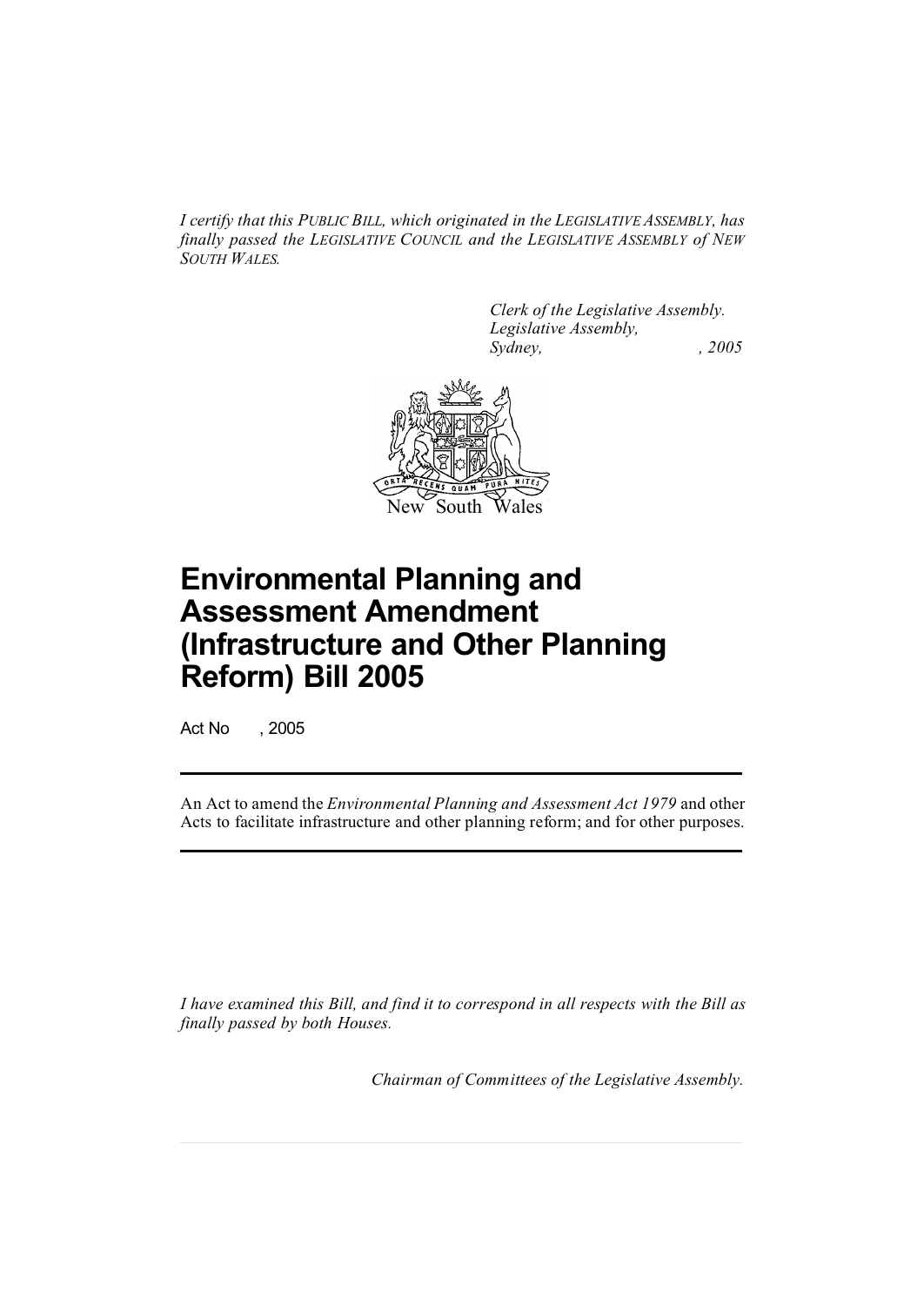*I certify that this PUBLIC BILL, which originated in the LEGISLATIVE ASSEMBLY, has finally passed the LEGISLATIVE COUNCIL and the LEGISLATIVE ASSEMBLY of NEW SOUTH WALES.*

*Clerk of the Legislative Assembly.*
*Legislative Assembly,*
*Sydney, , 2005*

New South Wales

# Environmental Planning and Assessment Amendment (Infrastructure and Other Planning Reform) Bill 2005

Act No , 2005

An Act to amend the *Environmental Planning and Assessment Act 1979* and other Acts to facilitate infrastructure and other planning reform; and for other purposes.

*I have examined this Bill, and find it to correspond in all respects with the Bill as finally passed by both Houses.*

*Chairman of Committees of the Legislative Assembly.*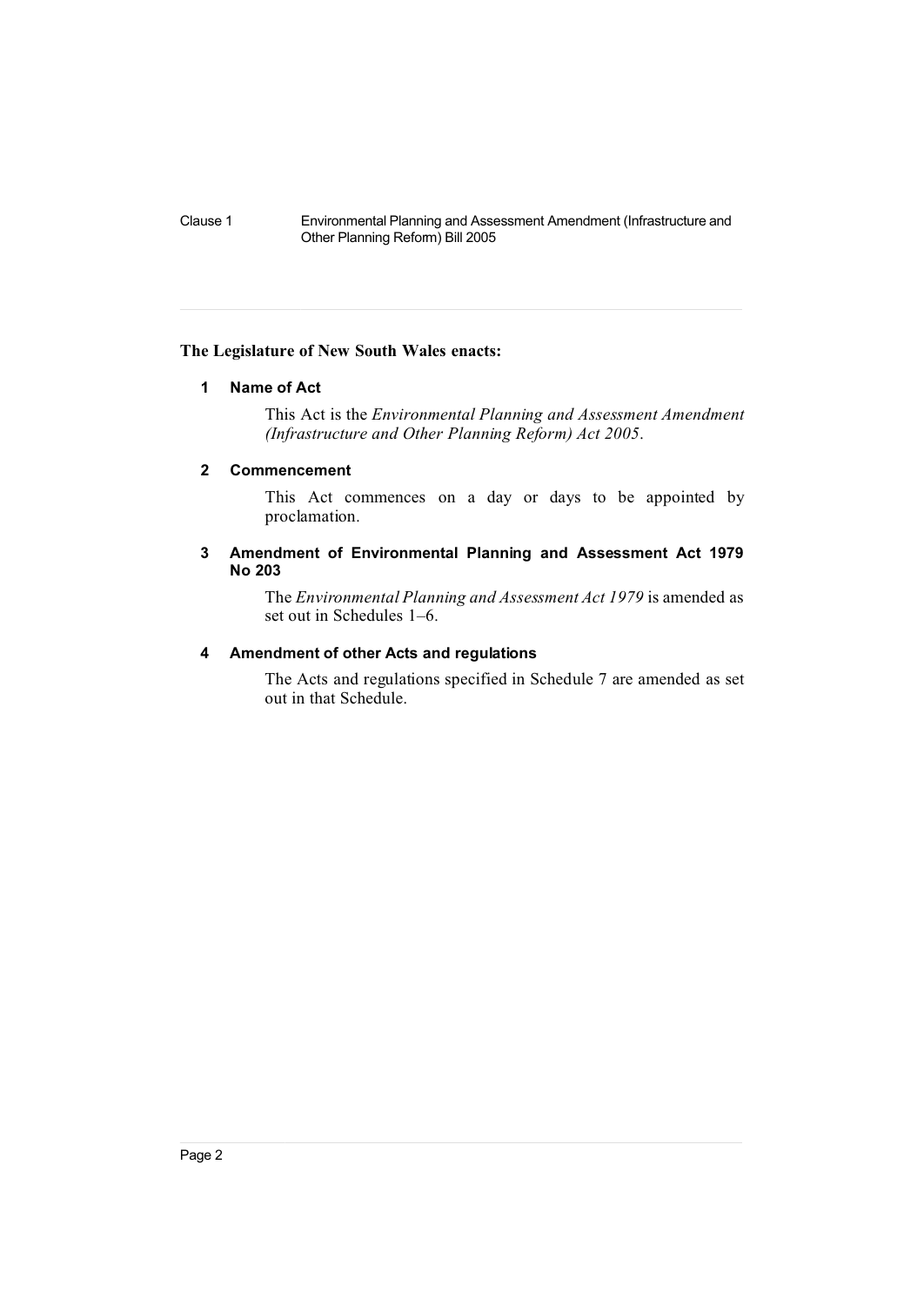**The Legislature of New South Wales enacts:**

### 1 Name of Act

This Act is the *Environmental Planning and Assessment Amendment (Infrastructure and Other Planning Reform) Act 2005*.

### 2 Commencement

This Act commences on a day or days to be appointed by proclamation.

### 3 Amendment of Environmental Planning and Assessment Act 1979 No 203

The *Environmental Planning and Assessment Act 1979* is amended as set out in Schedules 1–6.

### 4 Amendment of other Acts and regulations

The Acts and regulations specified in Schedule 7 are amended as set out in that Schedule.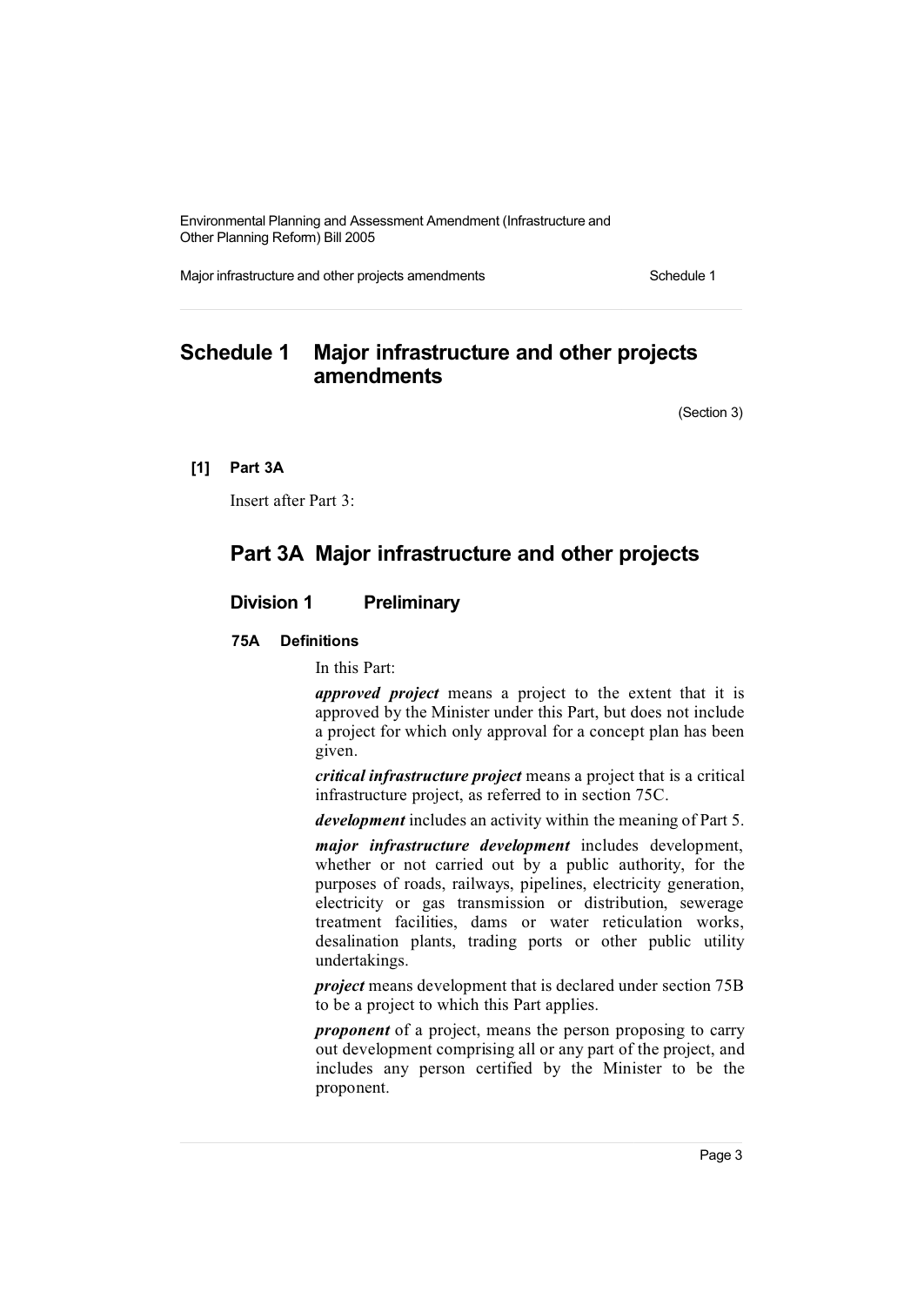# Schedule 1 Major infrastructure and other projects amendments

(Section 3)

**[1] Part 3A**

Insert after Part 3:

## Part 3A Major infrastructure and other projects

### Division 1 Preliminary

#### 75A Definitions

In this Part:

***approved project*** means a project to the extent that it is approved by the Minister under this Part, but does not include a project for which only approval for a concept plan has been given.

***critical infrastructure project*** means a project that is a critical infrastructure project, as referred to in section 75C.

***development*** includes an activity within the meaning of Part 5.

***major infrastructure development*** includes development, whether or not carried out by a public authority, for the purposes of roads, railways, pipelines, electricity generation, electricity or gas transmission or distribution, sewerage treatment facilities, dams or water reticulation works, desalination plants, trading ports or other public utility undertakings.

***project*** means development that is declared under section 75B to be a project to which this Part applies.

***proponent*** of a project, means the person proposing to carry out development comprising all or any part of the project, and includes any person certified by the Minister to be the proponent.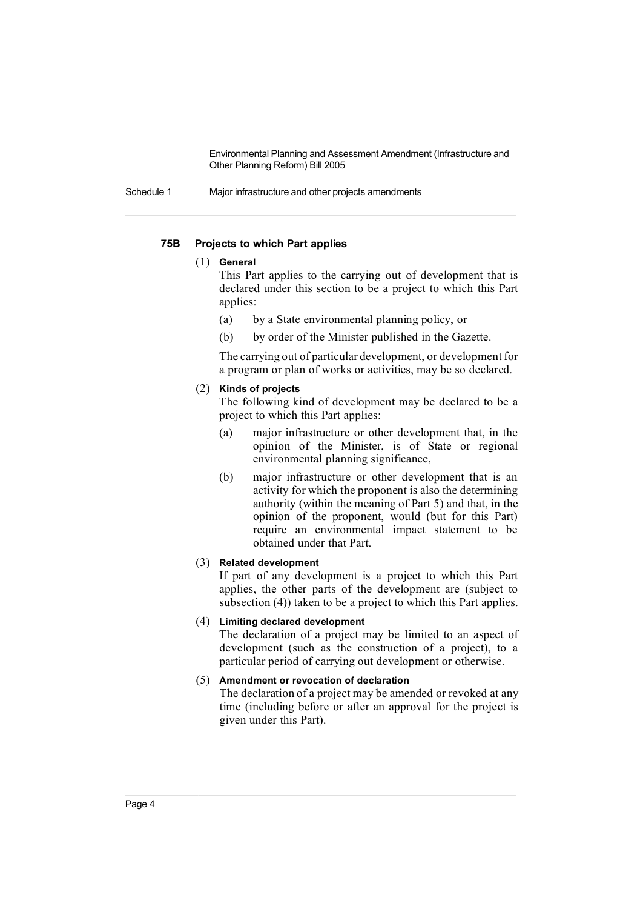### 75B Projects to which Part applies

(1) **General**

This Part applies to the carrying out of development that is declared under this section to be a project to which this Part applies:

- (a) by a State environmental planning policy, or
- (b) by order of the Minister published in the Gazette.

The carrying out of particular development, or development for a program or plan of works or activities, may be so declared.

(2) **Kinds of projects**

The following kind of development may be declared to be a project to which this Part applies:

- (a) major infrastructure or other development that, in the opinion of the Minister, is of State or regional environmental planning significance,
- (b) major infrastructure or other development that is an activity for which the proponent is also the determining authority (within the meaning of Part 5) and that, in the opinion of the proponent, would (but for this Part) require an environmental impact statement to be obtained under that Part.

(3) **Related development**

If part of any development is a project to which this Part applies, the other parts of the development are (subject to subsection (4)) taken to be a project to which this Part applies.

(4) **Limiting declared development**

The declaration of a project may be limited to an aspect of development (such as the construction of a project), to a particular period of carrying out development or otherwise.

(5) **Amendment or revocation of declaration**

The declaration of a project may be amended or revoked at any time (including before or after an approval for the project is given under this Part).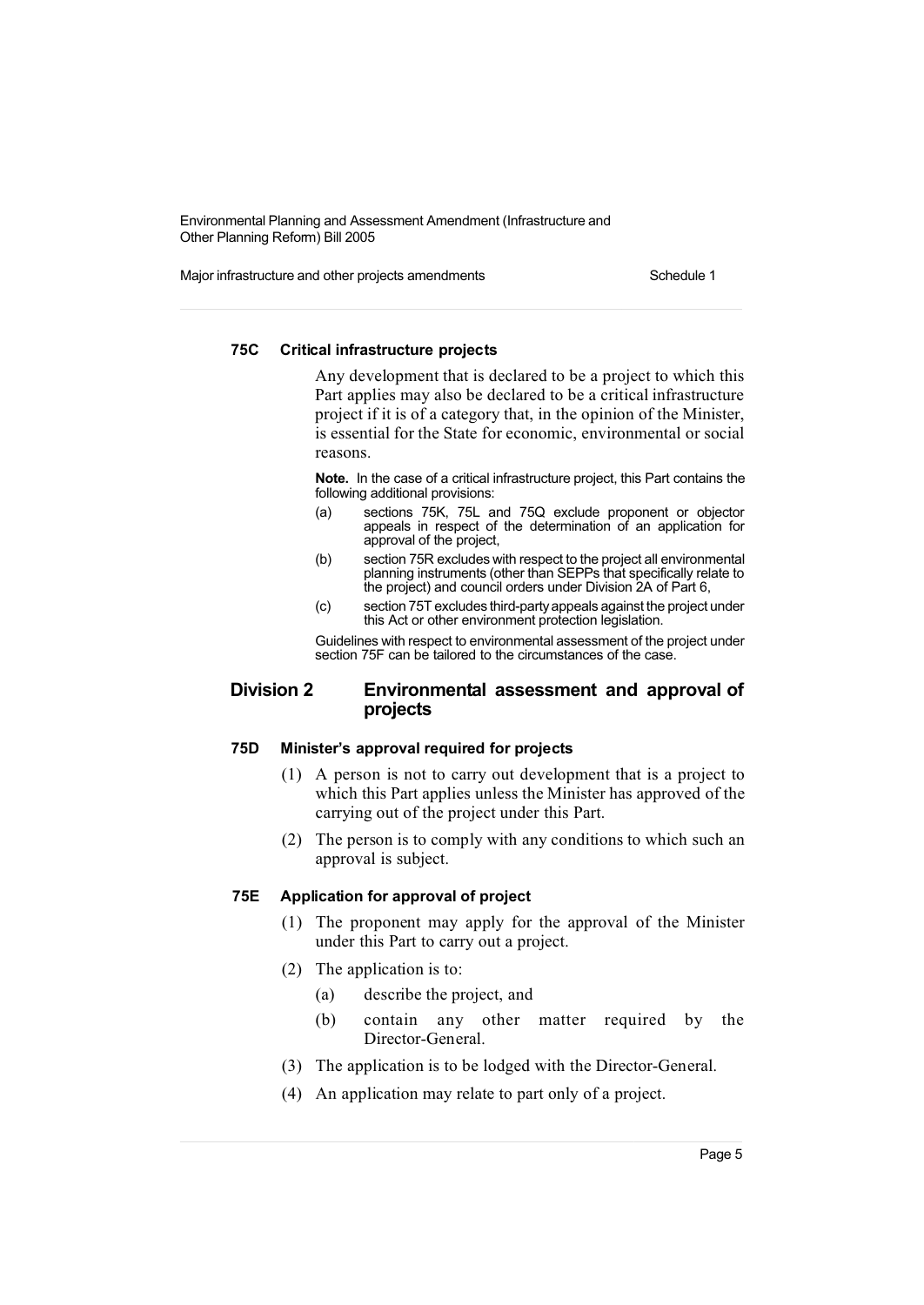#### 75C Critical infrastructure projects

Any development that is declared to be a project to which this Part applies may also be declared to be a critical infrastructure project if it is of a category that, in the opinion of the Minister, is essential for the State for economic, environmental or social reasons.

**Note.** In the case of a critical infrastructure project, this Part contains the following additional provisions:

(a) sections 75K, 75L and 75Q exclude proponent or objector appeals in respect of the determination of an application for approval of the project,

(b) section 75R excludes with respect to the project all environmental planning instruments (other than SEPPs that specifically relate to the project) and council orders under Division 2A of Part 6,

(c) section 75T excludes third-party appeals against the project under this Act or other environment protection legislation.

Guidelines with respect to environmental assessment of the project under section 75F can be tailored to the circumstances of the case.

## Division 2 Environmental assessment and approval of projects

#### 75D Minister's approval required for projects

(1) A person is not to carry out development that is a project to which this Part applies unless the Minister has approved of the carrying out of the project under this Part.

(2) The person is to comply with any conditions to which such an approval is subject.

#### 75E Application for approval of project

(1) The proponent may apply for the approval of the Minister under this Part to carry out a project.

(2) The application is to:

(a) describe the project, and

(b) contain any other matter required by the Director-General.

(3) The application is to be lodged with the Director-General.

(4) An application may relate to part only of a project.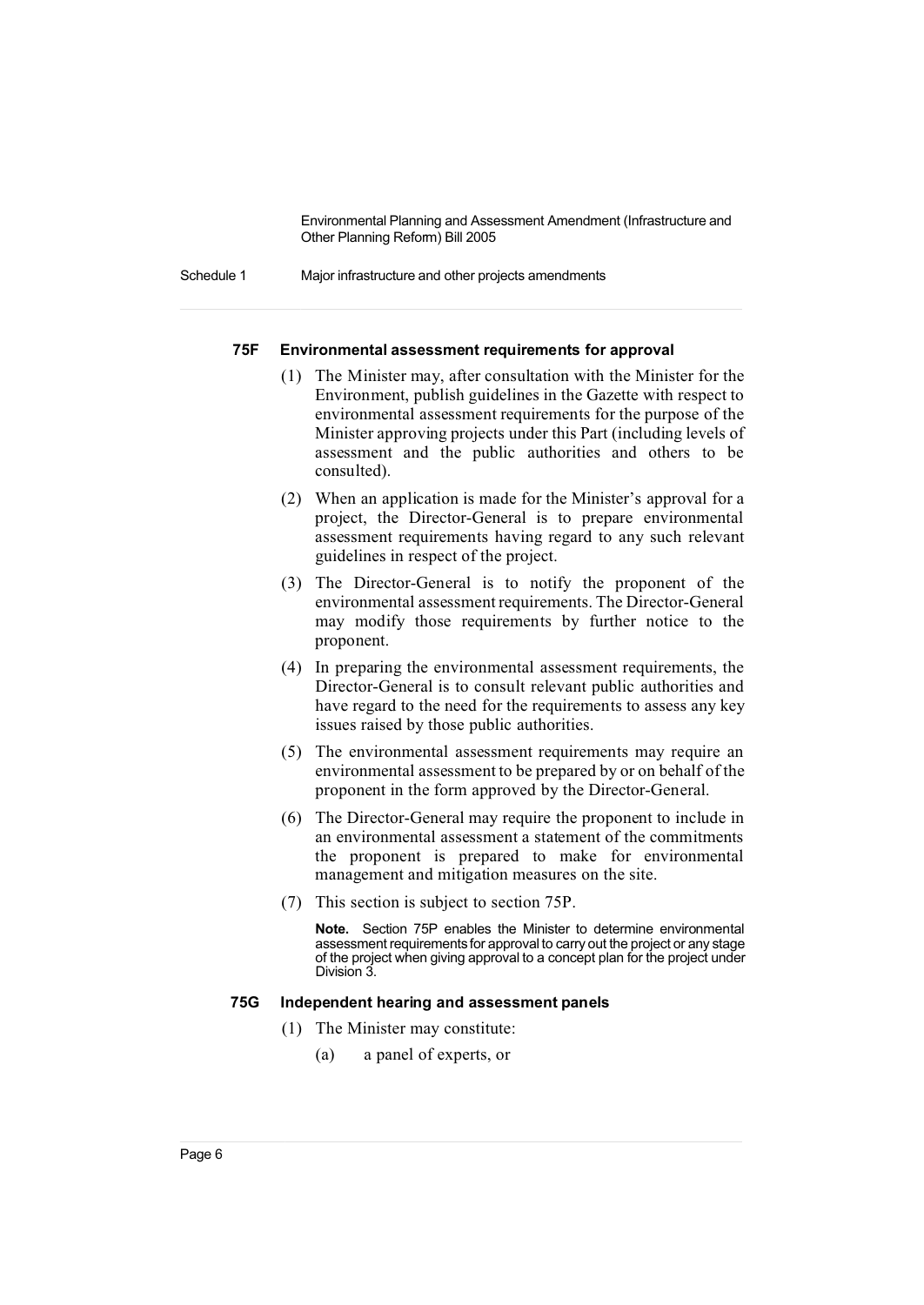#### 75F Environmental assessment requirements for approval

(1) The Minister may, after consultation with the Minister for the Environment, publish guidelines in the Gazette with respect to environmental assessment requirements for the purpose of the Minister approving projects under this Part (including levels of assessment and the public authorities and others to be consulted).

(2) When an application is made for the Minister's approval for a project, the Director-General is to prepare environmental assessment requirements having regard to any such relevant guidelines in respect of the project.

(3) The Director-General is to notify the proponent of the environmental assessment requirements. The Director-General may modify those requirements by further notice to the proponent.

(4) In preparing the environmental assessment requirements, the Director-General is to consult relevant public authorities and have regard to the need for the requirements to assess any key issues raised by those public authorities.

(5) The environmental assessment requirements may require an environmental assessment to be prepared by or on behalf of the proponent in the form approved by the Director-General.

(6) The Director-General may require the proponent to include in an environmental assessment a statement of the commitments the proponent is prepared to make for environmental management and mitigation measures on the site.

(7) This section is subject to section 75P.

**Note.** Section 75P enables the Minister to determine environmental assessment requirements for approval to carry out the project or any stage of the project when giving approval to a concept plan for the project under Division 3.

#### 75G Independent hearing and assessment panels

(1) The Minister may constitute:

(a) a panel of experts, or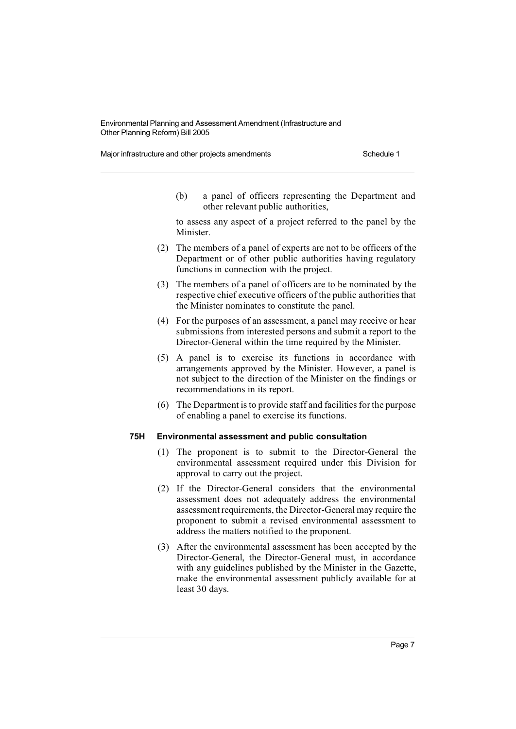(b) a panel of officers representing the Department and other relevant public authorities,

to assess any aspect of a project referred to the panel by the Minister.

(2) The members of a panel of experts are not to be officers of the Department or of other public authorities having regulatory functions in connection with the project.

(3) The members of a panel of officers are to be nominated by the respective chief executive officers of the public authorities that the Minister nominates to constitute the panel.

(4) For the purposes of an assessment, a panel may receive or hear submissions from interested persons and submit a report to the Director-General within the time required by the Minister.

(5) A panel is to exercise its functions in accordance with arrangements approved by the Minister. However, a panel is not subject to the direction of the Minister on the findings or recommendations in its report.

(6) The Department is to provide staff and facilities for the purpose of enabling a panel to exercise its functions.

#### 75H Environmental assessment and public consultation

(1) The proponent is to submit to the Director-General the environmental assessment required under this Division for approval to carry out the project.

(2) If the Director-General considers that the environmental assessment does not adequately address the environmental assessment requirements, the Director-General may require the proponent to submit a revised environmental assessment to address the matters notified to the proponent.

(3) After the environmental assessment has been accepted by the Director-General, the Director-General must, in accordance with any guidelines published by the Minister in the Gazette, make the environmental assessment publicly available for at least 30 days.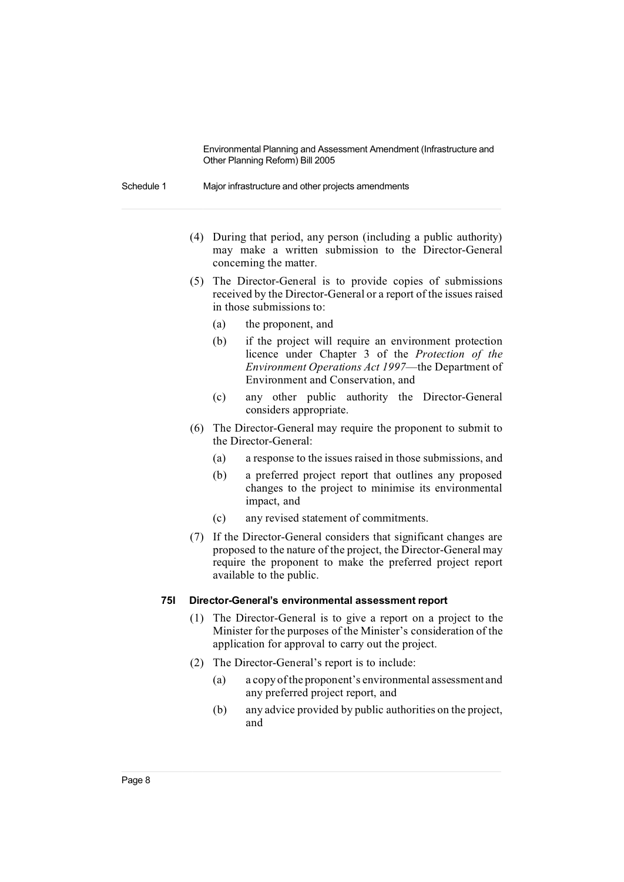(4) During that period, any person (including a public authority) may make a written submission to the Director-General concerning the matter.

(5) The Director-General is to provide copies of submissions received by the Director-General or a report of the issues raised in those submissions to:

   (a) the proponent, and

   (b) if the project will require an environment protection licence under Chapter 3 of the *Protection of the Environment Operations Act 1997*—the Department of Environment and Conservation, and

   (c) any other public authority the Director-General considers appropriate.

(6) The Director-General may require the proponent to submit to the Director-General:

   (a) a response to the issues raised in those submissions, and

   (b) a preferred project report that outlines any proposed changes to the project to minimise its environmental impact, and

   (c) any revised statement of commitments.

(7) If the Director-General considers that significant changes are proposed to the nature of the project, the Director-General may require the proponent to make the preferred project report available to the public.

#### 75I Director-General's environmental assessment report

(1) The Director-General is to give a report on a project to the Minister for the purposes of the Minister's consideration of the application for approval to carry out the project.

(2) The Director-General's report is to include:

   (a) a copy of the proponent's environmental assessment and any preferred project report, and

   (b) any advice provided by public authorities on the project, and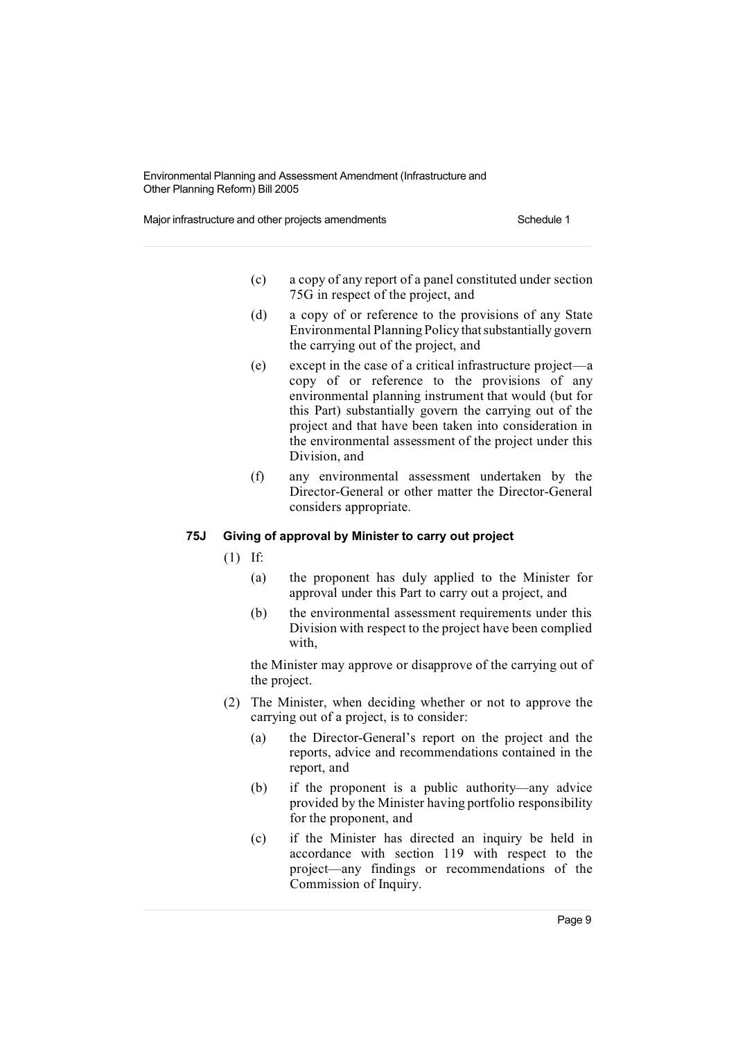(c) a copy of any report of a panel constituted under section 75G in respect of the project, and

(d) a copy of or reference to the provisions of any State Environmental Planning Policy that substantially govern the carrying out of the project, and

(e) except in the case of a critical infrastructure project—a copy of or reference to the provisions of any environmental planning instrument that would (but for this Part) substantially govern the carrying out of the project and that have been taken into consideration in the environmental assessment of the project under this Division, and

(f) any environmental assessment undertaken by the Director-General or other matter the Director-General considers appropriate.

### 75J Giving of approval by Minister to carry out project

(1) If:

(a) the proponent has duly applied to the Minister for approval under this Part to carry out a project, and

(b) the environmental assessment requirements under this Division with respect to the project have been complied with,

the Minister may approve or disapprove of the carrying out of the project.

(2) The Minister, when deciding whether or not to approve the carrying out of a project, is to consider:

(a) the Director-General's report on the project and the reports, advice and recommendations contained in the report, and

(b) if the proponent is a public authority—any advice provided by the Minister having portfolio responsibility for the proponent, and

(c) if the Minister has directed an inquiry be held in accordance with section 119 with respect to the project—any findings or recommendations of the Commission of Inquiry.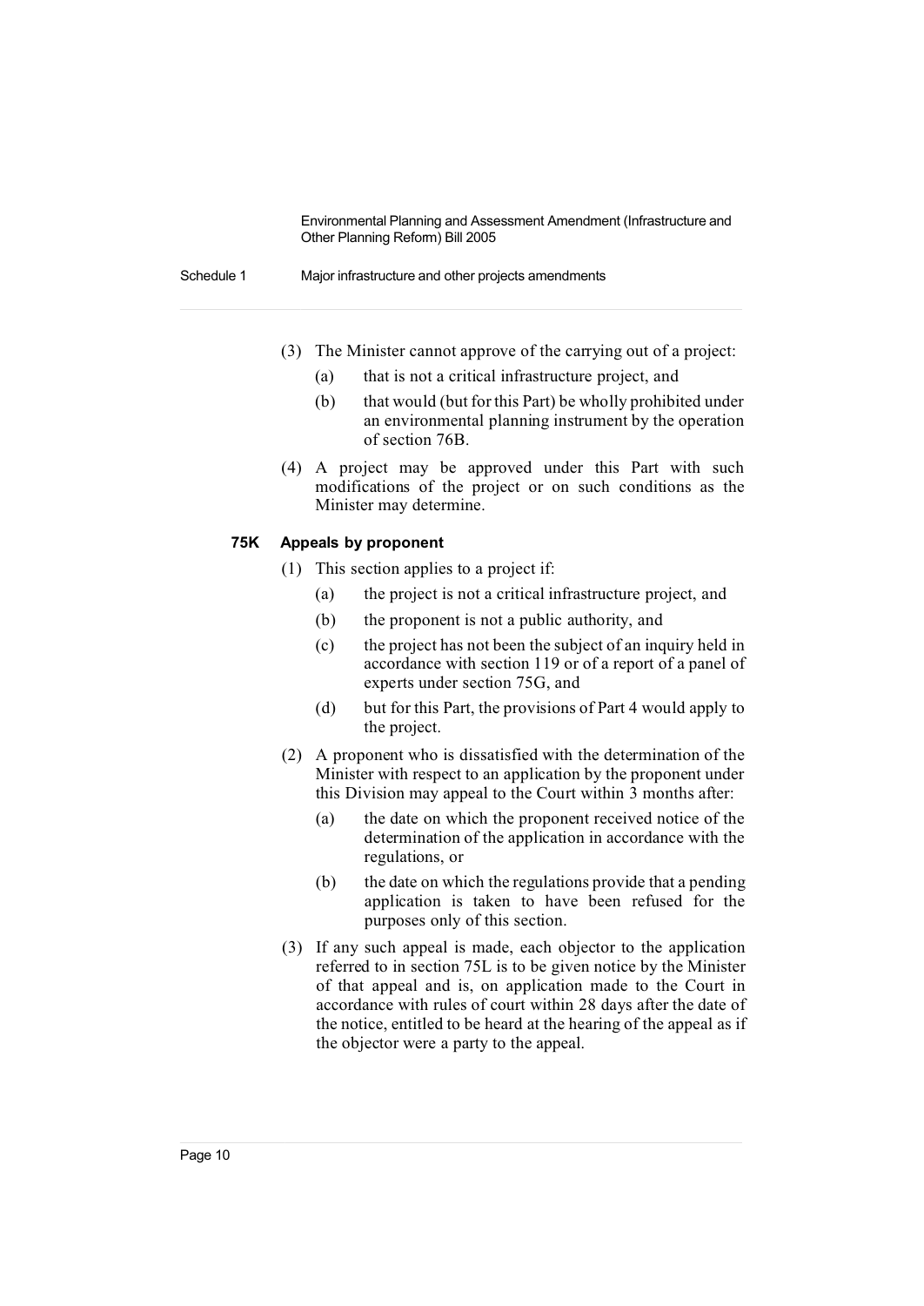(3) The Minister cannot approve of the carrying out of a project:

   (a) that is not a critical infrastructure project, and

   (b) that would (but for this Part) be wholly prohibited under an environmental planning instrument by the operation of section 76B.

(4) A project may be approved under this Part with such modifications of the project or on such conditions as the Minister may determine.

#### 75K Appeals by proponent

(1) This section applies to a project if:

   (a) the project is not a critical infrastructure project, and

   (b) the proponent is not a public authority, and

   (c) the project has not been the subject of an inquiry held in accordance with section 119 or of a report of a panel of experts under section 75G, and

   (d) but for this Part, the provisions of Part 4 would apply to the project.

(2) A proponent who is dissatisfied with the determination of the Minister with respect to an application by the proponent under this Division may appeal to the Court within 3 months after:

   (a) the date on which the proponent received notice of the determination of the application in accordance with the regulations, or

   (b) the date on which the regulations provide that a pending application is taken to have been refused for the purposes only of this section.

(3) If any such appeal is made, each objector to the application referred to in section 75L is to be given notice by the Minister of that appeal and is, on application made to the Court in accordance with rules of court within 28 days after the date of the notice, entitled to be heard at the hearing of the appeal as if the objector were a party to the appeal.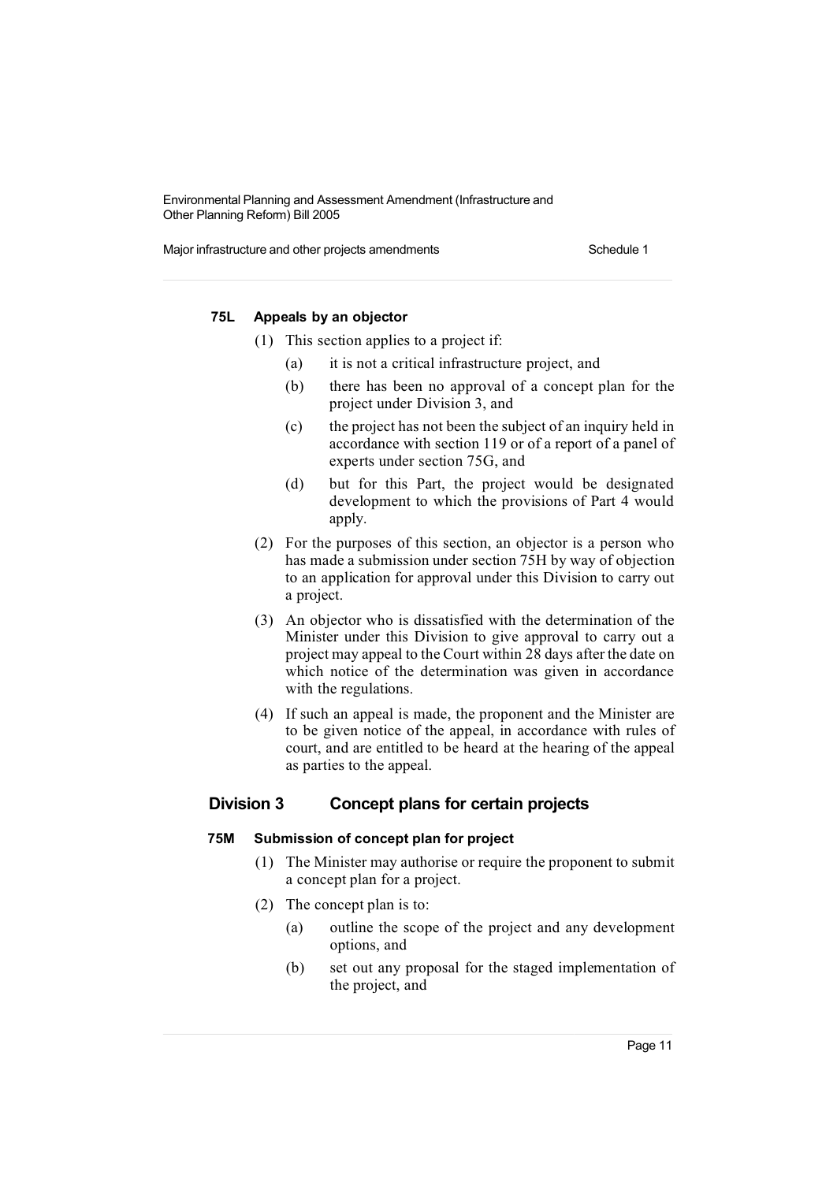#### 75L Appeals by an objector

(1) This section applies to a project if:

- (a) it is not a critical infrastructure project, and
- (b) there has been no approval of a concept plan for the project under Division 3, and
- (c) the project has not been the subject of an inquiry held in accordance with section 119 or of a report of a panel of experts under section 75G, and
- (d) but for this Part, the project would be designated development to which the provisions of Part 4 would apply.

(2) For the purposes of this section, an objector is a person who has made a submission under section 75H by way of objection to an application for approval under this Division to carry out a project.

(3) An objector who is dissatisfied with the determination of the Minister under this Division to give approval to carry out a project may appeal to the Court within 28 days after the date on which notice of the determination was given in accordance with the regulations.

(4) If such an appeal is made, the proponent and the Minister are to be given notice of the appeal, in accordance with rules of court, and are entitled to be heard at the hearing of the appeal as parties to the appeal.

### Division 3 Concept plans for certain projects

#### 75M Submission of concept plan for project

(1) The Minister may authorise or require the proponent to submit a concept plan for a project.

(2) The concept plan is to:

- (a) outline the scope of the project and any development options, and
- (b) set out any proposal for the staged implementation of the project, and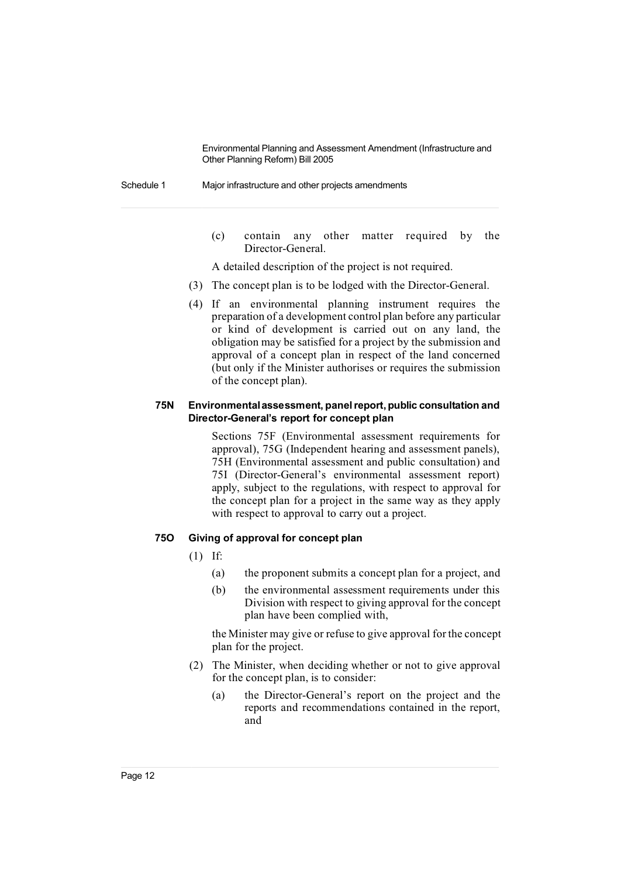(c) contain any other matter required by the Director-General.

A detailed description of the project is not required.

(3) The concept plan is to be lodged with the Director-General.

(4) If an environmental planning instrument requires the preparation of a development control plan before any particular or kind of development is carried out on any land, the obligation may be satisfied for a project by the submission and approval of a concept plan in respect of the land concerned (but only if the Minister authorises or requires the submission of the concept plan).

**75N Environmental assessment, panel report, public consultation and Director-General's report for concept plan**

Sections 75F (Environmental assessment requirements for approval), 75G (Independent hearing and assessment panels), 75H (Environmental assessment and public consultation) and 75I (Director-General's environmental assessment report) apply, subject to the regulations, with respect to approval for the concept plan for a project in the same way as they apply with respect to approval to carry out a project.

**75O Giving of approval for concept plan**

(1) If:

(a) the proponent submits a concept plan for a project, and

(b) the environmental assessment requirements under this Division with respect to giving approval for the concept plan have been complied with,

the Minister may give or refuse to give approval for the concept plan for the project.

(2) The Minister, when deciding whether or not to give approval for the concept plan, is to consider:

(a) the Director-General's report on the project and the reports and recommendations contained in the report, and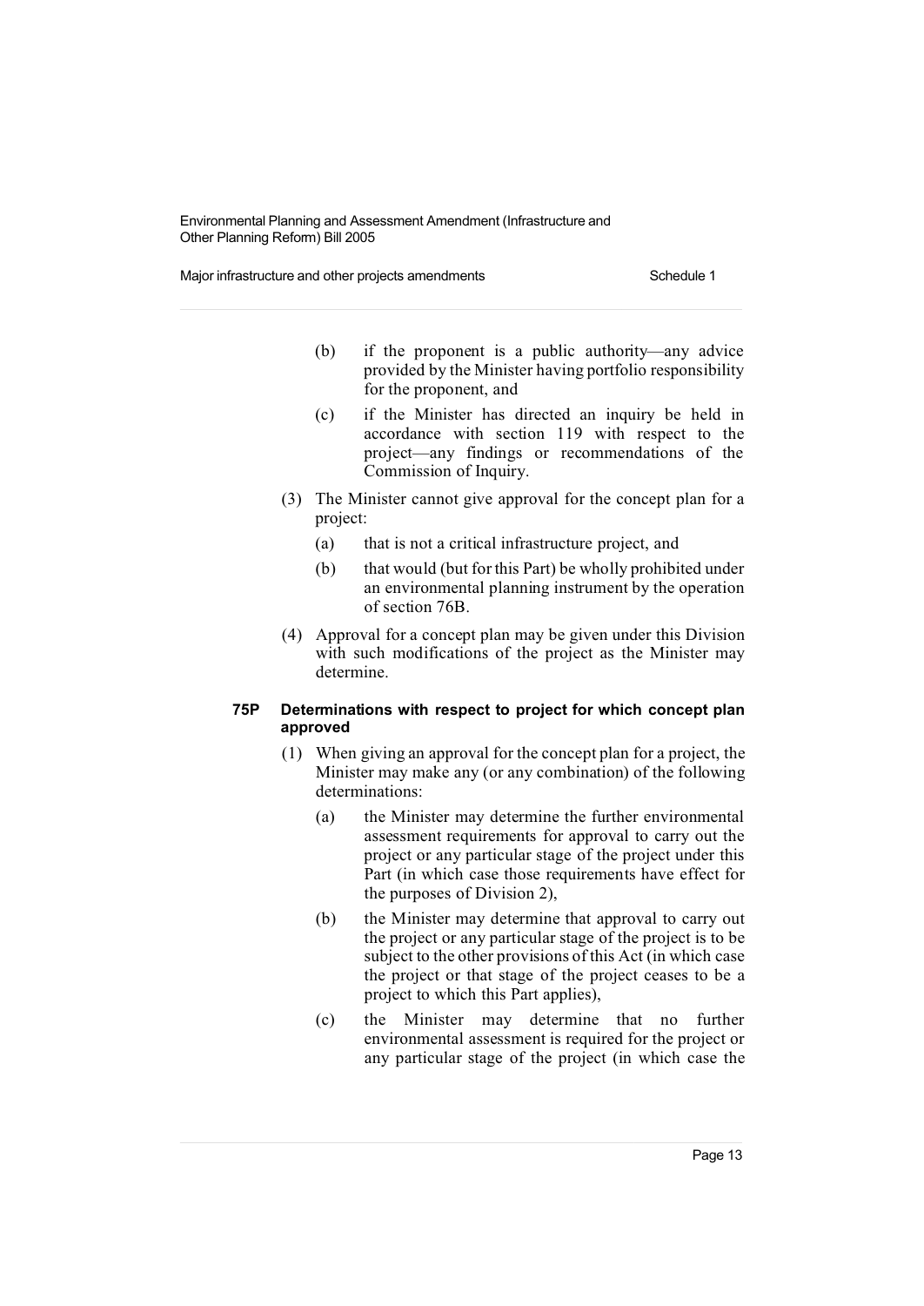(b) if the proponent is a public authority—any advice provided by the Minister having portfolio responsibility for the proponent, and

(c) if the Minister has directed an inquiry be held in accordance with section 119 with respect to the project—any findings or recommendations of the Commission of Inquiry.

(3) The Minister cannot give approval for the concept plan for a project:

(a) that is not a critical infrastructure project, and

(b) that would (but for this Part) be wholly prohibited under an environmental planning instrument by the operation of section 76B.

(4) Approval for a concept plan may be given under this Division with such modifications of the project as the Minister may determine.

#### 75P Determinations with respect to project for which concept plan approved

(1) When giving an approval for the concept plan for a project, the Minister may make any (or any combination) of the following determinations:

(a) the Minister may determine the further environmental assessment requirements for approval to carry out the project or any particular stage of the project under this Part (in which case those requirements have effect for the purposes of Division 2),

(b) the Minister may determine that approval to carry out the project or any particular stage of the project is to be subject to the other provisions of this Act (in which case the project or that stage of the project ceases to be a project to which this Part applies),

(c) the Minister may determine that no further environmental assessment is required for the project or any particular stage of the project (in which case the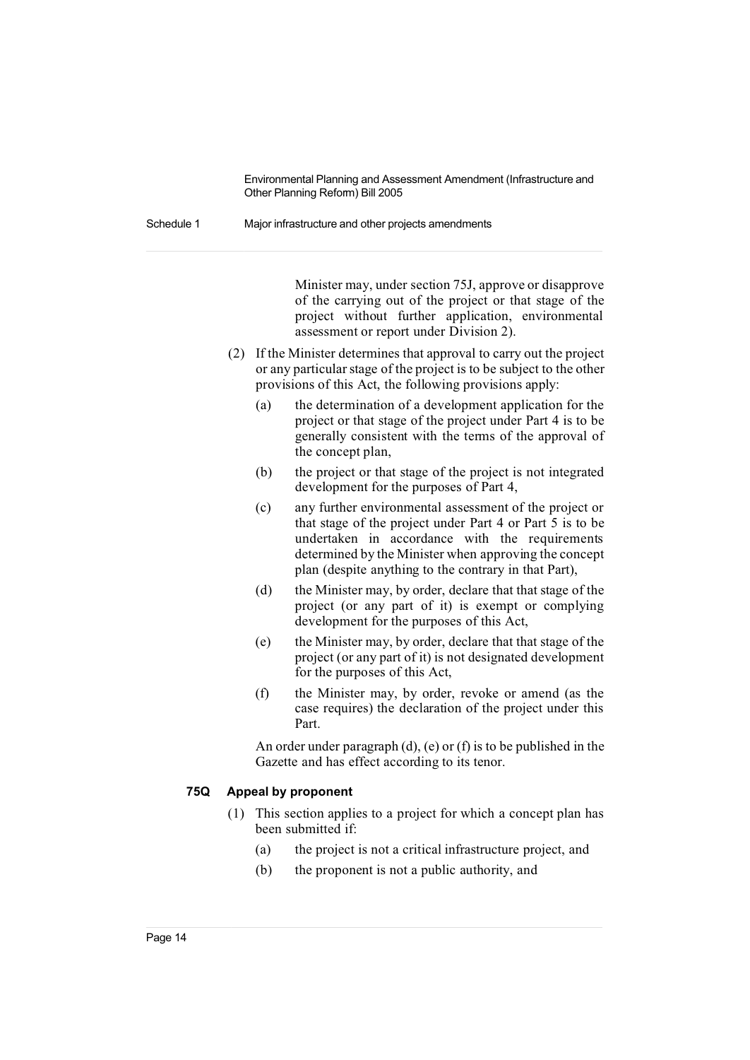Minister may, under section 75J, approve or disapprove of the carrying out of the project or that stage of the project without further application, environmental assessment or report under Division 2).

(2) If the Minister determines that approval to carry out the project or any particular stage of the project is to be subject to the other provisions of this Act, the following provisions apply:

(a) the determination of a development application for the project or that stage of the project under Part 4 is to be generally consistent with the terms of the approval of the concept plan,

(b) the project or that stage of the project is not integrated development for the purposes of Part 4,

(c) any further environmental assessment of the project or that stage of the project under Part 4 or Part 5 is to be undertaken in accordance with the requirements determined by the Minister when approving the concept plan (despite anything to the contrary in that Part),

(d) the Minister may, by order, declare that that stage of the project (or any part of it) is exempt or complying development for the purposes of this Act,

(e) the Minister may, by order, declare that that stage of the project (or any part of it) is not designated development for the purposes of this Act,

(f) the Minister may, by order, revoke or amend (as the case requires) the declaration of the project under this Part.

An order under paragraph (d), (e) or (f) is to be published in the Gazette and has effect according to its tenor.

### 75Q Appeal by proponent

(1) This section applies to a project for which a concept plan has been submitted if:

(a) the project is not a critical infrastructure project, and

(b) the proponent is not a public authority, and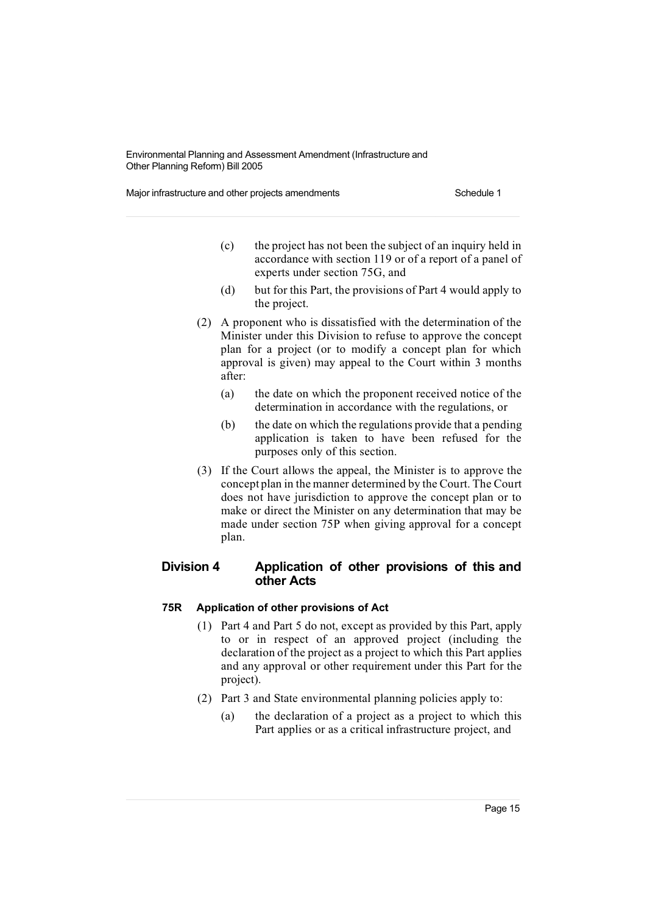(c) the project has not been the subject of an inquiry held in accordance with section 119 or of a report of a panel of experts under section 75G, and

(d) but for this Part, the provisions of Part 4 would apply to the project.

(2) A proponent who is dissatisfied with the determination of the Minister under this Division to refuse to approve the concept plan for a project (or to modify a concept plan for which approval is given) may appeal to the Court within 3 months after:

(a) the date on which the proponent received notice of the determination in accordance with the regulations, or

(b) the date on which the regulations provide that a pending application is taken to have been refused for the purposes only of this section.

(3) If the Court allows the appeal, the Minister is to approve the concept plan in the manner determined by the Court. The Court does not have jurisdiction to approve the concept plan or to make or direct the Minister on any determination that may be made under section 75P when giving approval for a concept plan.

## Division 4 Application of other provisions of this and other Acts

### 75R Application of other provisions of Act

(1) Part 4 and Part 5 do not, except as provided by this Part, apply to or in respect of an approved project (including the declaration of the project as a project to which this Part applies and any approval or other requirement under this Part for the project).

(2) Part 3 and State environmental planning policies apply to:

(a) the declaration of a project as a project to which this Part applies or as a critical infrastructure project, and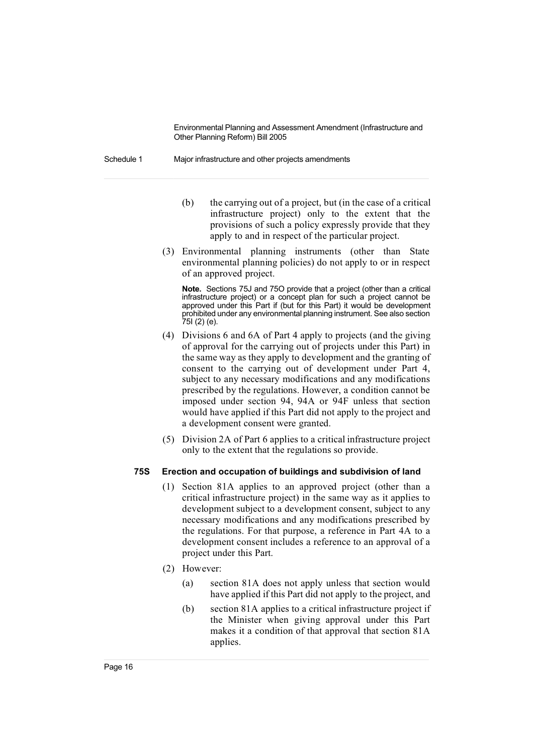(b) the carrying out of a project, but (in the case of a critical infrastructure project) only to the extent that the provisions of such a policy expressly provide that they apply to and in respect of the particular project.

(3) Environmental planning instruments (other than State environmental planning policies) do not apply to or in respect of an approved project.

**Note.** Sections 75J and 75O provide that a project (other than a critical infrastructure project) or a concept plan for such a project cannot be approved under this Part if (but for this Part) it would be development prohibited under any environmental planning instrument. See also section 75I (2) (e).

(4) Divisions 6 and 6A of Part 4 apply to projects (and the giving of approval for the carrying out of projects under this Part) in the same way as they apply to development and the granting of consent to the carrying out of development under Part 4, subject to any necessary modifications and any modifications prescribed by the regulations. However, a condition cannot be imposed under section 94, 94A or 94F unless that section would have applied if this Part did not apply to the project and a development consent were granted.

(5) Division 2A of Part 6 applies to a critical infrastructure project only to the extent that the regulations so provide.

### 75S Erection and occupation of buildings and subdivision of land

(1) Section 81A applies to an approved project (other than a critical infrastructure project) in the same way as it applies to development subject to a development consent, subject to any necessary modifications and any modifications prescribed by the regulations. For that purpose, a reference in Part 4A to a development consent includes a reference to an approval of a project under this Part.

(2) However:

(a) section 81A does not apply unless that section would have applied if this Part did not apply to the project, and

(b) section 81A applies to a critical infrastructure project if the Minister when giving approval under this Part makes it a condition of that approval that section 81A applies.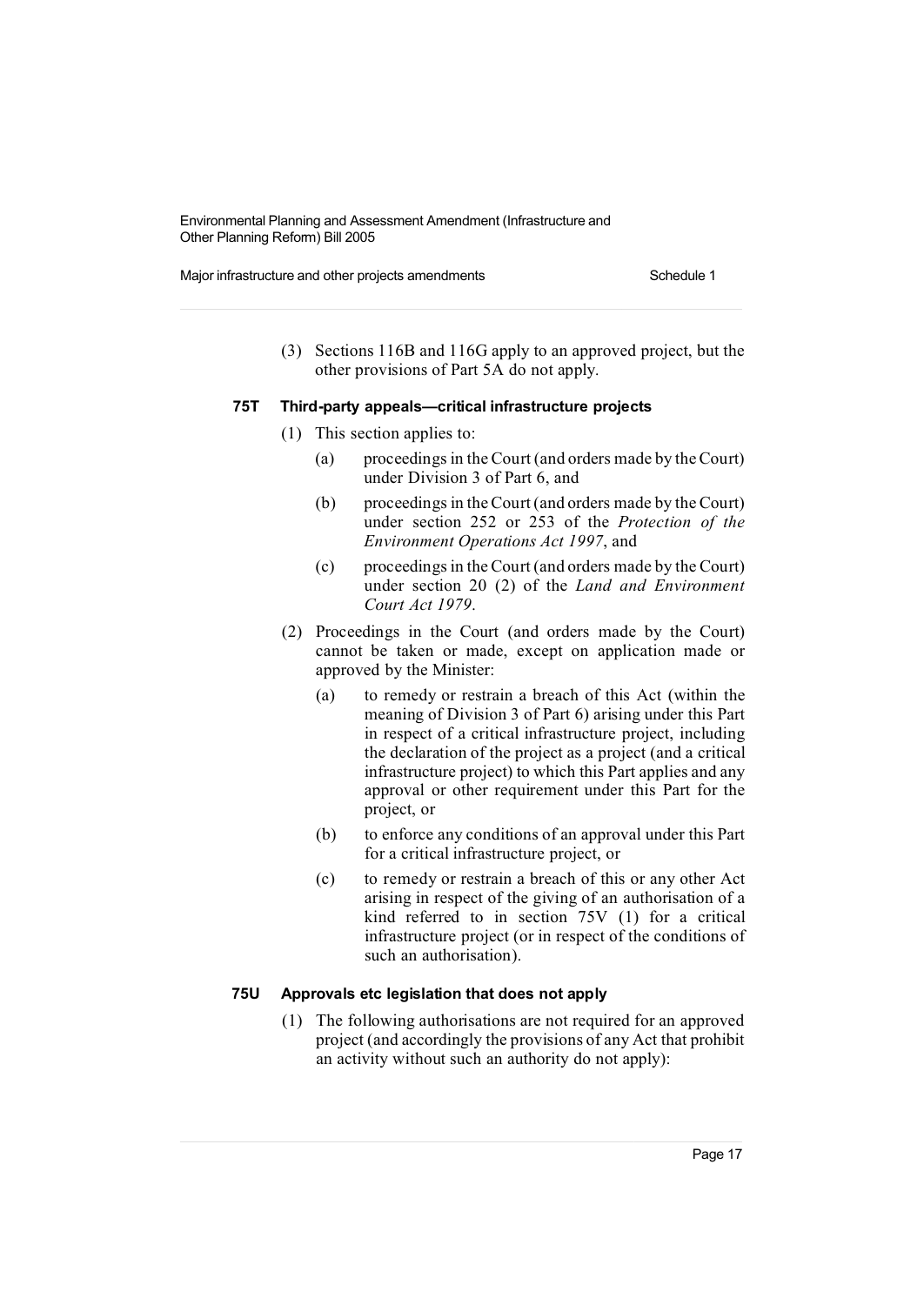(3) Sections 116B and 116G apply to an approved project, but the other provisions of Part 5A do not apply.

### 75T Third-party appeals—critical infrastructure projects

(1) This section applies to:

- (a) proceedings in the Court (and orders made by the Court) under Division 3 of Part 6, and
- (b) proceedings in the Court (and orders made by the Court) under section 252 or 253 of the *Protection of the Environment Operations Act 1997*, and
- (c) proceedings in the Court (and orders made by the Court) under section 20 (2) of the *Land and Environment Court Act 1979*.

(2) Proceedings in the Court (and orders made by the Court) cannot be taken or made, except on application made or approved by the Minister:

- (a) to remedy or restrain a breach of this Act (within the meaning of Division 3 of Part 6) arising under this Part in respect of a critical infrastructure project, including the declaration of the project as a project (and a critical infrastructure project) to which this Part applies and any approval or other requirement under this Part for the project, or
- (b) to enforce any conditions of an approval under this Part for a critical infrastructure project, or
- (c) to remedy or restrain a breach of this or any other Act arising in respect of the giving of an authorisation of a kind referred to in section 75V (1) for a critical infrastructure project (or in respect of the conditions of such an authorisation).

### 75U Approvals etc legislation that does not apply

(1) The following authorisations are not required for an approved project (and accordingly the provisions of any Act that prohibit an activity without such an authority do not apply):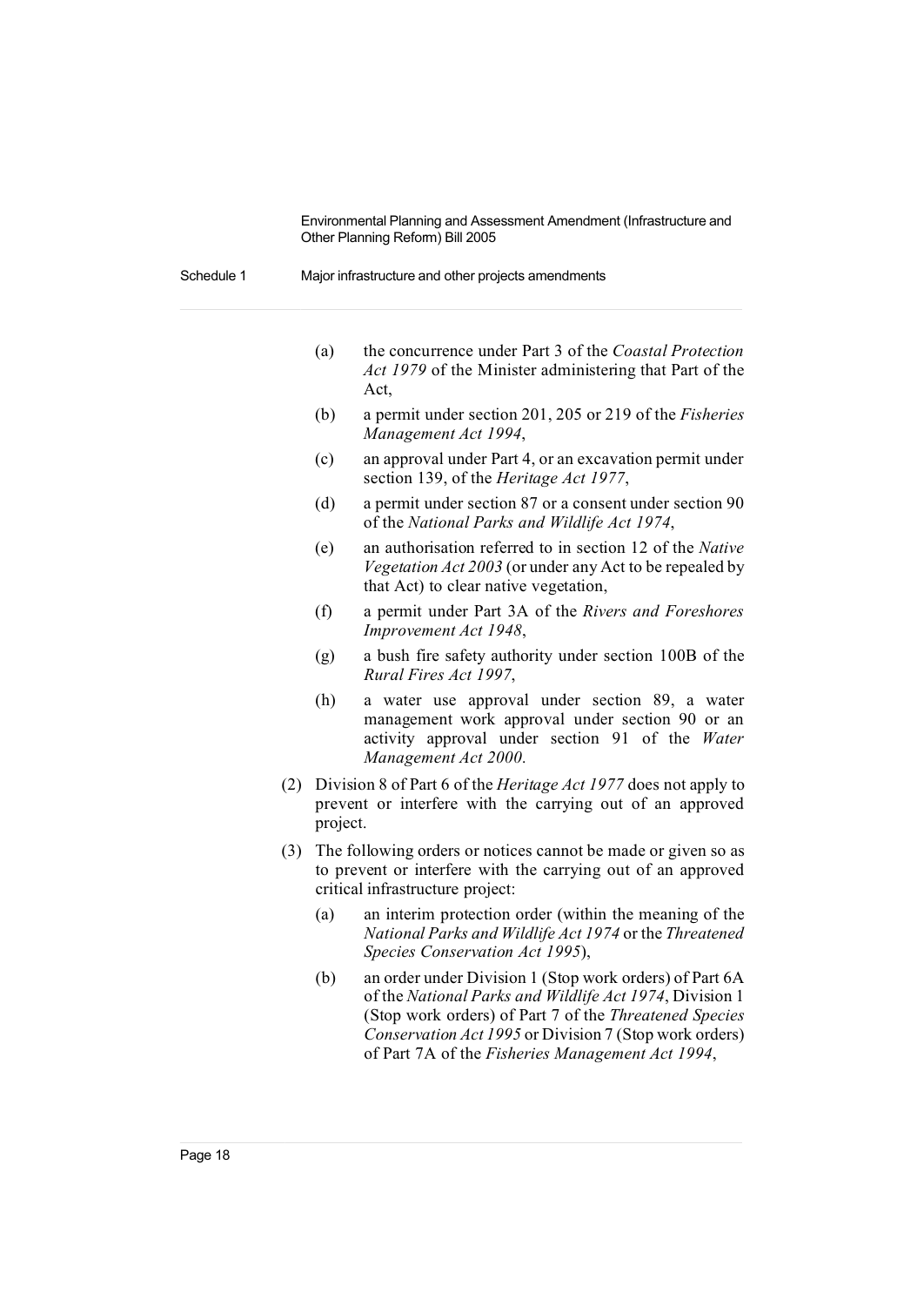(a) the concurrence under Part 3 of the *Coastal Protection Act 1979* of the Minister administering that Part of the Act,

(b) a permit under section 201, 205 or 219 of the *Fisheries Management Act 1994*,

(c) an approval under Part 4, or an excavation permit under section 139, of the *Heritage Act 1977*,

(d) a permit under section 87 or a consent under section 90 of the *National Parks and Wildlife Act 1974*,

(e) an authorisation referred to in section 12 of the *Native Vegetation Act 2003* (or under any Act to be repealed by that Act) to clear native vegetation,

(f) a permit under Part 3A of the *Rivers and Foreshores Improvement Act 1948*,

(g) a bush fire safety authority under section 100B of the *Rural Fires Act 1997*,

(h) a water use approval under section 89, a water management work approval under section 90 or an activity approval under section 91 of the *Water Management Act 2000*.

(2) Division 8 of Part 6 of the *Heritage Act 1977* does not apply to prevent or interfere with the carrying out of an approved project.

(3) The following orders or notices cannot be made or given so as to prevent or interfere with the carrying out of an approved critical infrastructure project:

(a) an interim protection order (within the meaning of the *National Parks and Wildlife Act 1974* or the *Threatened Species Conservation Act 1995*),

(b) an order under Division 1 (Stop work orders) of Part 6A of the *National Parks and Wildlife Act 1974*, Division 1 (Stop work orders) of Part 7 of the *Threatened Species Conservation Act 1995* or Division 7 (Stop work orders) of Part 7A of the *Fisheries Management Act 1994*,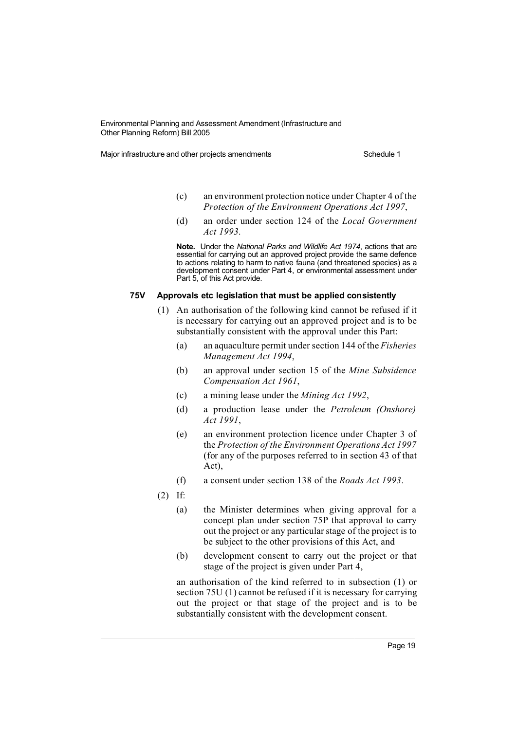(c) an environment protection notice under Chapter 4 of the *Protection of the Environment Operations Act 1997*,

(d) an order under section 124 of the *Local Government Act 1993*.

**Note.** Under the *National Parks and Wildlife Act 1974*, actions that are essential for carrying out an approved project provide the same defence to actions relating to harm to native fauna (and threatened species) as a development consent under Part 4, or environmental assessment under Part 5, of this Act provide.

### 75V Approvals etc legislation that must be applied consistently

(1) An authorisation of the following kind cannot be refused if it is necessary for carrying out an approved project and is to be substantially consistent with the approval under this Part:

(a) an aquaculture permit under section 144 of the *Fisheries Management Act 1994*,

(b) an approval under section 15 of the *Mine Subsidence Compensation Act 1961*,

(c) a mining lease under the *Mining Act 1992*,

(d) a production lease under the *Petroleum (Onshore) Act 1991*,

(e) an environment protection licence under Chapter 3 of the *Protection of the Environment Operations Act 1997* (for any of the purposes referred to in section 43 of that Act),

(f) a consent under section 138 of the *Roads Act 1993*.

(2) If:

(a) the Minister determines when giving approval for a concept plan under section 75P that approval to carry out the project or any particular stage of the project is to be subject to the other provisions of this Act, and

(b) development consent to carry out the project or that stage of the project is given under Part 4,

an authorisation of the kind referred to in subsection (1) or section 75U (1) cannot be refused if it is necessary for carrying out the project or that stage of the project and is to be substantially consistent with the development consent.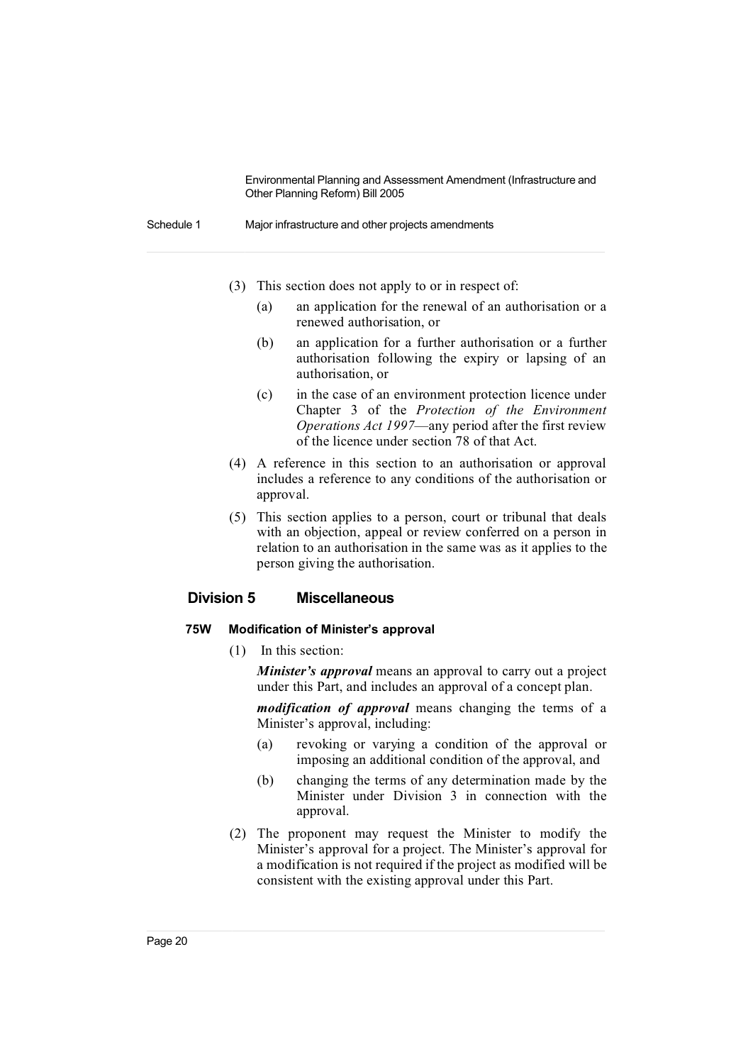(3) This section does not apply to or in respect of:

(a) an application for the renewal of an authorisation or a renewed authorisation, or

(b) an application for a further authorisation or a further authorisation following the expiry or lapsing of an authorisation, or

(c) in the case of an environment protection licence under Chapter 3 of the *Protection of the Environment Operations Act 1997*—any period after the first review of the licence under section 78 of that Act.

(4) A reference in this section to an authorisation or approval includes a reference to any conditions of the authorisation or approval.

(5) This section applies to a person, court or tribunal that deals with an objection, appeal or review conferred on a person in relation to an authorisation in the same was as it applies to the person giving the authorisation.

## Division 5 Miscellaneous

### 75W Modification of Minister's approval

(1) In this section:

***Minister's approval*** means an approval to carry out a project under this Part, and includes an approval of a concept plan.

***modification of approval*** means changing the terms of a Minister's approval, including:

(a) revoking or varying a condition of the approval or imposing an additional condition of the approval, and

(b) changing the terms of any determination made by the Minister under Division 3 in connection with the approval.

(2) The proponent may request the Minister to modify the Minister's approval for a project. The Minister's approval for a modification is not required if the project as modified will be consistent with the existing approval under this Part.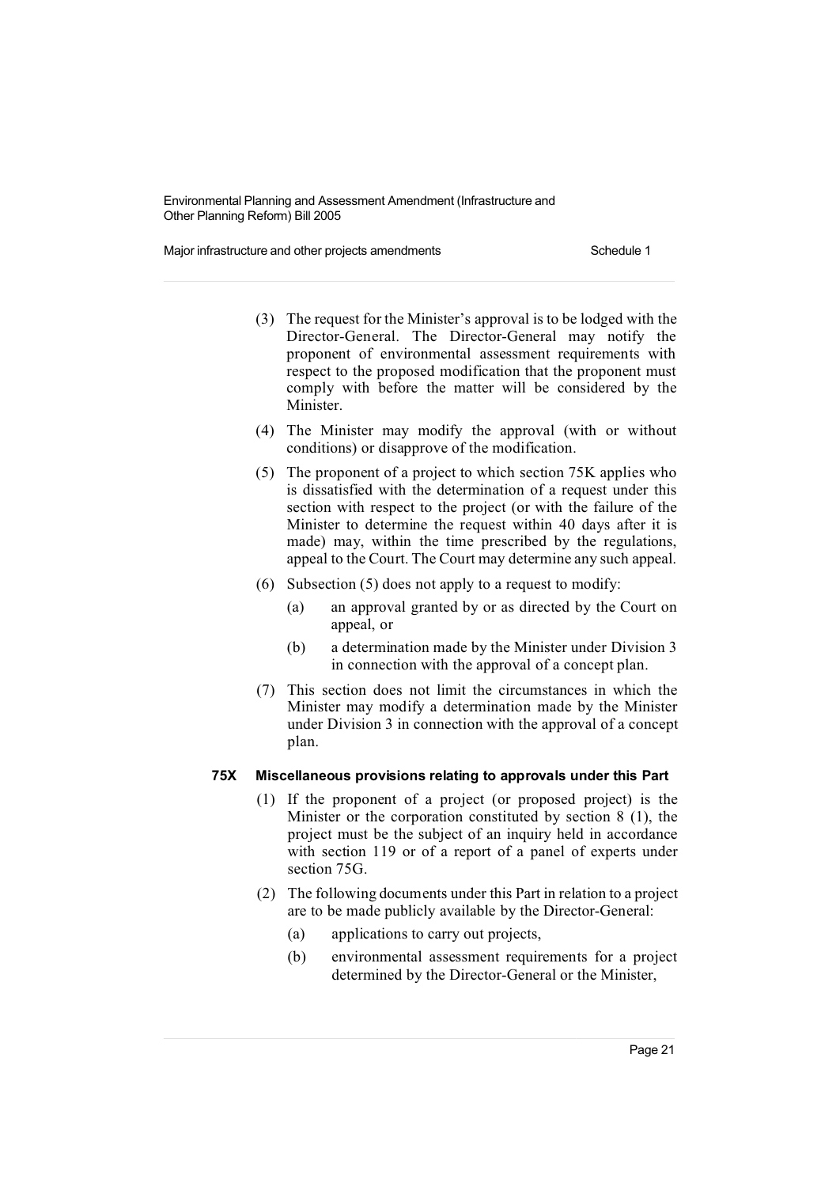(3) The request for the Minister's approval is to be lodged with the Director-General. The Director-General may notify the proponent of environmental assessment requirements with respect to the proposed modification that the proponent must comply with before the matter will be considered by the Minister.

(4) The Minister may modify the approval (with or without conditions) or disapprove of the modification.

(5) The proponent of a project to which section 75K applies who is dissatisfied with the determination of a request under this section with respect to the project (or with the failure of the Minister to determine the request within 40 days after it is made) may, within the time prescribed by the regulations, appeal to the Court. The Court may determine any such appeal.

(6) Subsection (5) does not apply to a request to modify:

- (a) an approval granted by or as directed by the Court on appeal, or
- (b) a determination made by the Minister under Division 3 in connection with the approval of a concept plan.

(7) This section does not limit the circumstances in which the Minister may modify a determination made by the Minister under Division 3 in connection with the approval of a concept plan.

### 75X Miscellaneous provisions relating to approvals under this Part

(1) If the proponent of a project (or proposed project) is the Minister or the corporation constituted by section 8 (1), the project must be the subject of an inquiry held in accordance with section 119 or of a report of a panel of experts under section 75G.

(2) The following documents under this Part in relation to a project are to be made publicly available by the Director-General:

- (a) applications to carry out projects,
- (b) environmental assessment requirements for a project determined by the Director-General or the Minister,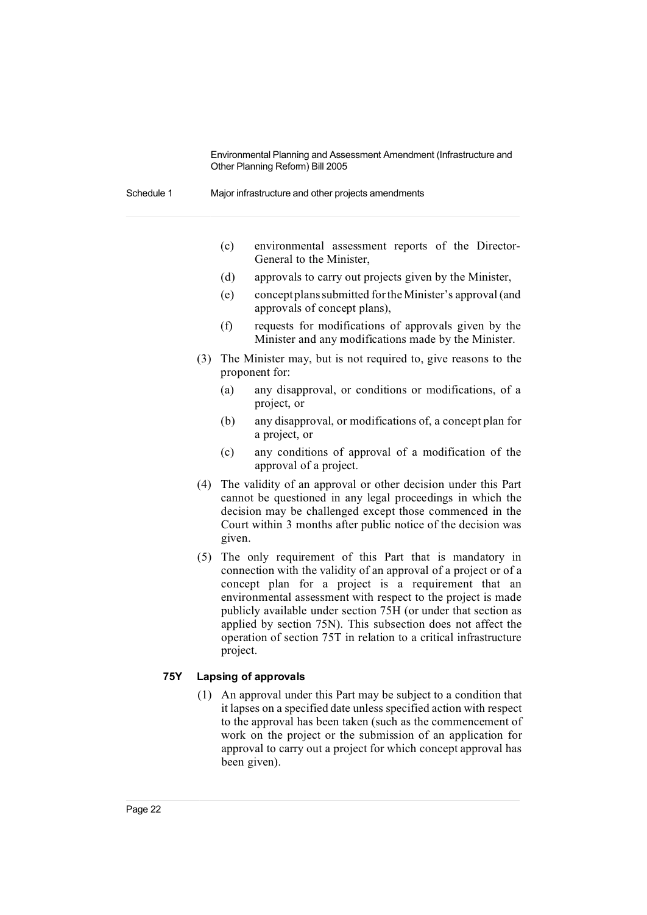(c) environmental assessment reports of the Director-General to the Minister,

(d) approvals to carry out projects given by the Minister,

(e) concept plans submitted for the Minister's approval (and approvals of concept plans),

(f) requests for modifications of approvals given by the Minister and any modifications made by the Minister.

(3) The Minister may, but is not required to, give reasons to the proponent for:

(a) any disapproval, or conditions or modifications, of a project, or

(b) any disapproval, or modifications of, a concept plan for a project, or

(c) any conditions of approval of a modification of the approval of a project.

(4) The validity of an approval or other decision under this Part cannot be questioned in any legal proceedings in which the decision may be challenged except those commenced in the Court within 3 months after public notice of the decision was given.

(5) The only requirement of this Part that is mandatory in connection with the validity of an approval of a project or of a concept plan for a project is a requirement that an environmental assessment with respect to the project is made publicly available under section 75H (or under that section as applied by section 75N). This subsection does not affect the operation of section 75T in relation to a critical infrastructure project.

### 75Y Lapsing of approvals

(1) An approval under this Part may be subject to a condition that it lapses on a specified date unless specified action with respect to the approval has been taken (such as the commencement of work on the project or the submission of an application for approval to carry out a project for which concept approval has been given).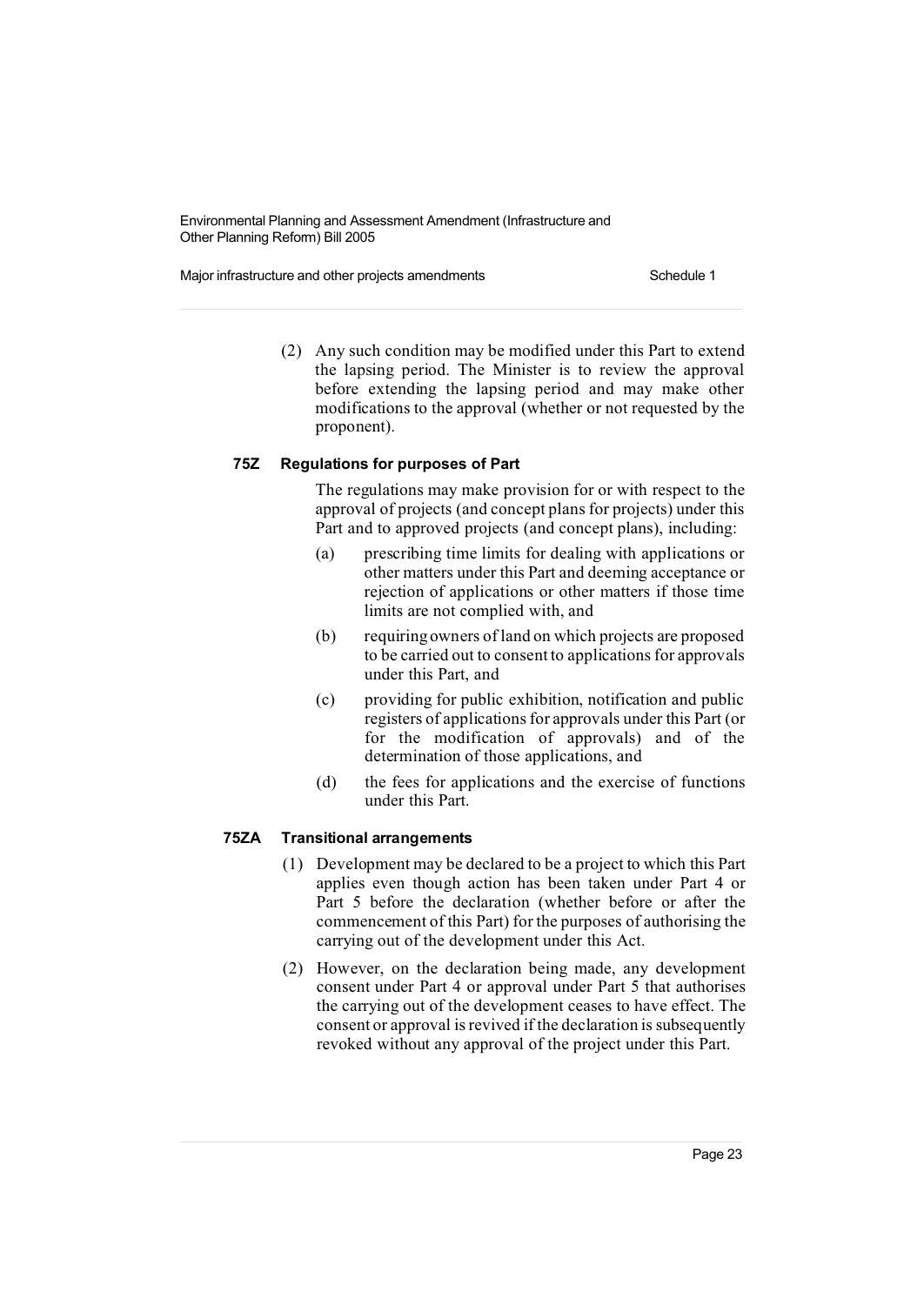(2) Any such condition may be modified under this Part to extend the lapsing period. The Minister is to review the approval before extending the lapsing period and may make other modifications to the approval (whether or not requested by the proponent).

#### 75Z Regulations for purposes of Part

The regulations may make provision for or with respect to the approval of projects (and concept plans for projects) under this Part and to approved projects (and concept plans), including:

(a) prescribing time limits for dealing with applications or other matters under this Part and deeming acceptance or rejection of applications or other matters if those time limits are not complied with, and

(b) requiring owners of land on which projects are proposed to be carried out to consent to applications for approvals under this Part, and

(c) providing for public exhibition, notification and public registers of applications for approvals under this Part (or for the modification of approvals) and of the determination of those applications, and

(d) the fees for applications and the exercise of functions under this Part.

#### 75ZA Transitional arrangements

(1) Development may be declared to be a project to which this Part applies even though action has been taken under Part 4 or Part 5 before the declaration (whether before or after the commencement of this Part) for the purposes of authorising the carrying out of the development under this Act.

(2) However, on the declaration being made, any development consent under Part 4 or approval under Part 5 that authorises the carrying out of the development ceases to have effect. The consent or approval is revived if the declaration is subsequently revoked without any approval of the project under this Part.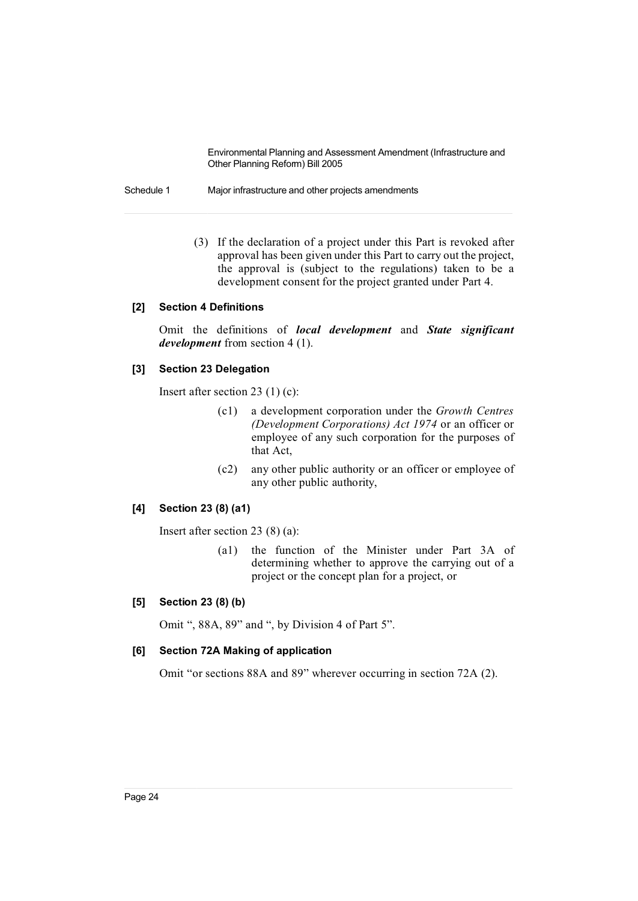(3) If the declaration of a project under this Part is revoked after approval has been given under this Part to carry out the project, the approval is (subject to the regulations) taken to be a development consent for the project granted under Part 4.

### [2] Section 4 Definitions

Omit the definitions of ***local development*** and ***State significant development*** from section 4 (1).

### [3] Section 23 Delegation

Insert after section 23 (1) (c):

> (c1) a development corporation under the *Growth Centres (Development Corporations) Act 1974* or an officer or employee of any such corporation for the purposes of that Act,
>
> (c2) any other public authority or an officer or employee of any other public authority,

### [4] Section 23 (8) (a1)

Insert after section 23 (8) (a):

> (a1) the function of the Minister under Part 3A of determining whether to approve the carrying out of a project or the concept plan for a project, or

### [5] Section 23 (8) (b)

Omit ", 88A, 89" and ", by Division 4 of Part 5".

### [6] Section 72A Making of application

Omit "or sections 88A and 89" wherever occurring in section 72A (2).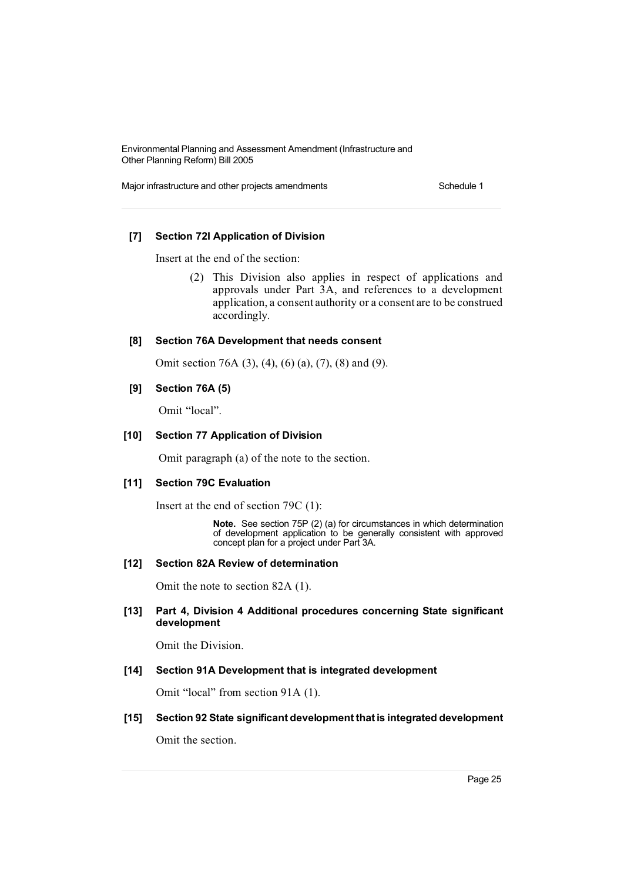**[7] Section 72I Application of Division**

Insert at the end of the section:

> (2) This Division also applies in respect of applications and approvals under Part 3A, and references to a development application, a consent authority or a consent are to be construed accordingly.

**[8] Section 76A Development that needs consent**

Omit section 76A (3), (4), (6) (a), (7), (8) and (9).

**[9] Section 76A (5)**

Omit "local".

**[10] Section 77 Application of Division**

Omit paragraph (a) of the note to the section.

**[11] Section 79C Evaluation**

Insert at the end of section 79C (1):

> **Note.** See section 75P (2) (a) for circumstances in which determination of development application to be generally consistent with approved concept plan for a project under Part 3A.

**[12] Section 82A Review of determination**

Omit the note to section 82A (1).

**[13] Part 4, Division 4 Additional procedures concerning State significant development**

Omit the Division.

**[14] Section 91A Development that is integrated development**

Omit "local" from section 91A (1).

**[15] Section 92 State significant development that is integrated development**

Omit the section.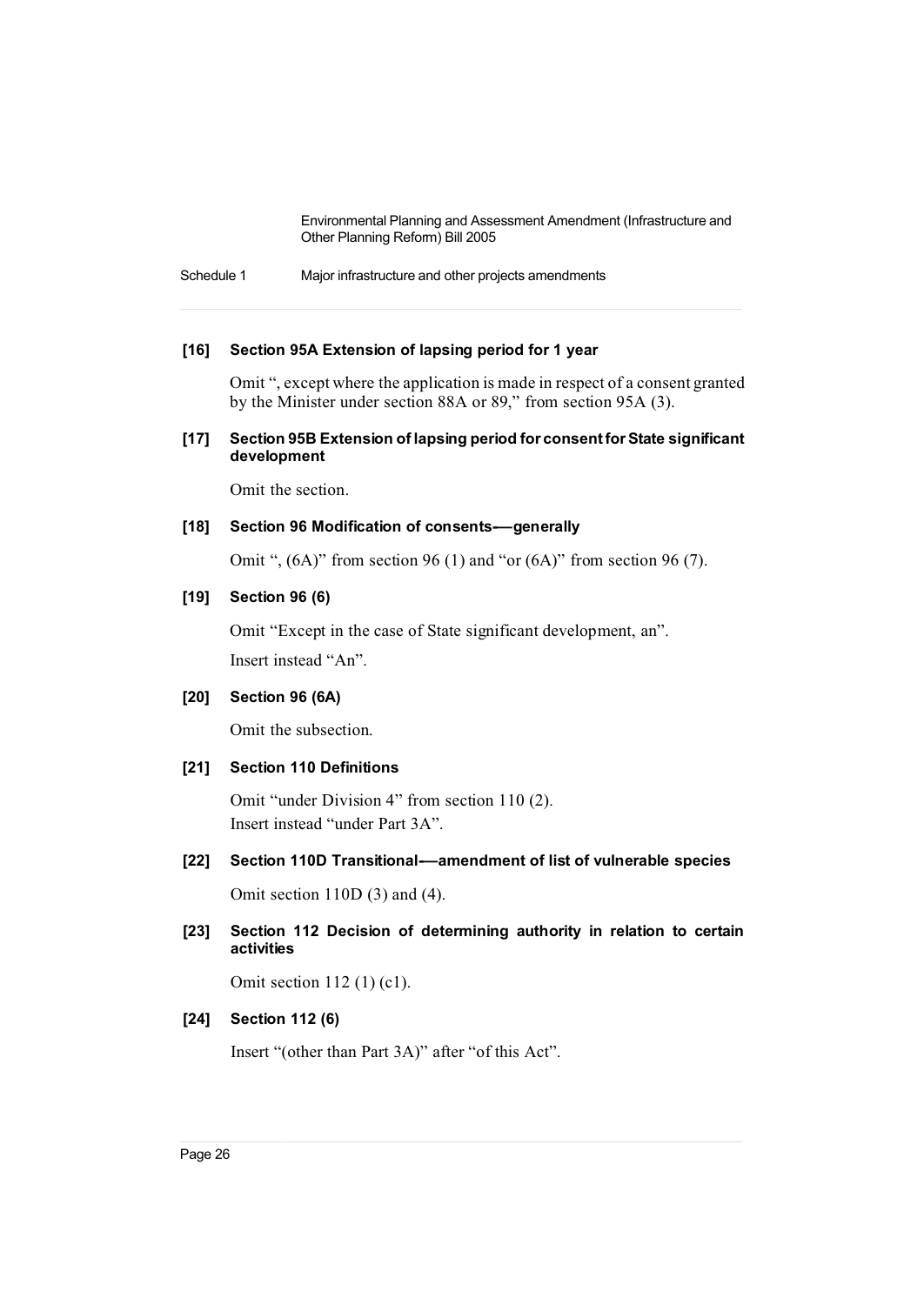**[16] Section 95A Extension of lapsing period for 1 year**

Omit ", except where the application is made in respect of a consent granted by the Minister under section 88A or 89," from section 95A (3).

**[17] Section 95B Extension of lapsing period for consent for State significant development**

Omit the section.

**[18] Section 96 Modification of consents—generally**

Omit ", (6A)" from section 96 (1) and "or (6A)" from section 96 (7).

**[19] Section 96 (6)**

Omit "Except in the case of State significant development, an".

Insert instead "An".

**[20] Section 96 (6A)**

Omit the subsection.

**[21] Section 110 Definitions**

Omit "under Division 4" from section 110 (2).

Insert instead "under Part 3A".

**[22] Section 110D Transitional—amendment of list of vulnerable species**

Omit section 110D (3) and (4).

**[23] Section 112 Decision of determining authority in relation to certain activities**

Omit section 112 (1) (c1).

**[24] Section 112 (6)**

Insert "(other than Part 3A)" after "of this Act".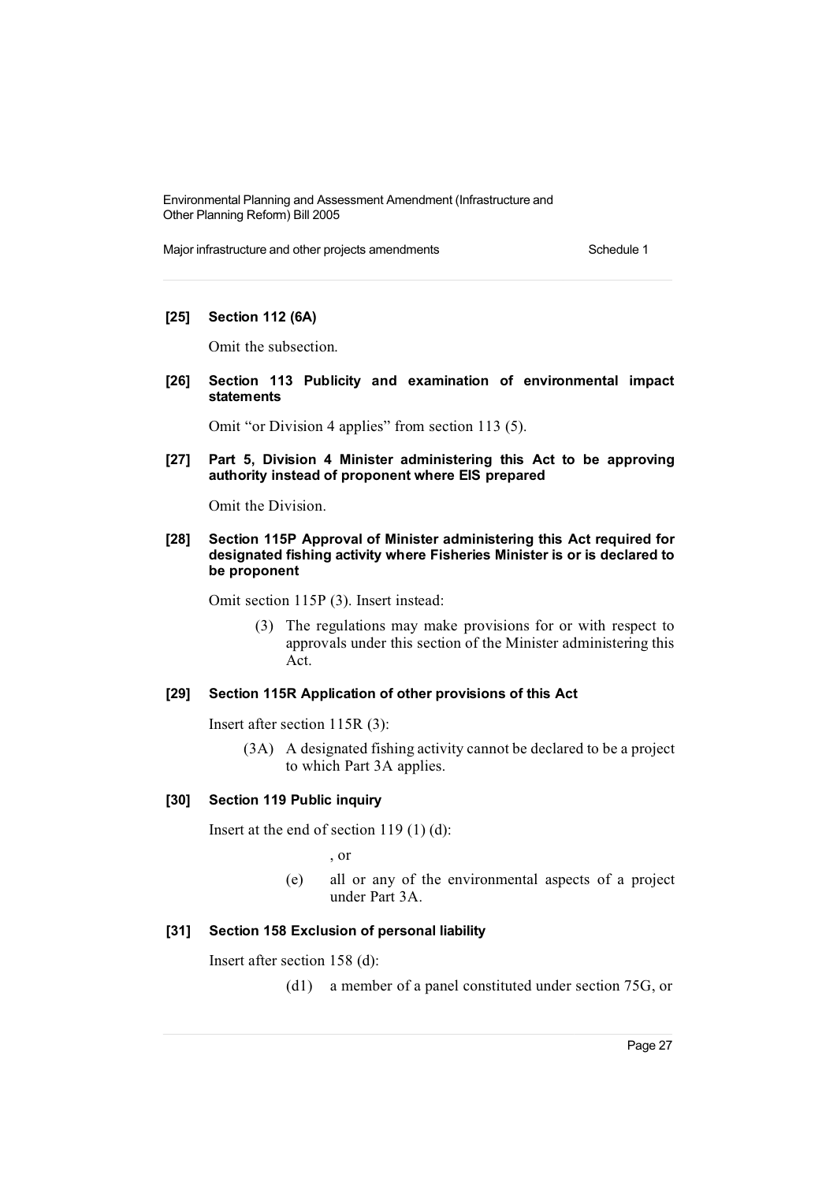**[25] Section 112 (6A)**

Omit the subsection.

**[26] Section 113 Publicity and examination of environmental impact statements**

Omit "or Division 4 applies" from section 113 (5).

**[27] Part 5, Division 4 Minister administering this Act to be approving authority instead of proponent where EIS prepared**

Omit the Division.

**[28] Section 115P Approval of Minister administering this Act required for designated fishing activity where Fisheries Minister is or is declared to be proponent**

Omit section 115P (3). Insert instead:

> (3) The regulations may make provisions for or with respect to approvals under this section of the Minister administering this Act.

**[29] Section 115R Application of other provisions of this Act**

Insert after section 115R (3):

> (3A) A designated fishing activity cannot be declared to be a project to which Part 3A applies.

**[30] Section 119 Public inquiry**

Insert at the end of section 119 (1) (d):

> , or
>
> (e) all or any of the environmental aspects of a project under Part 3A.

**[31] Section 158 Exclusion of personal liability**

Insert after section 158 (d):

> (d1) a member of a panel constituted under section 75G, or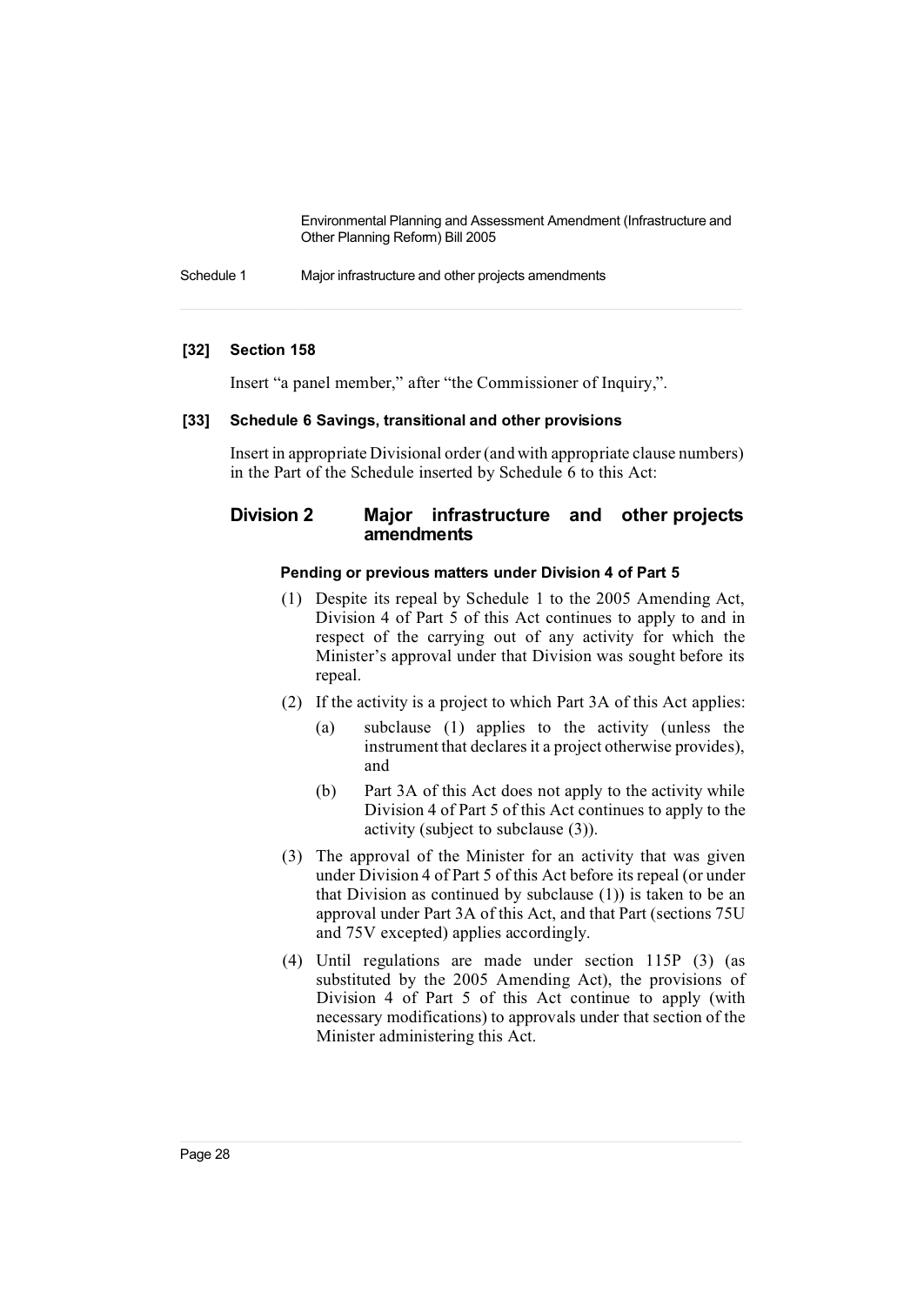**[32] Section 158**

Insert "a panel member," after "the Commissioner of Inquiry,".

**[33] Schedule 6 Savings, transitional and other provisions**

Insert in appropriate Divisional order (and with appropriate clause numbers) in the Part of the Schedule inserted by Schedule 6 to this Act:

## Division 2 Major infrastructure and other projects amendments

**Pending or previous matters under Division 4 of Part 5**

(1) Despite its repeal by Schedule 1 to the 2005 Amending Act, Division 4 of Part 5 of this Act continues to apply to and in respect of the carrying out of any activity for which the Minister's approval under that Division was sought before its repeal.

(2) If the activity is a project to which Part 3A of this Act applies:

- (a) subclause (1) applies to the activity (unless the instrument that declares it a project otherwise provides), and
- (b) Part 3A of this Act does not apply to the activity while Division 4 of Part 5 of this Act continues to apply to the activity (subject to subclause (3)).

(3) The approval of the Minister for an activity that was given under Division 4 of Part 5 of this Act before its repeal (or under that Division as continued by subclause (1)) is taken to be an approval under Part 3A of this Act, and that Part (sections 75U and 75V excepted) applies accordingly.

(4) Until regulations are made under section 115P (3) (as substituted by the 2005 Amending Act), the provisions of Division 4 of Part 5 of this Act continue to apply (with necessary modifications) to approvals under that section of the Minister administering this Act.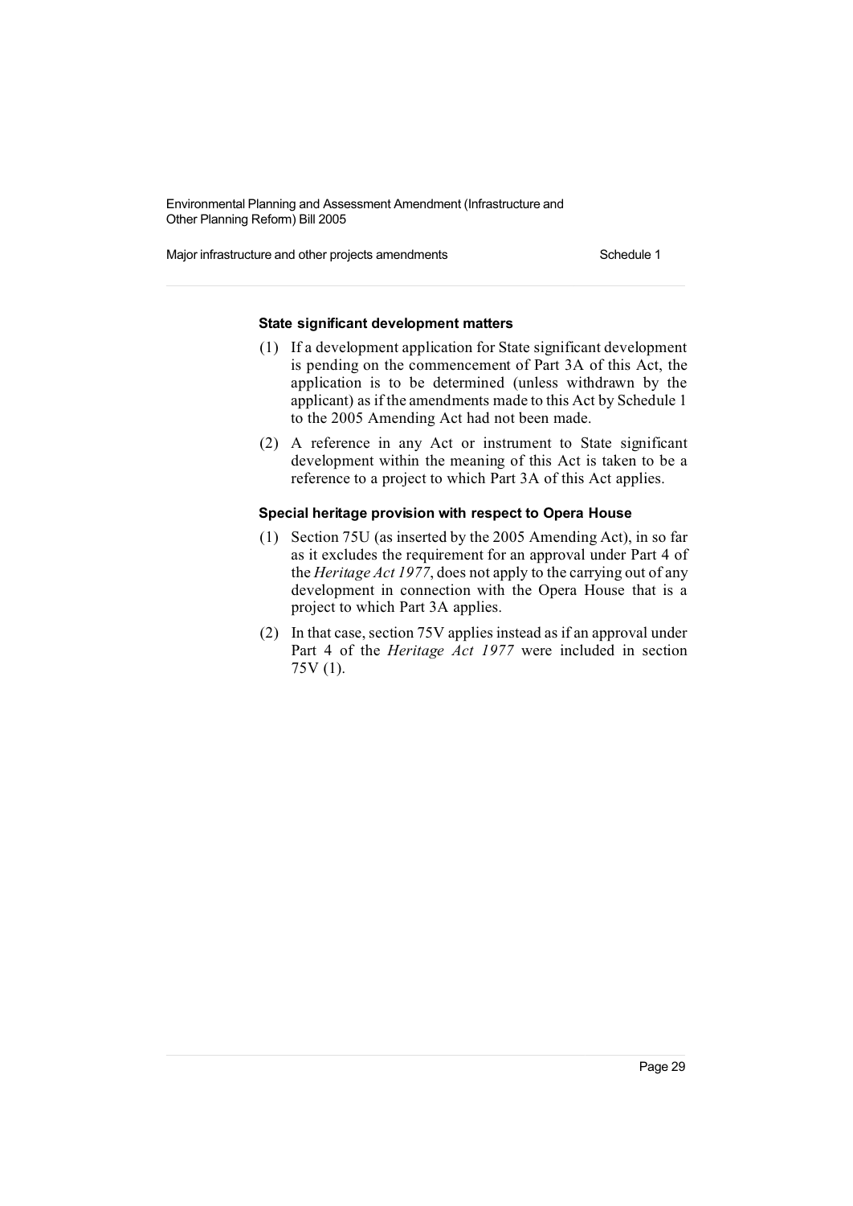**State significant development matters**

(1) If a development application for State significant development is pending on the commencement of Part 3A of this Act, the application is to be determined (unless withdrawn by the applicant) as if the amendments made to this Act by Schedule 1 to the 2005 Amending Act had not been made.

(2) A reference in any Act or instrument to State significant development within the meaning of this Act is taken to be a reference to a project to which Part 3A of this Act applies.

**Special heritage provision with respect to Opera House**

(1) Section 75U (as inserted by the 2005 Amending Act), in so far as it excludes the requirement for an approval under Part 4 of the *Heritage Act 1977*, does not apply to the carrying out of any development in connection with the Opera House that is a project to which Part 3A applies.

(2) In that case, section 75V applies instead as if an approval under Part 4 of the *Heritage Act 1977* were included in section 75V (1).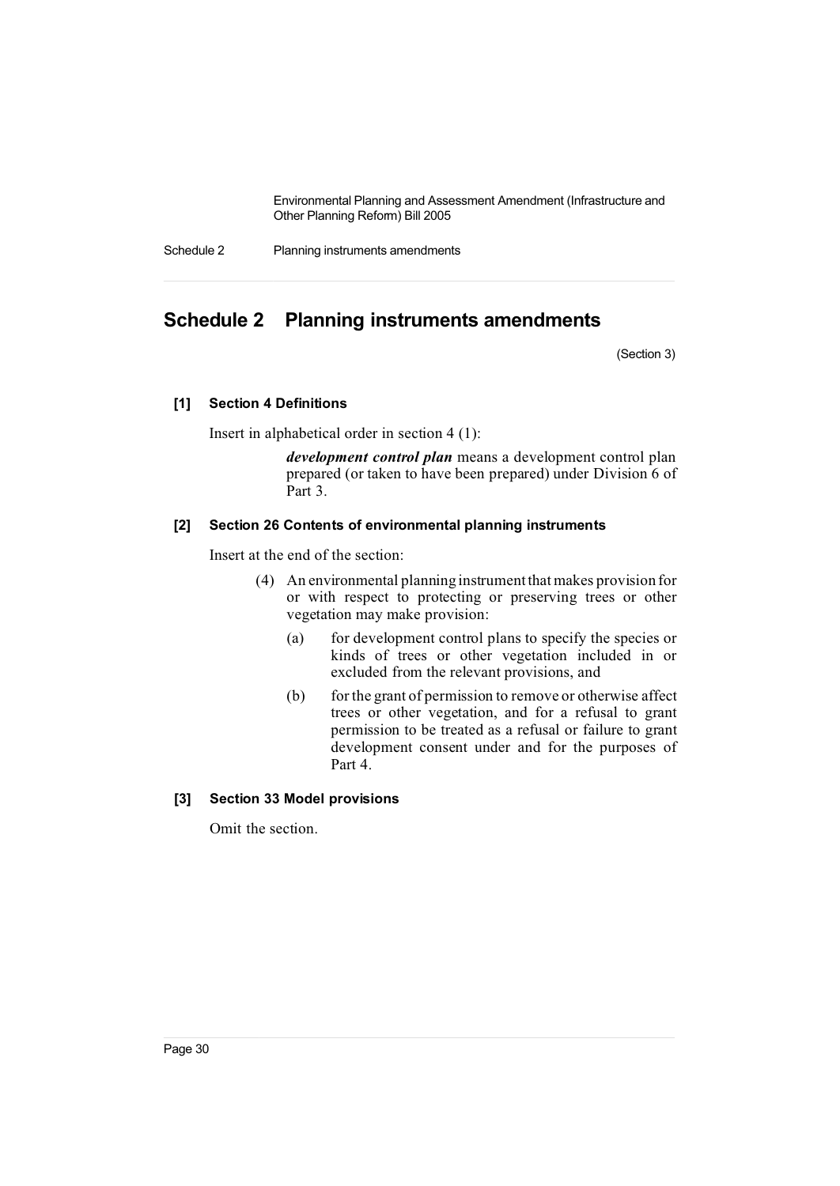# Schedule 2 Planning instruments amendments

(Section 3)

**[1] Section 4 Definitions**

Insert in alphabetical order in section 4 (1):

> ***development control plan*** means a development control plan prepared (or taken to have been prepared) under Division 6 of Part 3.

**[2] Section 26 Contents of environmental planning instruments**

Insert at the end of the section:

> (4) An environmental planning instrument that makes provision for or with respect to protecting or preserving trees or other vegetation may make provision:
>
> (a) for development control plans to specify the species or kinds of trees or other vegetation included in or excluded from the relevant provisions, and
>
> (b) for the grant of permission to remove or otherwise affect trees or other vegetation, and for a refusal to grant permission to be treated as a refusal or failure to grant development consent under and for the purposes of Part 4.

**[3] Section 33 Model provisions**

Omit the section.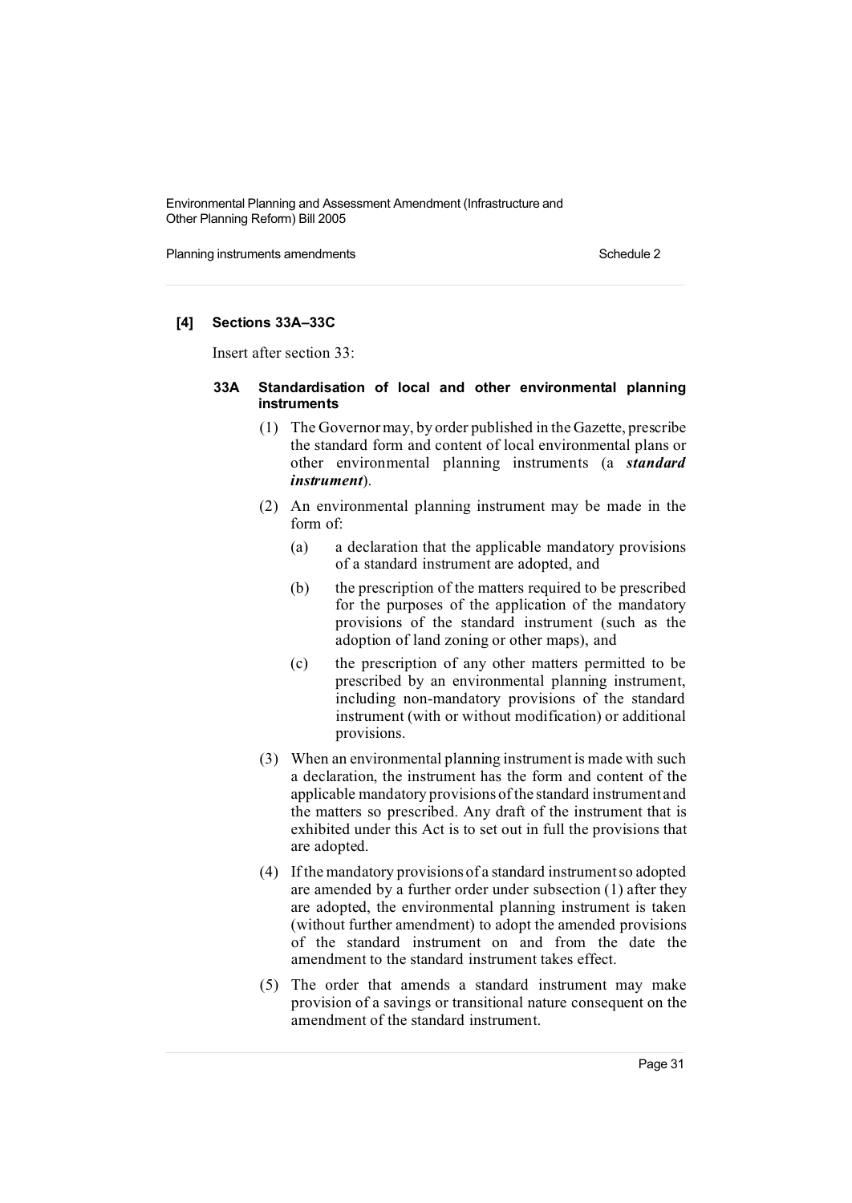**[4] Sections 33A–33C**

Insert after section 33:

**33A Standardisation of local and other environmental planning instruments**

(1) The Governor may, by order published in the Gazette, prescribe the standard form and content of local environmental plans or other environmental planning instruments (a ***standard instrument***).

(2) An environmental planning instrument may be made in the form of:

(a) a declaration that the applicable mandatory provisions of a standard instrument are adopted, and

(b) the prescription of the matters required to be prescribed for the purposes of the application of the mandatory provisions of the standard instrument (such as the adoption of land zoning or other maps), and

(c) the prescription of any other matters permitted to be prescribed by an environmental planning instrument, including non-mandatory provisions of the standard instrument (with or without modification) or additional provisions.

(3) When an environmental planning instrument is made with such a declaration, the instrument has the form and content of the applicable mandatory provisions of the standard instrument and the matters so prescribed. Any draft of the instrument that is exhibited under this Act is to set out in full the provisions that are adopted.

(4) If the mandatory provisions of a standard instrument so adopted are amended by a further order under subsection (1) after they are adopted, the environmental planning instrument is taken (without further amendment) to adopt the amended provisions of the standard instrument on and from the date the amendment to the standard instrument takes effect.

(5) The order that amends a standard instrument may make provision of a savings or transitional nature consequent on the amendment of the standard instrument.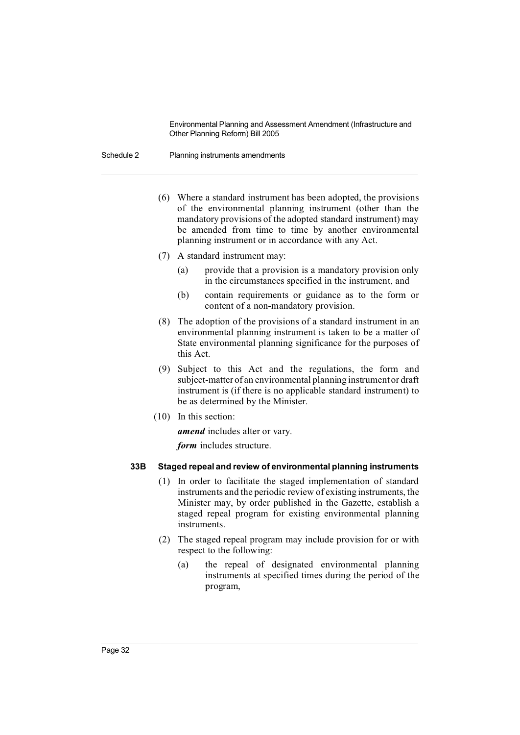(6) Where a standard instrument has been adopted, the provisions of the environmental planning instrument (other than the mandatory provisions of the adopted standard instrument) may be amended from time to time by another environmental planning instrument or in accordance with any Act.

(7) A standard instrument may:

(a) provide that a provision is a mandatory provision only in the circumstances specified in the instrument, and

(b) contain requirements or guidance as to the form or content of a non-mandatory provision.

(8) The adoption of the provisions of a standard instrument in an environmental planning instrument is taken to be a matter of State environmental planning significance for the purposes of this Act.

(9) Subject to this Act and the regulations, the form and subject-matter of an environmental planning instrument or draft instrument is (if there is no applicable standard instrument) to be as determined by the Minister.

(10) In this section:

***amend*** includes alter or vary.

***form*** includes structure.

### 33B Staged repeal and review of environmental planning instruments

(1) In order to facilitate the staged implementation of standard instruments and the periodic review of existing instruments, the Minister may, by order published in the Gazette, establish a staged repeal program for existing environmental planning instruments.

(2) The staged repeal program may include provision for or with respect to the following:

(a) the repeal of designated environmental planning instruments at specified times during the period of the program,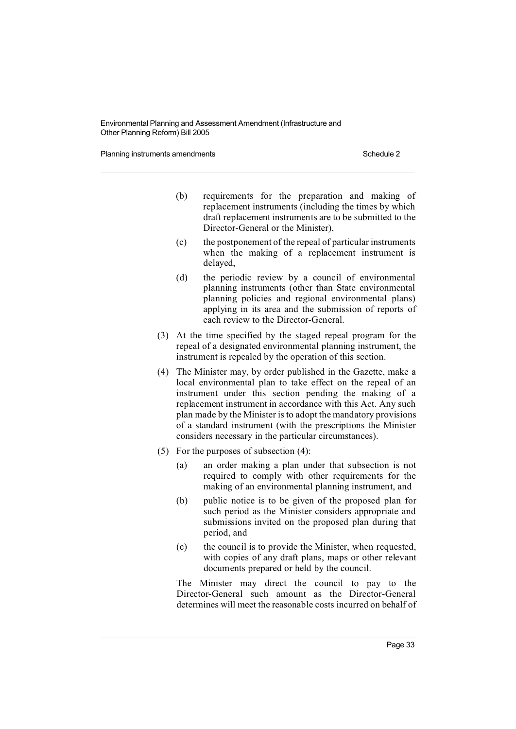(b) requirements for the preparation and making of replacement instruments (including the times by which draft replacement instruments are to be submitted to the Director-General or the Minister),

(c) the postponement of the repeal of particular instruments when the making of a replacement instrument is delayed,

(d) the periodic review by a council of environmental planning instruments (other than State environmental planning policies and regional environmental plans) applying in its area and the submission of reports of each review to the Director-General.

(3) At the time specified by the staged repeal program for the repeal of a designated environmental planning instrument, the instrument is repealed by the operation of this section.

(4) The Minister may, by order published in the Gazette, make a local environmental plan to take effect on the repeal of an instrument under this section pending the making of a replacement instrument in accordance with this Act. Any such plan made by the Minister is to adopt the mandatory provisions of a standard instrument (with the prescriptions the Minister considers necessary in the particular circumstances).

(5) For the purposes of subsection (4):

(a) an order making a plan under that subsection is not required to comply with other requirements for the making of an environmental planning instrument, and

(b) public notice is to be given of the proposed plan for such period as the Minister considers appropriate and submissions invited on the proposed plan during that period, and

(c) the council is to provide the Minister, when requested, with copies of any draft plans, maps or other relevant documents prepared or held by the council.

The Minister may direct the council to pay to the Director-General such amount as the Director-General determines will meet the reasonable costs incurred on behalf of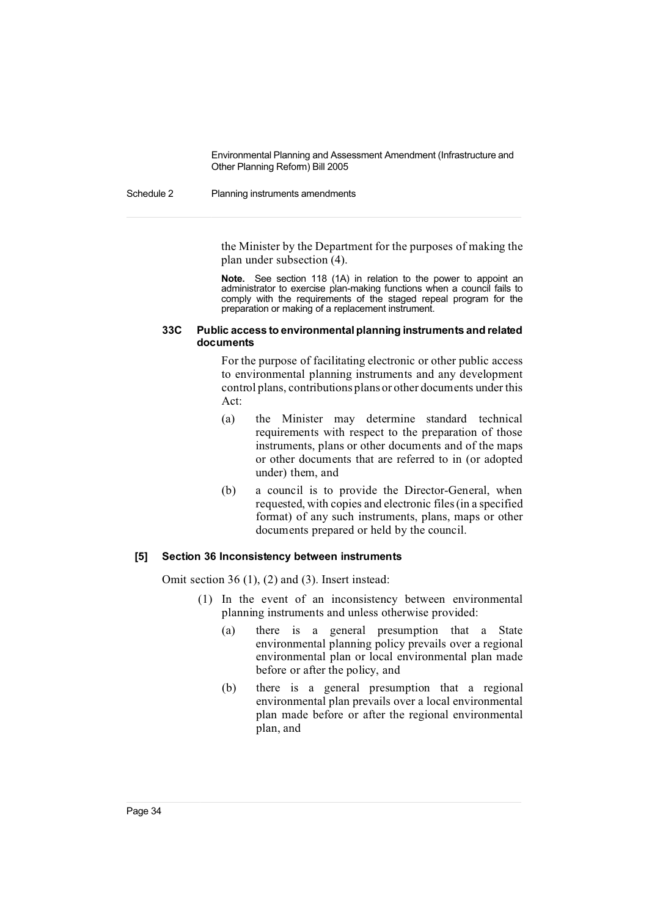the Minister by the Department for the purposes of making the plan under subsection (4).

**Note.** See section 118 (1A) in relation to the power to appoint an administrator to exercise plan-making functions when a council fails to comply with the requirements of the staged repeal program for the preparation or making of a replacement instrument.

#### 33C Public access to environmental planning instruments and related documents

For the purpose of facilitating electronic or other public access to environmental planning instruments and any development control plans, contributions plans or other documents under this Act:

(a) the Minister may determine standard technical requirements with respect to the preparation of those instruments, plans or other documents and of the maps or other documents that are referred to in (or adopted under) them, and

(b) a council is to provide the Director-General, when requested, with copies and electronic files (in a specified format) of any such instruments, plans, maps or other documents prepared or held by the council.

### [5] Section 36 Inconsistency between instruments

Omit section 36 (1), (2) and (3). Insert instead:

(1) In the event of an inconsistency between environmental planning instruments and unless otherwise provided:

(a) there is a general presumption that a State environmental planning policy prevails over a regional environmental plan or local environmental plan made before or after the policy, and

(b) there is a general presumption that a regional environmental plan prevails over a local environmental plan made before or after the regional environmental plan, and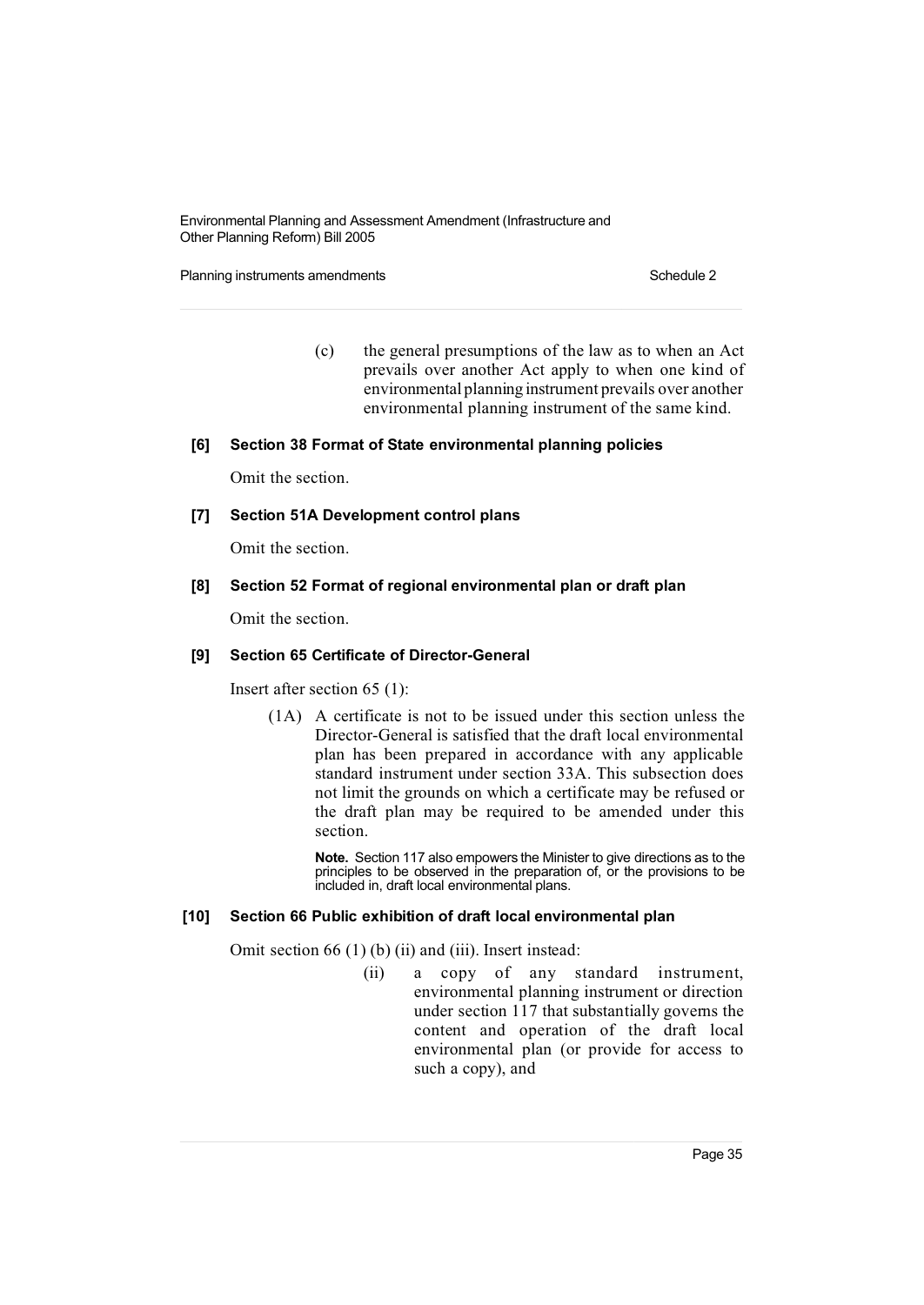(c) the general presumptions of the law as to when an Act prevails over another Act apply to when one kind of environmental planning instrument prevails over another environmental planning instrument of the same kind.

#### [6] Section 38 Format of State environmental planning policies

Omit the section.

#### [7] Section 51A Development control plans

Omit the section.

#### [8] Section 52 Format of regional environmental plan or draft plan

Omit the section.

#### [9] Section 65 Certificate of Director-General

Insert after section 65 (1):

(1A) A certificate is not to be issued under this section unless the Director-General is satisfied that the draft local environmental plan has been prepared in accordance with any applicable standard instrument under section 33A. This subsection does not limit the grounds on which a certificate may be refused or the draft plan may be required to be amended under this section.

**Note.** Section 117 also empowers the Minister to give directions as to the principles to be observed in the preparation of, or the provisions to be included in, draft local environmental plans.

#### [10] Section 66 Public exhibition of draft local environmental plan

Omit section 66 (1) (b) (ii) and (iii). Insert instead:

(ii) a copy of any standard instrument, environmental planning instrument or direction under section 117 that substantially governs the content and operation of the draft local environmental plan (or provide for access to such a copy), and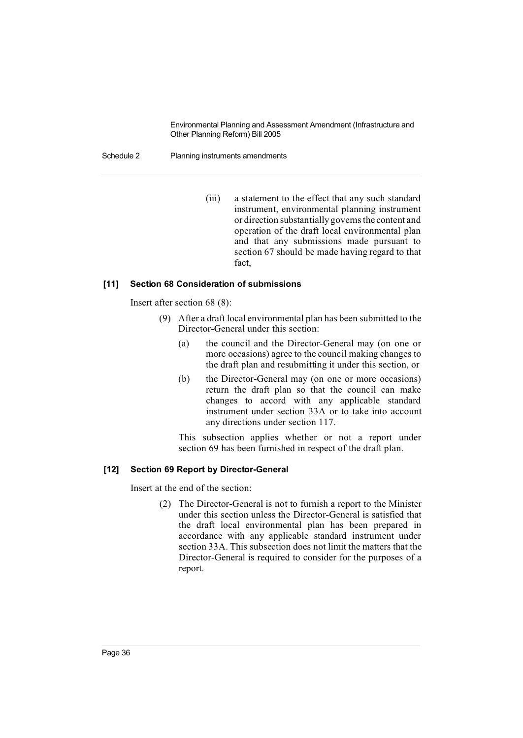(iii) a statement to the effect that any such standard instrument, environmental planning instrument or direction substantially governs the content and operation of the draft local environmental plan and that any submissions made pursuant to section 67 should be made having regard to that fact,

### [11] Section 68 Consideration of submissions

Insert after section 68 (8):

(9) After a draft local environmental plan has been submitted to the Director-General under this section:

(a) the council and the Director-General may (on one or more occasions) agree to the council making changes to the draft plan and resubmitting it under this section, or

(b) the Director-General may (on one or more occasions) return the draft plan so that the council can make changes to accord with any applicable standard instrument under section 33A or to take into account any directions under section 117.

This subsection applies whether or not a report under section 69 has been furnished in respect of the draft plan.

### [12] Section 69 Report by Director-General

Insert at the end of the section:

(2) The Director-General is not to furnish a report to the Minister under this section unless the Director-General is satisfied that the draft local environmental plan has been prepared in accordance with any applicable standard instrument under section 33A. This subsection does not limit the matters that the Director-General is required to consider for the purposes of a report.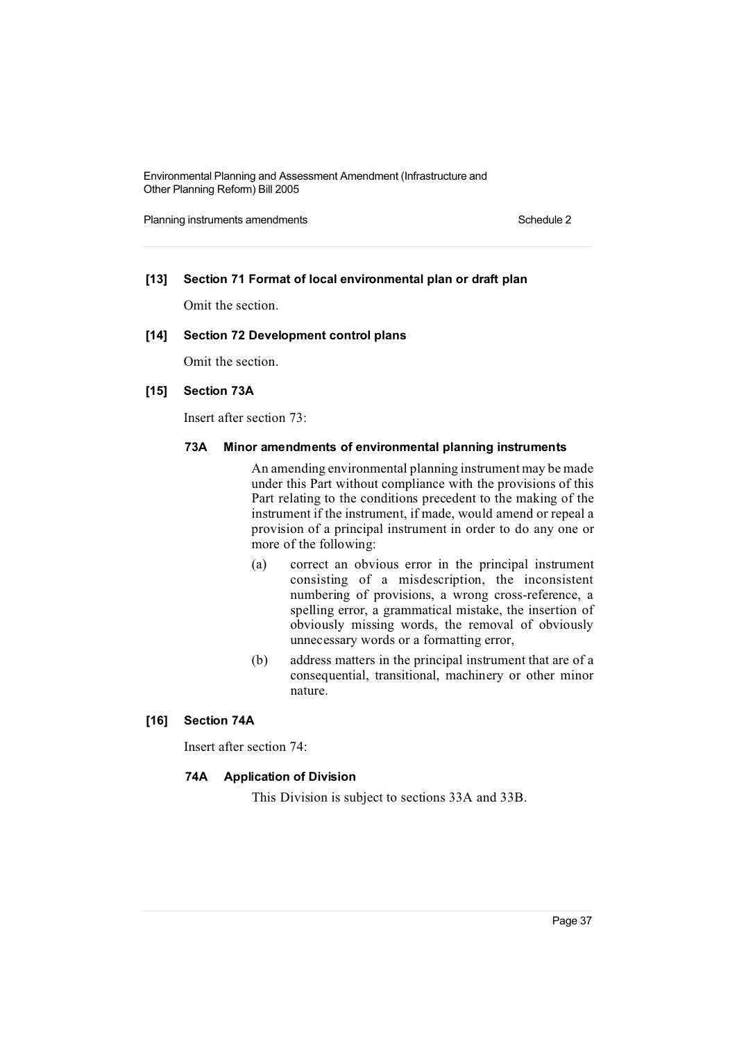**[13] Section 71 Format of local environmental plan or draft plan**

Omit the section.

**[14] Section 72 Development control plans**

Omit the section.

**[15] Section 73A**

Insert after section 73:

**73A Minor amendments of environmental planning instruments**

An amending environmental planning instrument may be made under this Part without compliance with the provisions of this Part relating to the conditions precedent to the making of the instrument if the instrument, if made, would amend or repeal a provision of a principal instrument in order to do any one or more of the following:

(a) correct an obvious error in the principal instrument consisting of a misdescription, the inconsistent numbering of provisions, a wrong cross-reference, a spelling error, a grammatical mistake, the insertion of obviously missing words, the removal of obviously unnecessary words or a formatting error,

(b) address matters in the principal instrument that are of a consequential, transitional, machinery or other minor nature.

**[16] Section 74A**

Insert after section 74:

**74A Application of Division**

This Division is subject to sections 33A and 33B.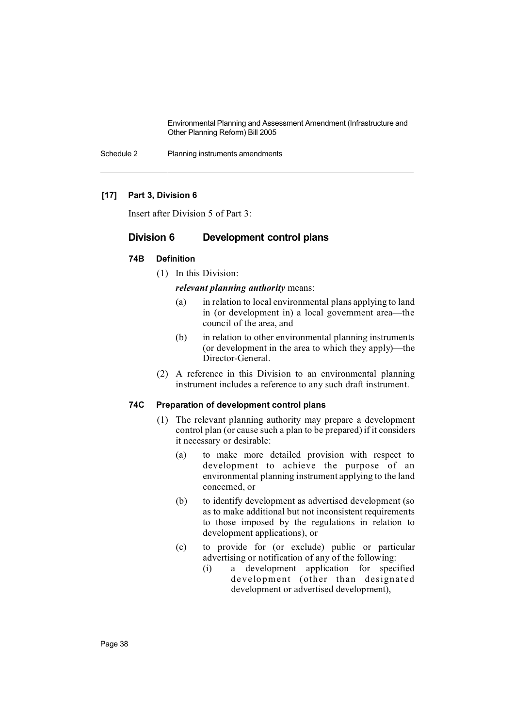**[17] Part 3, Division 6**

Insert after Division 5 of Part 3:

## Division 6 Development control plans

### 74B Definition

(1) In this Division:

***relevant planning authority*** means:

(a) in relation to local environmental plans applying to land in (or development in) a local government area—the council of the area, and

(b) in relation to other environmental planning instruments (or development in the area to which they apply)—the Director-General.

(2) A reference in this Division to an environmental planning instrument includes a reference to any such draft instrument.

### 74C Preparation of development control plans

(1) The relevant planning authority may prepare a development control plan (or cause such a plan to be prepared) if it considers it necessary or desirable:

(a) to make more detailed provision with respect to development to achieve the purpose of an environmental planning instrument applying to the land concerned, or

(b) to identify development as advertised development (so as to make additional but not inconsistent requirements to those imposed by the regulations in relation to development applications), or

(c) to provide for (or exclude) public or particular advertising or notification of any of the following:

(i) a development application for specified development (other than designated development or advertised development),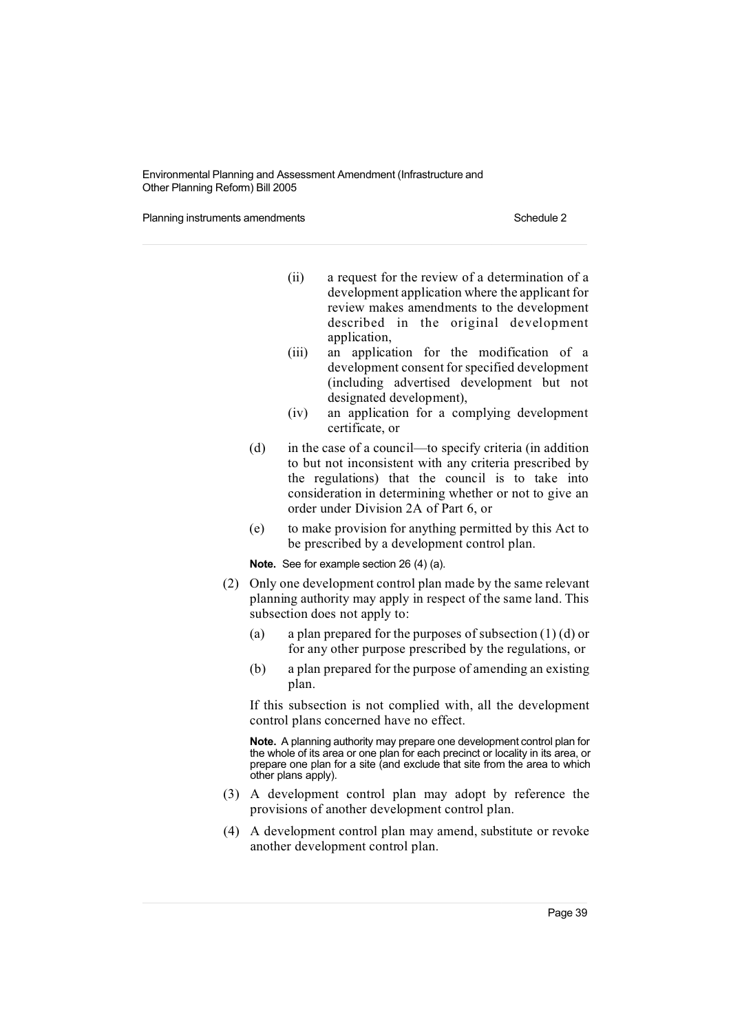(ii) a request for the review of a determination of a development application where the applicant for review makes amendments to the development described in the original development application,

(iii) an application for the modification of a development consent for specified development (including advertised development but not designated development),

(iv) an application for a complying development certificate, or

(d) in the case of a council—to specify criteria (in addition to but not inconsistent with any criteria prescribed by the regulations) that the council is to take into consideration in determining whether or not to give an order under Division 2A of Part 6, or

(e) to make provision for anything permitted by this Act to be prescribed by a development control plan.

**Note.** See for example section 26 (4) (a).

(2) Only one development control plan made by the same relevant planning authority may apply in respect of the same land. This subsection does not apply to:

(a) a plan prepared for the purposes of subsection (1) (d) or for any other purpose prescribed by the regulations, or

(b) a plan prepared for the purpose of amending an existing plan.

If this subsection is not complied with, all the development control plans concerned have no effect.

**Note.** A planning authority may prepare one development control plan for the whole of its area or one plan for each precinct or locality in its area, or prepare one plan for a site (and exclude that site from the area to which other plans apply).

(3) A development control plan may adopt by reference the provisions of another development control plan.

(4) A development control plan may amend, substitute or revoke another development control plan.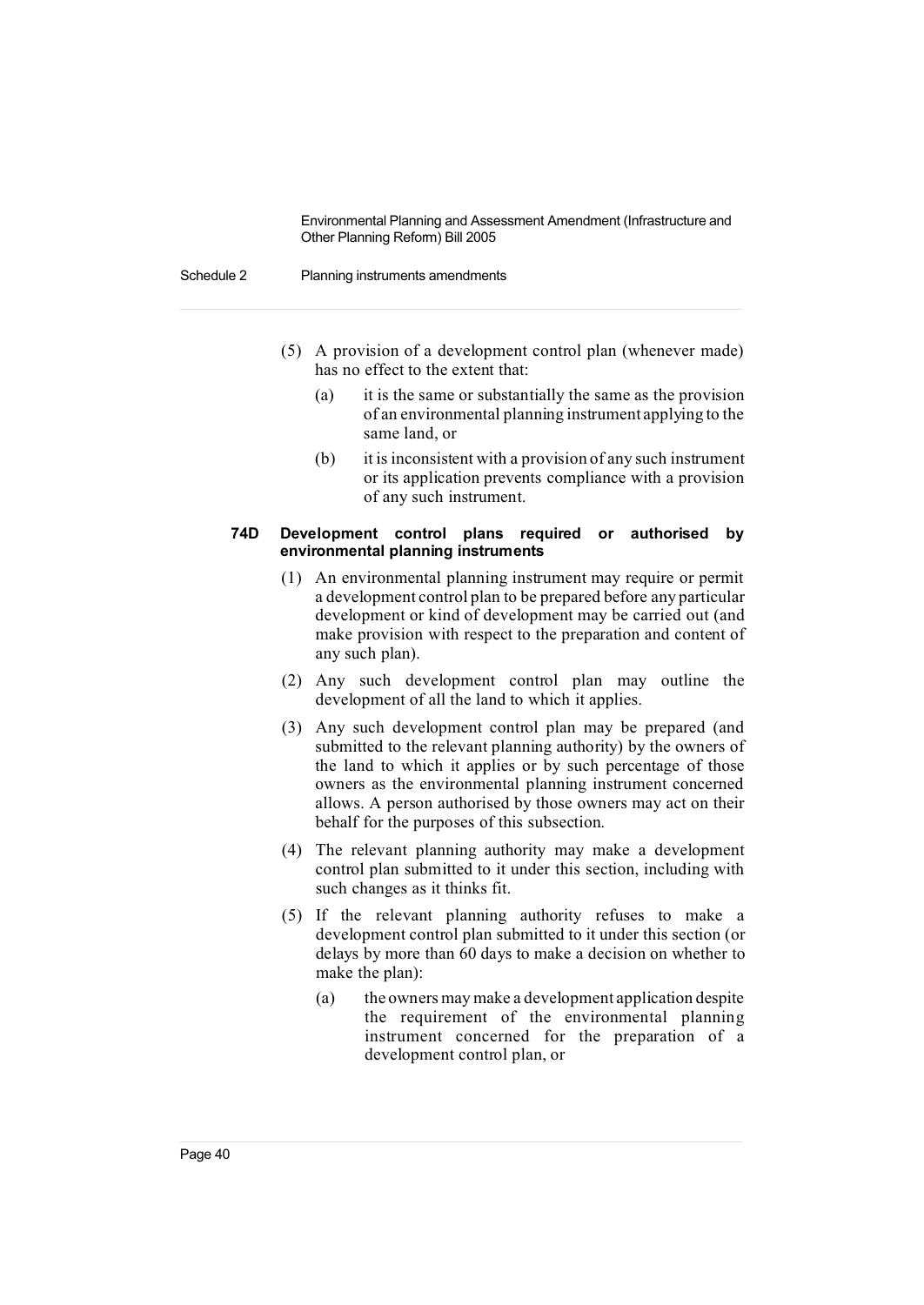(5) A provision of a development control plan (whenever made) has no effect to the extent that:

- (a) it is the same or substantially the same as the provision of an environmental planning instrument applying to the same land, or
- (b) it is inconsistent with a provision of any such instrument or its application prevents compliance with a provision of any such instrument.

#### 74D Development control plans required or authorised by environmental planning instruments

(1) An environmental planning instrument may require or permit a development control plan to be prepared before any particular development or kind of development may be carried out (and make provision with respect to the preparation and content of any such plan).

(2) Any such development control plan may outline the development of all the land to which it applies.

(3) Any such development control plan may be prepared (and submitted to the relevant planning authority) by the owners of the land to which it applies or by such percentage of those owners as the environmental planning instrument concerned allows. A person authorised by those owners may act on their behalf for the purposes of this subsection.

(4) The relevant planning authority may make a development control plan submitted to it under this section, including with such changes as it thinks fit.

(5) If the relevant planning authority refuses to make a development control plan submitted to it under this section (or delays by more than 60 days to make a decision on whether to make the plan):

- (a) the owners may make a development application despite the requirement of the environmental planning instrument concerned for the preparation of a development control plan, or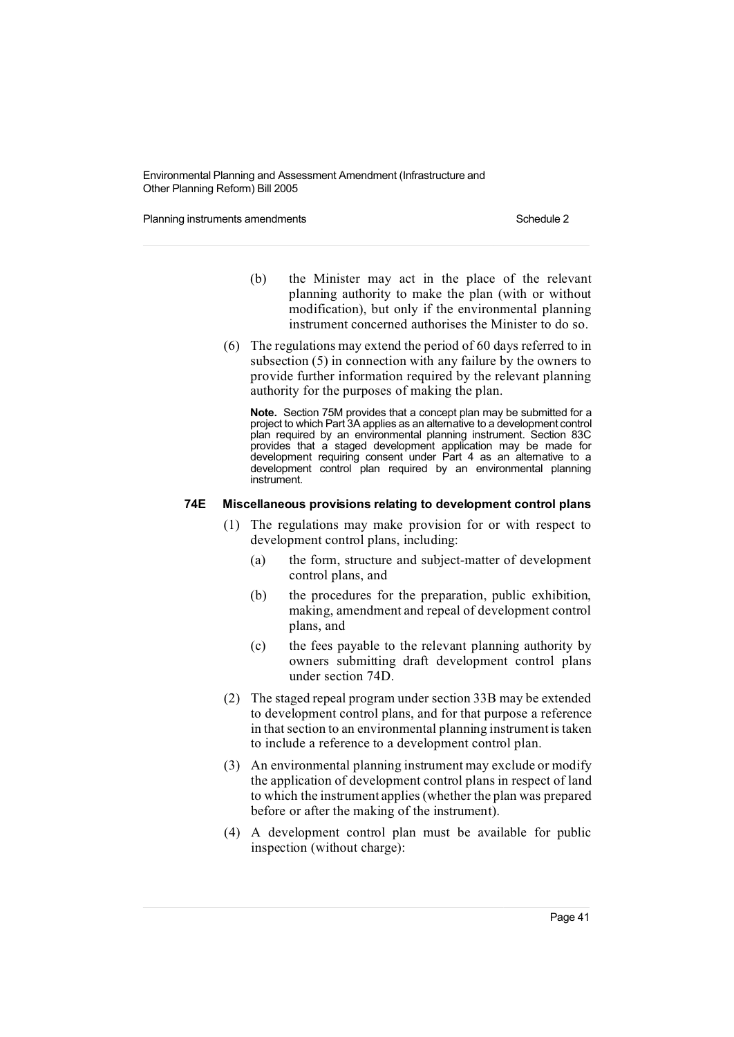(b) the Minister may act in the place of the relevant planning authority to make the plan (with or without modification), but only if the environmental planning instrument concerned authorises the Minister to do so.

(6) The regulations may extend the period of 60 days referred to in subsection (5) in connection with any failure by the owners to provide further information required by the relevant planning authority for the purposes of making the plan.

**Note.** Section 75M provides that a concept plan may be submitted for a project to which Part 3A applies as an alternative to a development control plan required by an environmental planning instrument. Section 83C provides that a staged development application may be made for development requiring consent under Part 4 as an alternative to a development control plan required by an environmental planning instrument.

#### 74E Miscellaneous provisions relating to development control plans

(1) The regulations may make provision for or with respect to development control plans, including:

(a) the form, structure and subject-matter of development control plans, and

(b) the procedures for the preparation, public exhibition, making, amendment and repeal of development control plans, and

(c) the fees payable to the relevant planning authority by owners submitting draft development control plans under section 74D.

(2) The staged repeal program under section 33B may be extended to development control plans, and for that purpose a reference in that section to an environmental planning instrument is taken to include a reference to a development control plan.

(3) An environmental planning instrument may exclude or modify the application of development control plans in respect of land to which the instrument applies (whether the plan was prepared before or after the making of the instrument).

(4) A development control plan must be available for public inspection (without charge):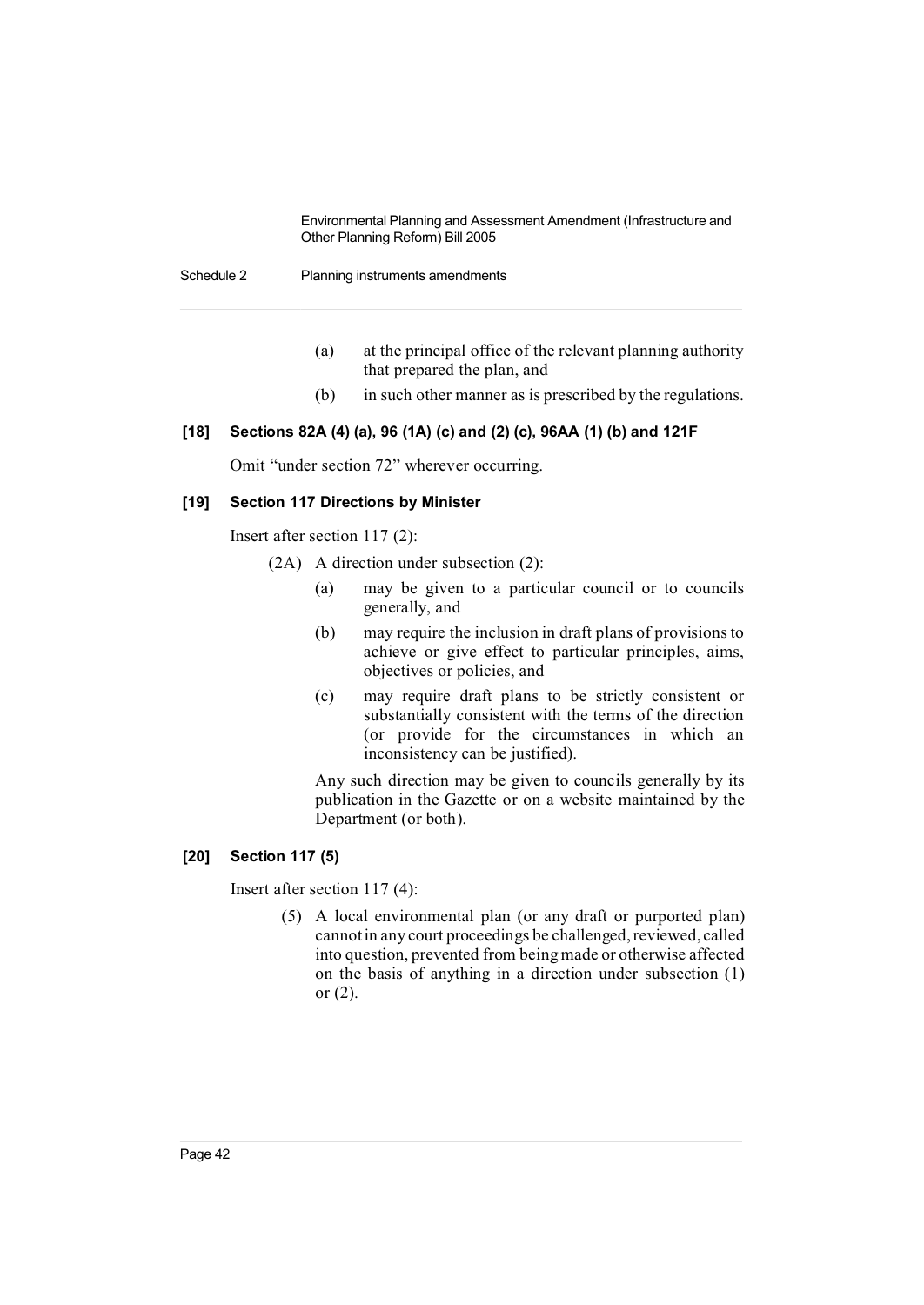(a) at the principal office of the relevant planning authority that prepared the plan, and

(b) in such other manner as is prescribed by the regulations.

#### [18] Sections 82A (4) (a), 96 (1A) (c) and (2) (c), 96AA (1) (b) and 121F

Omit "under section 72" wherever occurring.

#### [19] Section 117 Directions by Minister

Insert after section 117 (2):

(2A) A direction under subsection (2):

(a) may be given to a particular council or to councils generally, and

(b) may require the inclusion in draft plans of provisions to achieve or give effect to particular principles, aims, objectives or policies, and

(c) may require draft plans to be strictly consistent or substantially consistent with the terms of the direction (or provide for the circumstances in which an inconsistency can be justified).

Any such direction may be given to councils generally by its publication in the Gazette or on a website maintained by the Department (or both).

#### [20] Section 117 (5)

Insert after section 117 (4):

(5) A local environmental plan (or any draft or purported plan) cannot in any court proceedings be challenged, reviewed, called into question, prevented from being made or otherwise affected on the basis of anything in a direction under subsection (1) or (2).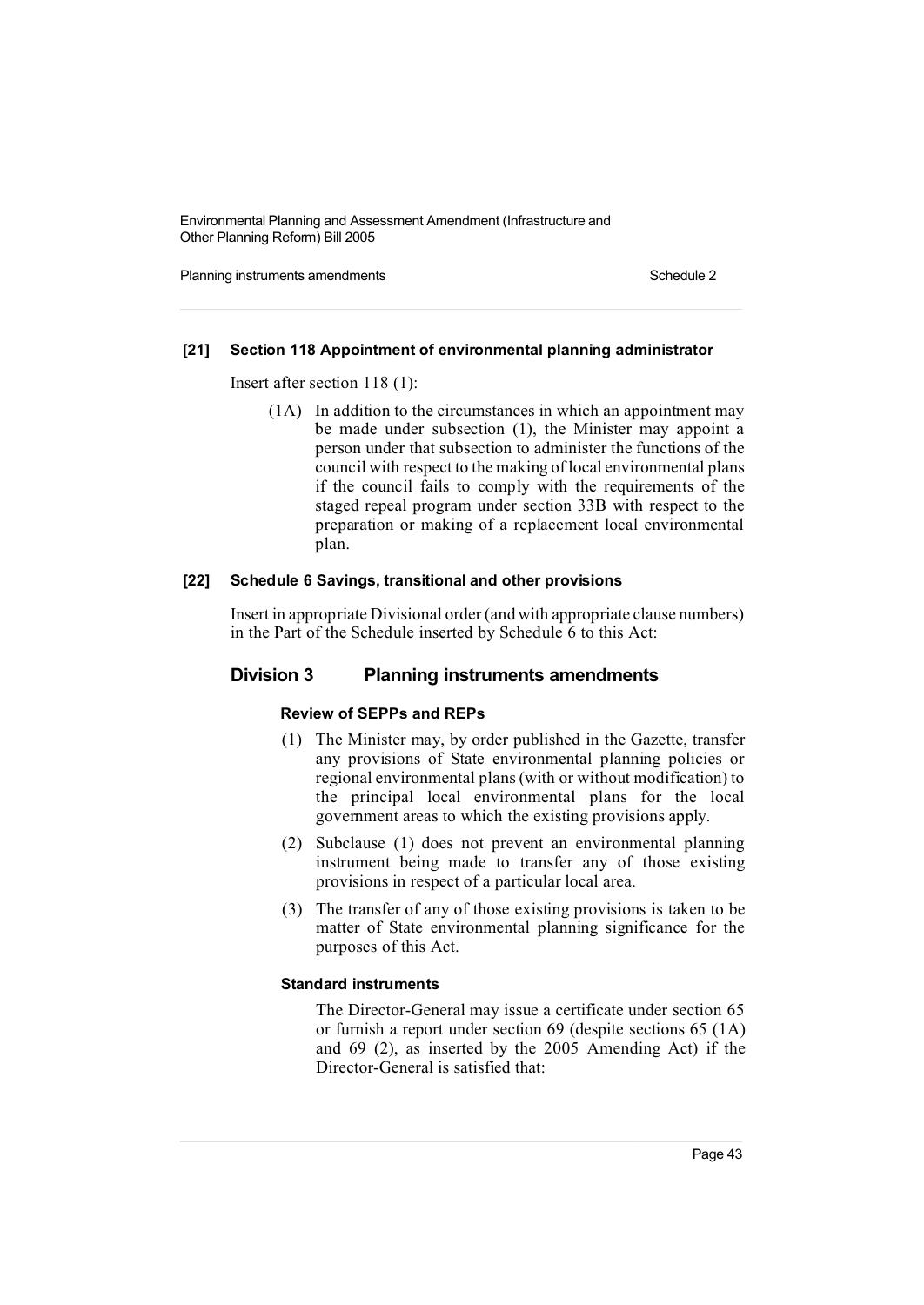**[21] Section 118 Appointment of environmental planning administrator**

Insert after section 118 (1):

(1A) In addition to the circumstances in which an appointment may be made under subsection (1), the Minister may appoint a person under that subsection to administer the functions of the council with respect to the making of local environmental plans if the council fails to comply with the requirements of the staged repeal program under section 33B with respect to the preparation or making of a replacement local environmental plan.

**[22] Schedule 6 Savings, transitional and other provisions**

Insert in appropriate Divisional order (and with appropriate clause numbers) in the Part of the Schedule inserted by Schedule 6 to this Act:

## Division 3 Planning instruments amendments

#### Review of SEPPs and REPs

(1) The Minister may, by order published in the Gazette, transfer any provisions of State environmental planning policies or regional environmental plans (with or without modification) to the principal local environmental plans for the local government areas to which the existing provisions apply.

(2) Subclause (1) does not prevent an environmental planning instrument being made to transfer any of those existing provisions in respect of a particular local area.

(3) The transfer of any of those existing provisions is taken to be matter of State environmental planning significance for the purposes of this Act.

#### Standard instruments

The Director-General may issue a certificate under section 65 or furnish a report under section 69 (despite sections 65 (1A) and 69 (2), as inserted by the 2005 Amending Act) if the Director-General is satisfied that: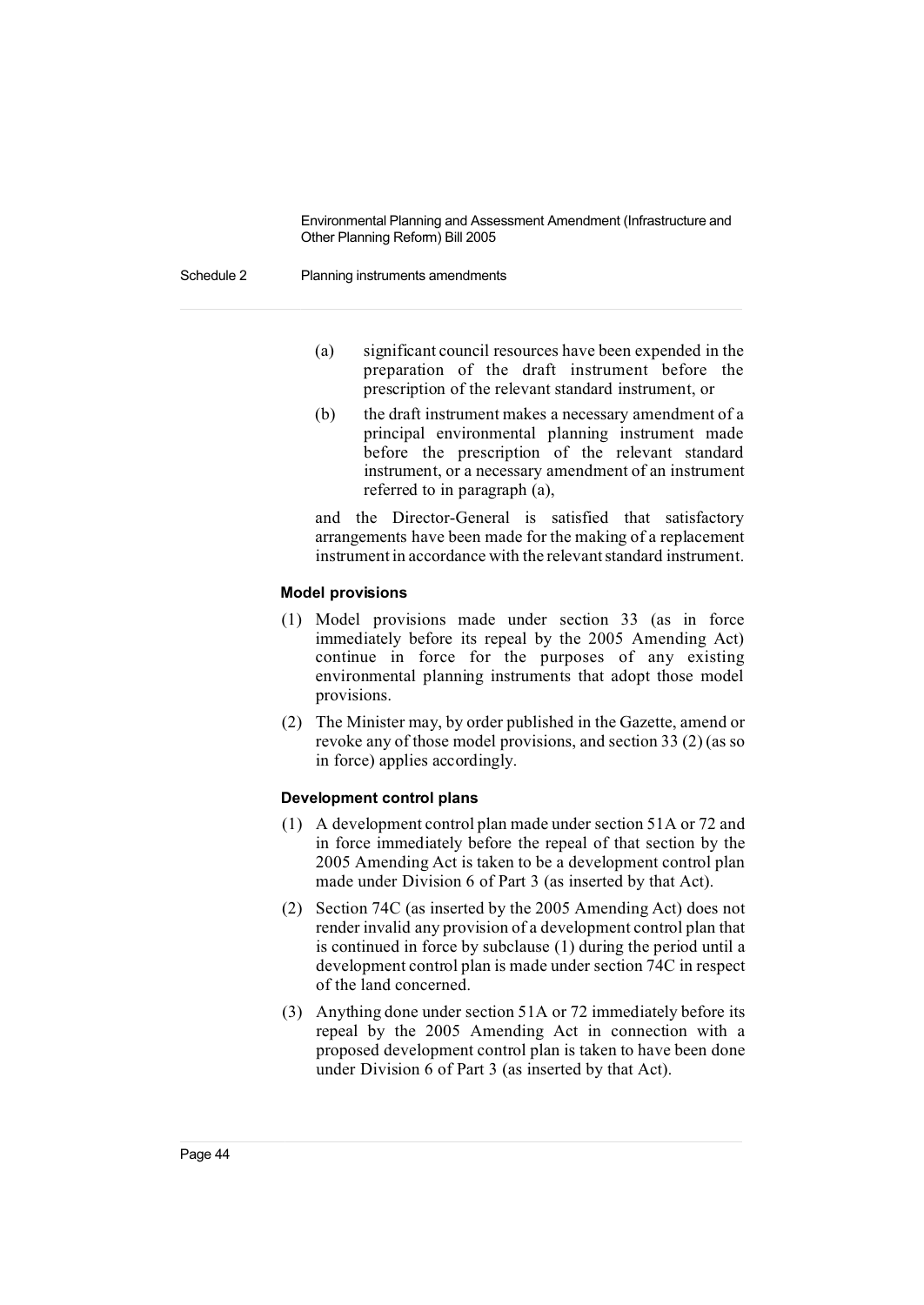(a) significant council resources have been expended in the preparation of the draft instrument before the prescription of the relevant standard instrument, or

(b) the draft instrument makes a necessary amendment of a principal environmental planning instrument made before the prescription of the relevant standard instrument, or a necessary amendment of an instrument referred to in paragraph (a),

and the Director-General is satisfied that satisfactory arrangements have been made for the making of a replacement instrument in accordance with the relevant standard instrument.

**Model provisions**

(1) Model provisions made under section 33 (as in force immediately before its repeal by the 2005 Amending Act) continue in force for the purposes of any existing environmental planning instruments that adopt those model provisions.

(2) The Minister may, by order published in the Gazette, amend or revoke any of those model provisions, and section 33 (2) (as so in force) applies accordingly.

**Development control plans**

(1) A development control plan made under section 51A or 72 and in force immediately before the repeal of that section by the 2005 Amending Act is taken to be a development control plan made under Division 6 of Part 3 (as inserted by that Act).

(2) Section 74C (as inserted by the 2005 Amending Act) does not render invalid any provision of a development control plan that is continued in force by subclause (1) during the period until a development control plan is made under section 74C in respect of the land concerned.

(3) Anything done under section 51A or 72 immediately before its repeal by the 2005 Amending Act in connection with a proposed development control plan is taken to have been done under Division 6 of Part 3 (as inserted by that Act).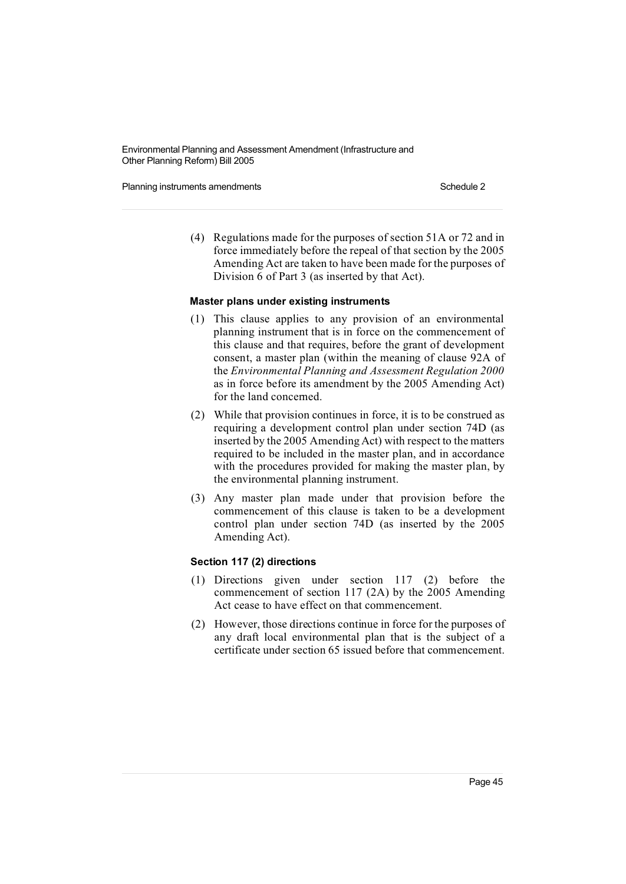(4) Regulations made for the purposes of section 51A or 72 and in force immediately before the repeal of that section by the 2005 Amending Act are taken to have been made for the purposes of Division 6 of Part 3 (as inserted by that Act).

**Master plans under existing instruments**

(1) This clause applies to any provision of an environmental planning instrument that is in force on the commencement of this clause and that requires, before the grant of development consent, a master plan (within the meaning of clause 92A of the *Environmental Planning and Assessment Regulation 2000* as in force before its amendment by the 2005 Amending Act) for the land concerned.

(2) While that provision continues in force, it is to be construed as requiring a development control plan under section 74D (as inserted by the 2005 Amending Act) with respect to the matters required to be included in the master plan, and in accordance with the procedures provided for making the master plan, by the environmental planning instrument.

(3) Any master plan made under that provision before the commencement of this clause is taken to be a development control plan under section 74D (as inserted by the 2005 Amending Act).

**Section 117 (2) directions**

(1) Directions given under section 117 (2) before the commencement of section 117 (2A) by the 2005 Amending Act cease to have effect on that commencement.

(2) However, those directions continue in force for the purposes of any draft local environmental plan that is the subject of a certificate under section 65 issued before that commencement.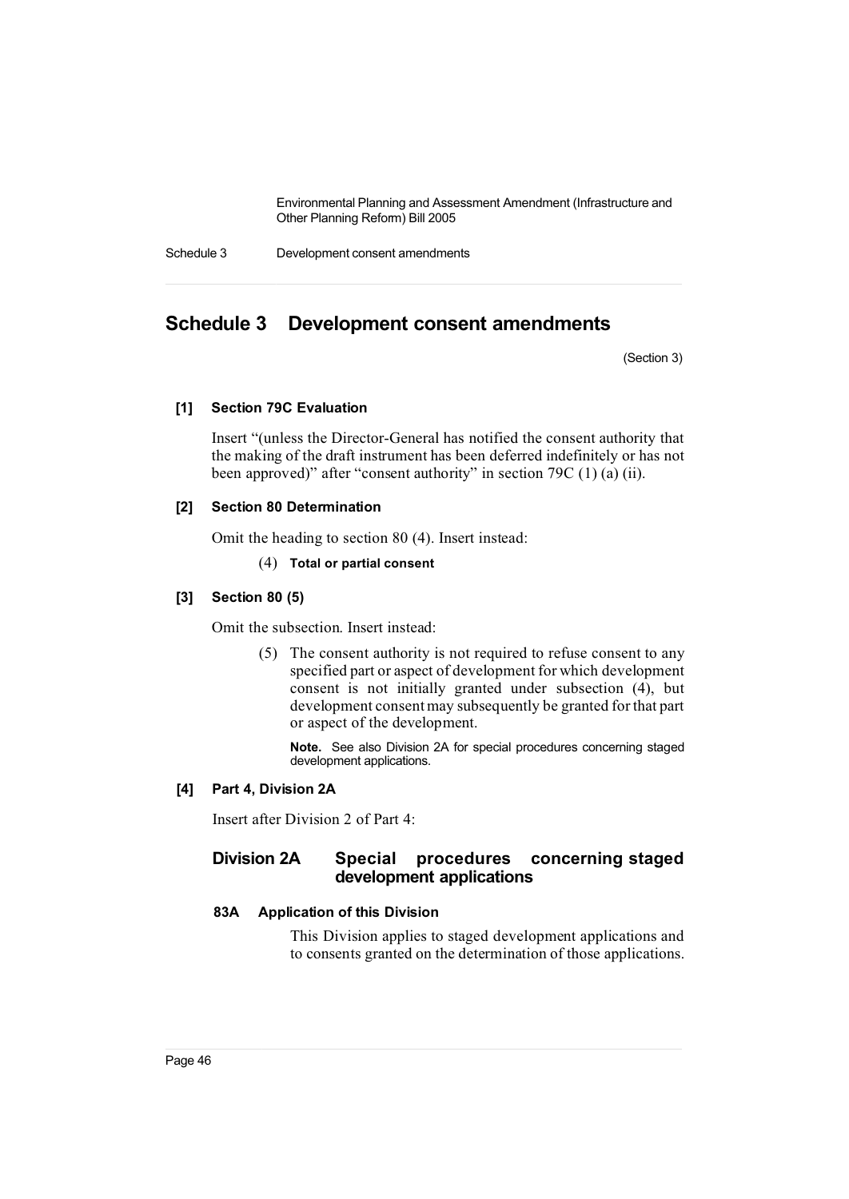# Schedule 3 Development consent amendments

(Section 3)

**[1] Section 79C Evaluation**

Insert "(unless the Director-General has notified the consent authority that the making of the draft instrument has been deferred indefinitely or has not been approved)" after "consent authority" in section 79C (1) (a) (ii).

**[2] Section 80 Determination**

Omit the heading to section 80 (4). Insert instead:

(4) **Total or partial consent**

**[3] Section 80 (5)**

Omit the subsection. Insert instead:

(5) The consent authority is not required to refuse consent to any specified part or aspect of development for which development consent is not initially granted under subsection (4), but development consent may subsequently be granted for that part or aspect of the development.

**Note.** See also Division 2A for special procedures concerning staged development applications.

**[4] Part 4, Division 2A**

Insert after Division 2 of Part 4:

## Division 2A Special procedures concerning staged development applications

### 83A Application of this Division

This Division applies to staged development applications and to consents granted on the determination of those applications.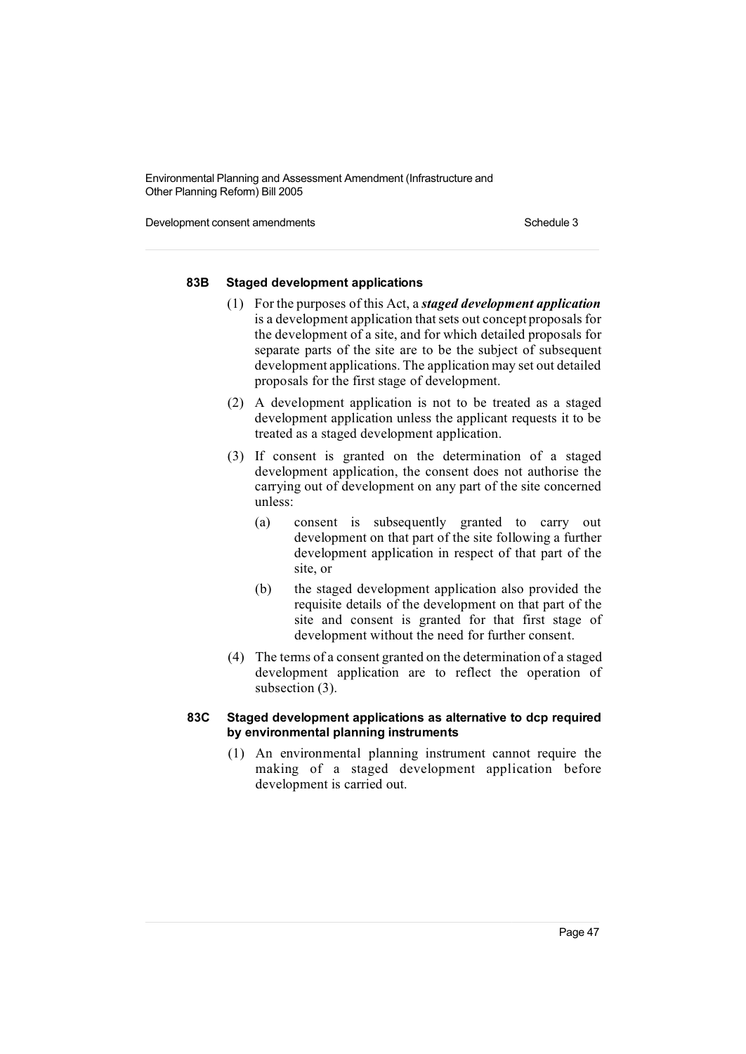#### 83B Staged development applications

(1) For the purposes of this Act, a ***staged development application*** is a development application that sets out concept proposals for the development of a site, and for which detailed proposals for separate parts of the site are to be the subject of subsequent development applications. The application may set out detailed proposals for the first stage of development.

(2) A development application is not to be treated as a staged development application unless the applicant requests it to be treated as a staged development application.

(3) If consent is granted on the determination of a staged development application, the consent does not authorise the carrying out of development on any part of the site concerned unless:

(a) consent is subsequently granted to carry out development on that part of the site following a further development application in respect of that part of the site, or

(b) the staged development application also provided the requisite details of the development on that part of the site and consent is granted for that first stage of development without the need for further consent.

(4) The terms of a consent granted on the determination of a staged development application are to reflect the operation of subsection (3).

#### 83C Staged development applications as alternative to dcp required by environmental planning instruments

(1) An environmental planning instrument cannot require the making of a staged development application before development is carried out.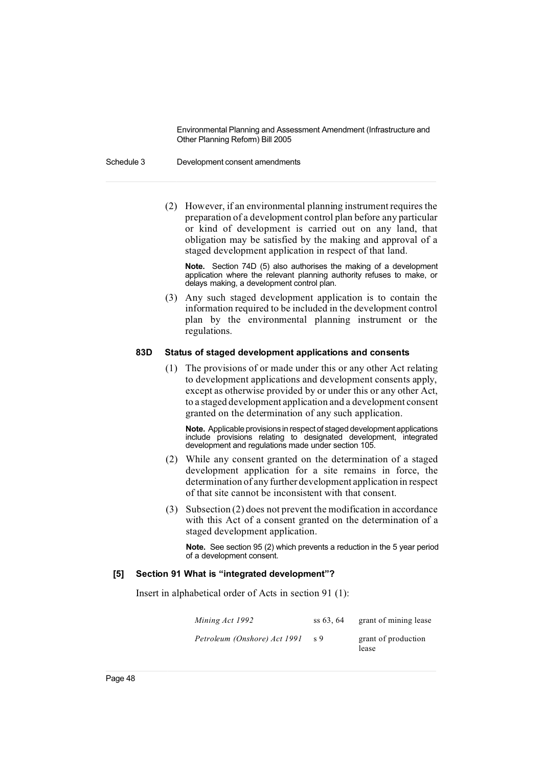(2) However, if an environmental planning instrument requires the preparation of a development control plan before any particular or kind of development is carried out on any land, that obligation may be satisfied by the making and approval of a staged development application in respect of that land.

**Note.** Section 74D (5) also authorises the making of a development application where the relevant planning authority refuses to make, or delays making, a development control plan.

(3) Any such staged development application is to contain the information required to be included in the development control plan by the environmental planning instrument or the regulations.

### 83D Status of staged development applications and consents

(1) The provisions of or made under this or any other Act relating to development applications and development consents apply, except as otherwise provided by or under this or any other Act, to a staged development application and a development consent granted on the determination of any such application.

**Note.** Applicable provisions in respect of staged development applications include provisions relating to designated development, integrated development and regulations made under section 105.

(2) While any consent granted on the determination of a staged development application for a site remains in force, the determination of any further development application in respect of that site cannot be inconsistent with that consent.

(3) Subsection (2) does not prevent the modification in accordance with this Act of a consent granted on the determination of a staged development application.

**Note.** See section 95 (2) which prevents a reduction in the 5 year period of a development consent.

### [5] Section 91 What is "integrated development"?

Insert in alphabetical order of Acts in section 91 (1):

| | | |
|---|---|---|
| *Mining Act 1992* | ss 63, 64 | grant of mining lease |
| *Petroleum (Onshore) Act 1991* | s 9 | grant of production lease |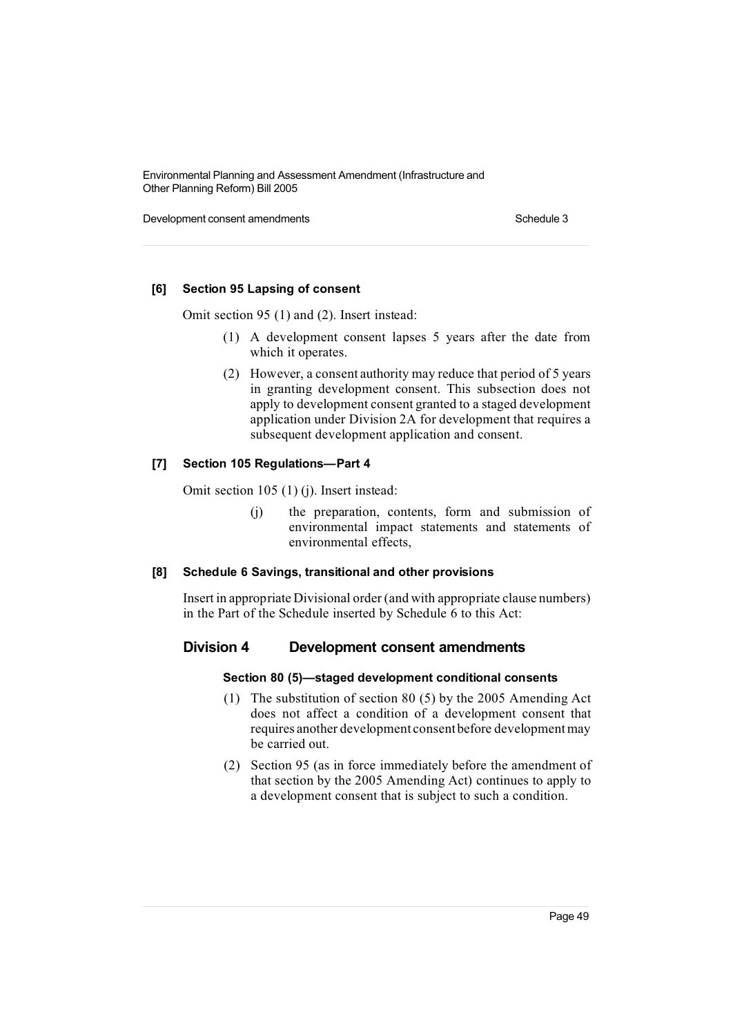**[6] Section 95 Lapsing of consent**

Omit section 95 (1) and (2). Insert instead:

(1) A development consent lapses 5 years after the date from which it operates.

(2) However, a consent authority may reduce that period of 5 years in granting development consent. This subsection does not apply to development consent granted to a staged development application under Division 2A for development that requires a subsequent development application and consent.

**[7] Section 105 Regulations—Part 4**

Omit section 105 (1) (j). Insert instead:

(j) the preparation, contents, form and submission of environmental impact statements and statements of environmental effects,

**[8] Schedule 6 Savings, transitional and other provisions**

Insert in appropriate Divisional order (and with appropriate clause numbers) in the Part of the Schedule inserted by Schedule 6 to this Act:

## Division 4 Development consent amendments

**Section 80 (5)—staged development conditional consents**

(1) The substitution of section 80 (5) by the 2005 Amending Act does not affect a condition of a development consent that requires another development consent before development may be carried out.

(2) Section 95 (as in force immediately before the amendment of that section by the 2005 Amending Act) continues to apply to a development consent that is subject to such a condition.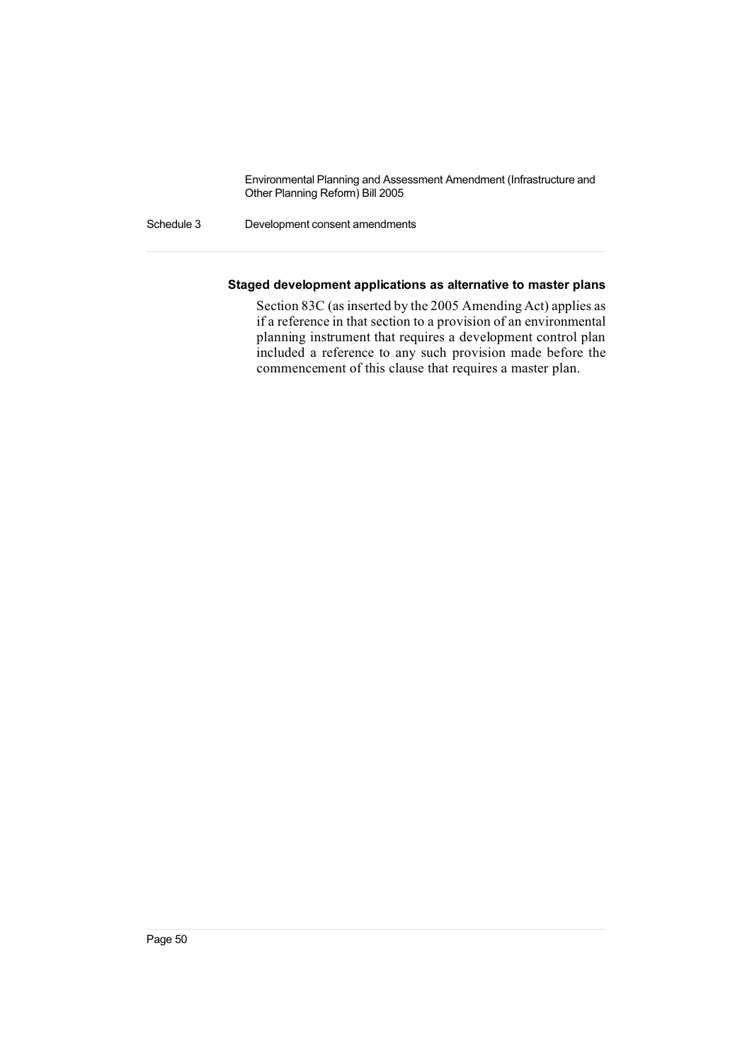**Staged development applications as alternative to master plans**

Section 83C (as inserted by the 2005 Amending Act) applies as if a reference in that section to a provision of an environmental planning instrument that requires a development control plan included a reference to any such provision made before the commencement of this clause that requires a master plan.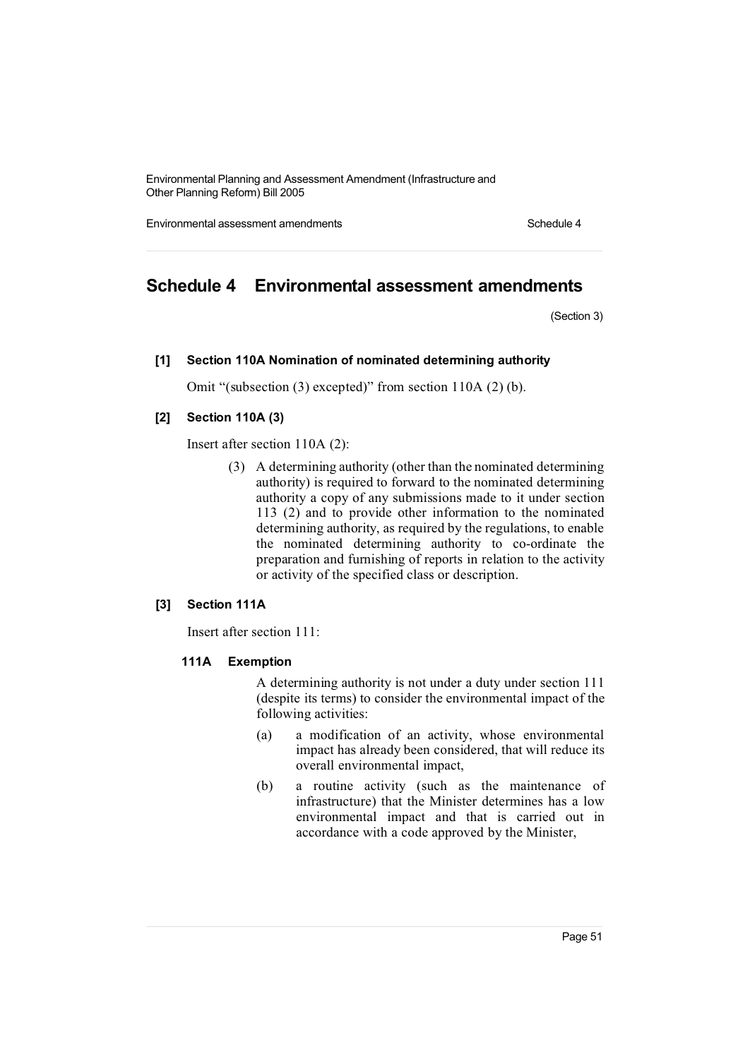# Schedule 4 Environmental assessment amendments

(Section 3)

**[1] Section 110A Nomination of nominated determining authority**

Omit "(subsection (3) excepted)" from section 110A (2) (b).

**[2] Section 110A (3)**

Insert after section 110A (2):

(3) A determining authority (other than the nominated determining authority) is required to forward to the nominated determining authority a copy of any submissions made to it under section 113 (2) and to provide other information to the nominated determining authority, as required by the regulations, to enable the nominated determining authority to co-ordinate the preparation and furnishing of reports in relation to the activity or activity of the specified class or description.

**[3] Section 111A**

Insert after section 111:

**111A Exemption**

A determining authority is not under a duty under section 111 (despite its terms) to consider the environmental impact of the following activities:

(a) a modification of an activity, whose environmental impact has already been considered, that will reduce its overall environmental impact,

(b) a routine activity (such as the maintenance of infrastructure) that the Minister determines has a low environmental impact and that is carried out in accordance with a code approved by the Minister,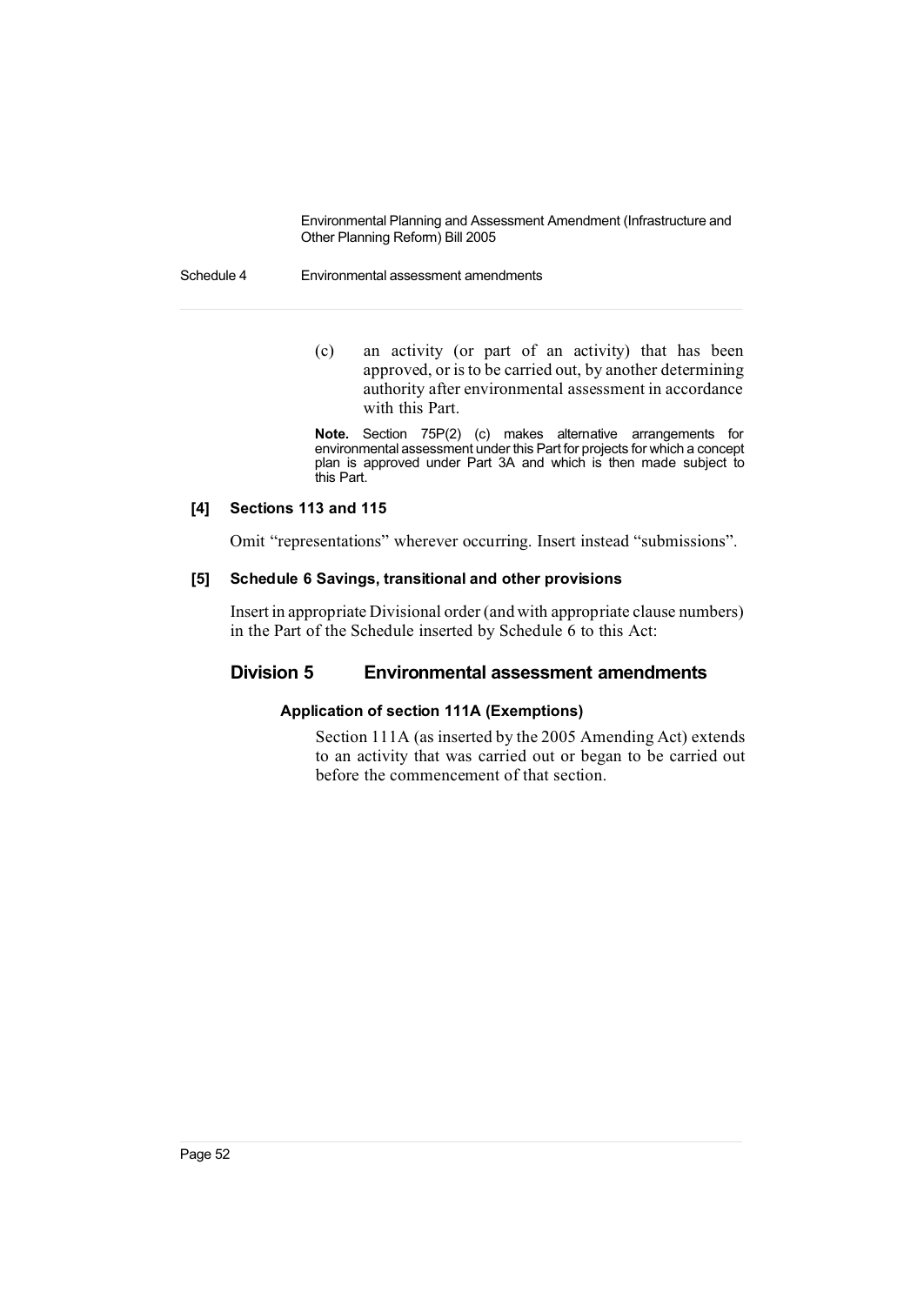(c) an activity (or part of an activity) that has been approved, or is to be carried out, by another determining authority after environmental assessment in accordance with this Part.

**Note.** Section 75P(2) (c) makes alternative arrangements for environmental assessment under this Part for projects for which a concept plan is approved under Part 3A and which is then made subject to this Part.

#### [4] Sections 113 and 115

Omit "representations" wherever occurring. Insert instead "submissions".

#### [5] Schedule 6 Savings, transitional and other provisions

Insert in appropriate Divisional order (and with appropriate clause numbers) in the Part of the Schedule inserted by Schedule 6 to this Act:

## Division 5 Environmental assessment amendments

#### Application of section 111A (Exemptions)

Section 111A (as inserted by the 2005 Amending Act) extends to an activity that was carried out or began to be carried out before the commencement of that section.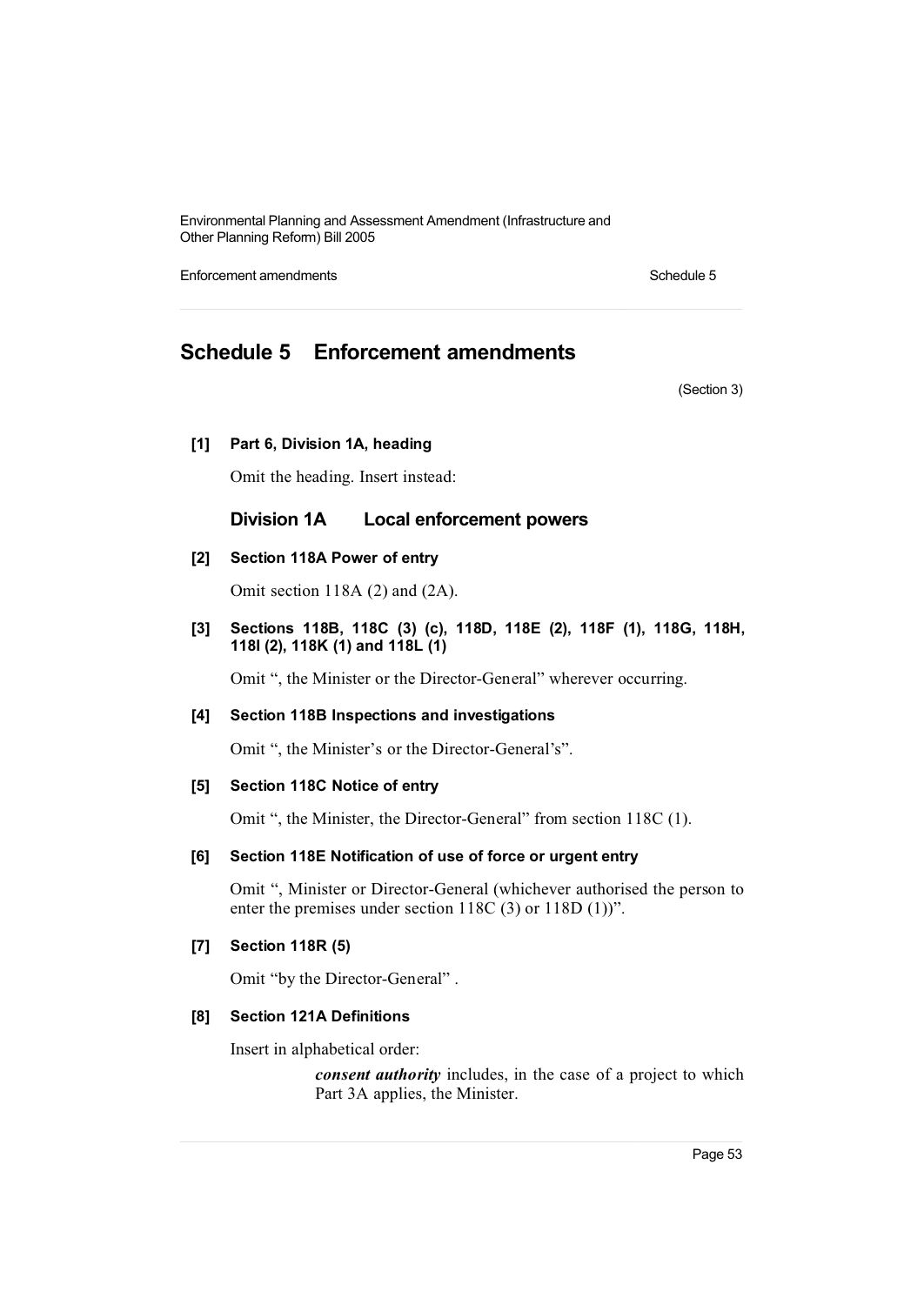# Schedule 5 Enforcement amendments

(Section 3)

**[1] Part 6, Division 1A, heading**

Omit the heading. Insert instead:

### Division 1A Local enforcement powers

**[2] Section 118A Power of entry**

Omit section 118A (2) and (2A).

**[3] Sections 118B, 118C (3) (c), 118D, 118E (2), 118F (1), 118G, 118H, 118I (2), 118K (1) and 118L (1)**

Omit ", the Minister or the Director-General" wherever occurring.

**[4] Section 118B Inspections and investigations**

Omit ", the Minister's or the Director-General's".

**[5] Section 118C Notice of entry**

Omit ", the Minister, the Director-General" from section 118C (1).

**[6] Section 118E Notification of use of force or urgent entry**

Omit ", Minister or Director-General (whichever authorised the person to enter the premises under section 118C (3) or 118D (1))".

**[7] Section 118R (5)**

Omit "by the Director-General" .

**[8] Section 121A Definitions**

Insert in alphabetical order:

> ***consent authority*** includes, in the case of a project to which Part 3A applies, the Minister.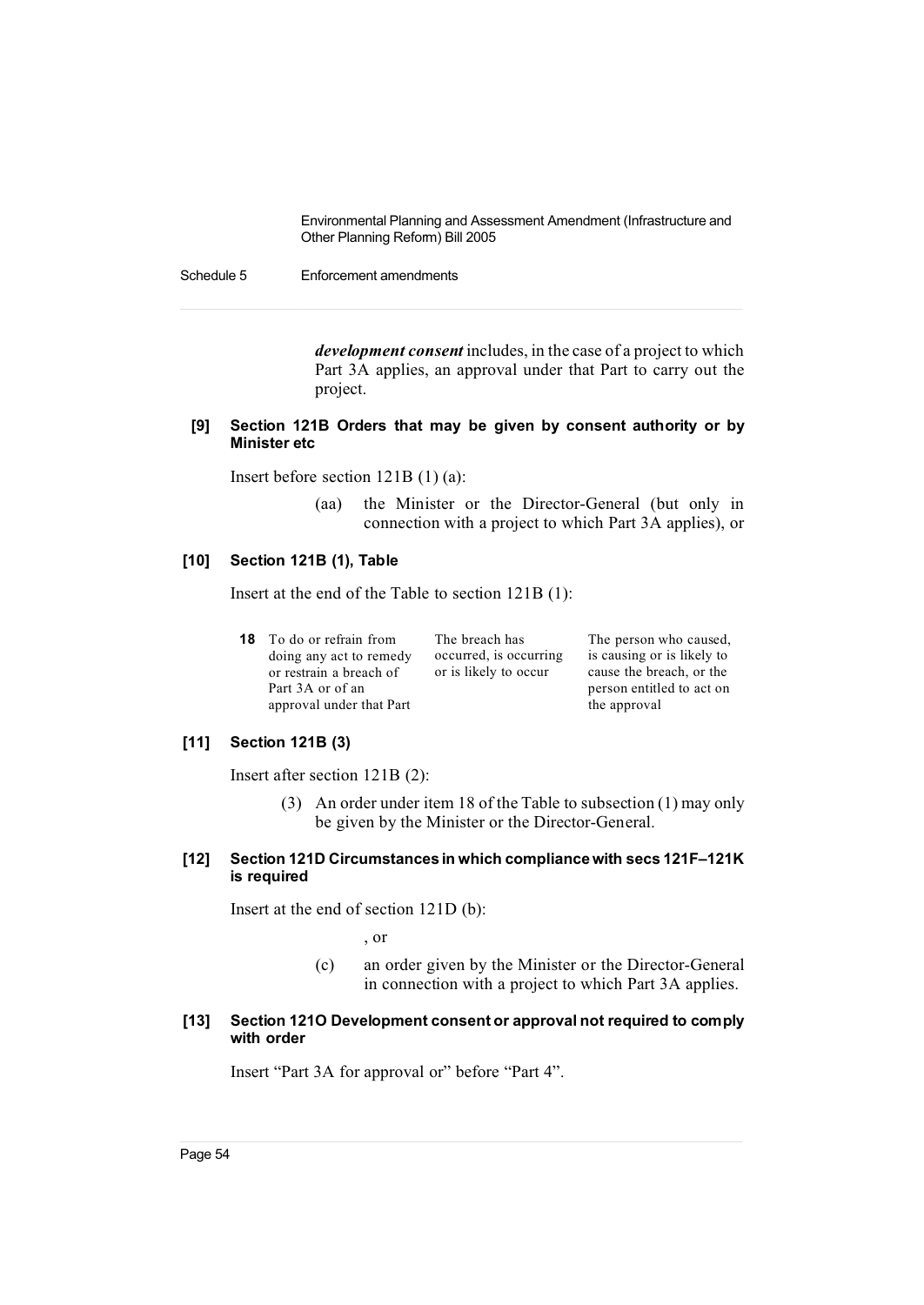***development consent*** includes, in the case of a project to which Part 3A applies, an approval under that Part to carry out the project.

#### [9] Section 121B Orders that may be given by consent authority or by Minister etc

Insert before section 121B (1) (a):

(aa) the Minister or the Director-General (but only in connection with a project to which Part 3A applies), or

#### [10] Section 121B (1), Table

Insert at the end of the Table to section 121B (1):

| | | | |
|---|---|---|---|
| **18** | To do or refrain from doing any act to remedy or restrain a breach of Part 3A or of an approval under that Part | The breach has occurred, is occurring or is likely to occur | The person who caused, is causing or is likely to cause the breach, or the person entitled to act on the approval |

#### [11] Section 121B (3)

Insert after section 121B (2):

(3) An order under item 18 of the Table to subsection (1) may only be given by the Minister or the Director-General.

#### [12] Section 121D Circumstances in which compliance with secs 121F–121K is required

Insert at the end of section 121D (b):

, or

(c) an order given by the Minister or the Director-General in connection with a project to which Part 3A applies.

#### [13] Section 121O Development consent or approval not required to comply with order

Insert "Part 3A for approval or" before "Part 4".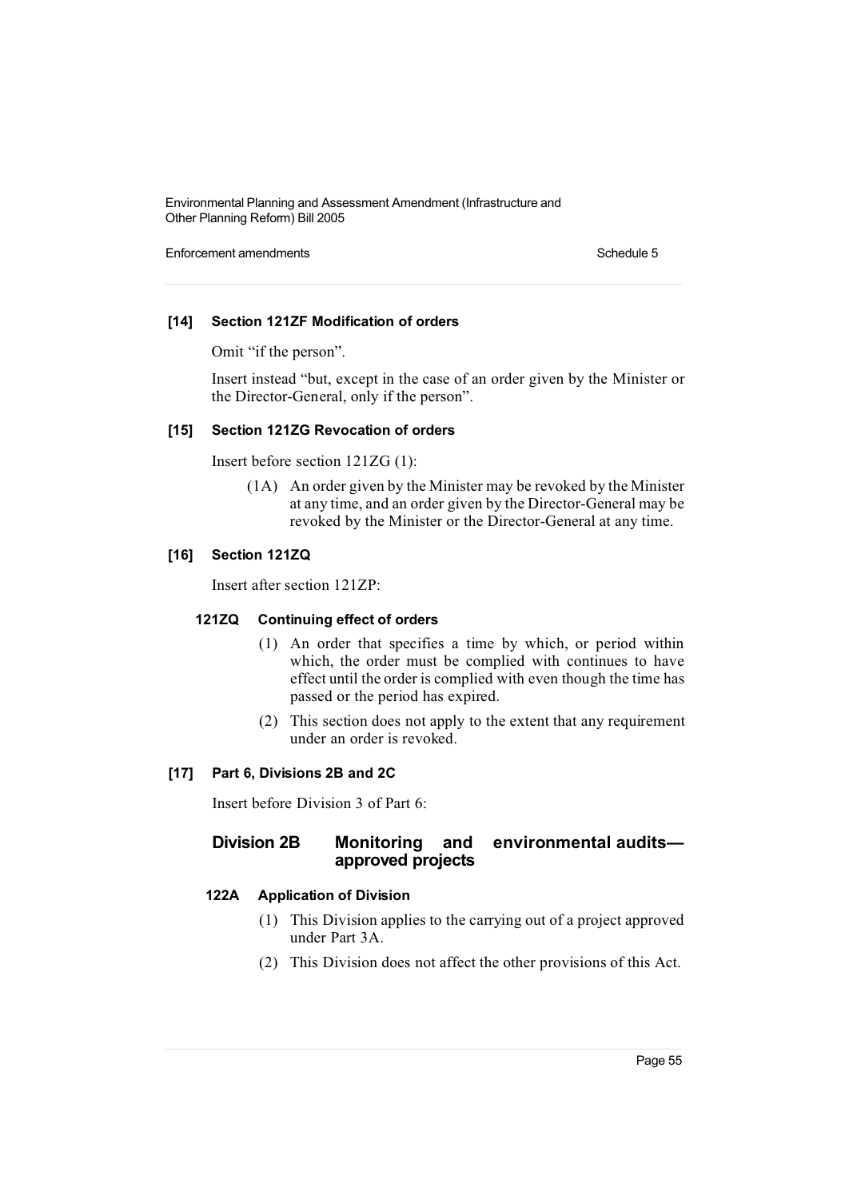**[14] Section 121ZF Modification of orders**

Omit "if the person".

Insert instead "but, except in the case of an order given by the Minister or the Director-General, only if the person".

**[15] Section 121ZG Revocation of orders**

Insert before section 121ZG (1):

(1A) An order given by the Minister may be revoked by the Minister at any time, and an order given by the Director-General may be revoked by the Minister or the Director-General at any time.

**[16] Section 121ZQ**

Insert after section 121ZP:

**121ZQ Continuing effect of orders**

(1) An order that specifies a time by which, or period within which, the order must be complied with continues to have effect until the order is complied with even though the time has passed or the period has expired.

(2) This section does not apply to the extent that any requirement under an order is revoked.

**[17] Part 6, Divisions 2B and 2C**

Insert before Division 3 of Part 6:

## Division 2B Monitoring and environmental audits—approved projects

**122A Application of Division**

(1) This Division applies to the carrying out of a project approved under Part 3A.

(2) This Division does not affect the other provisions of this Act.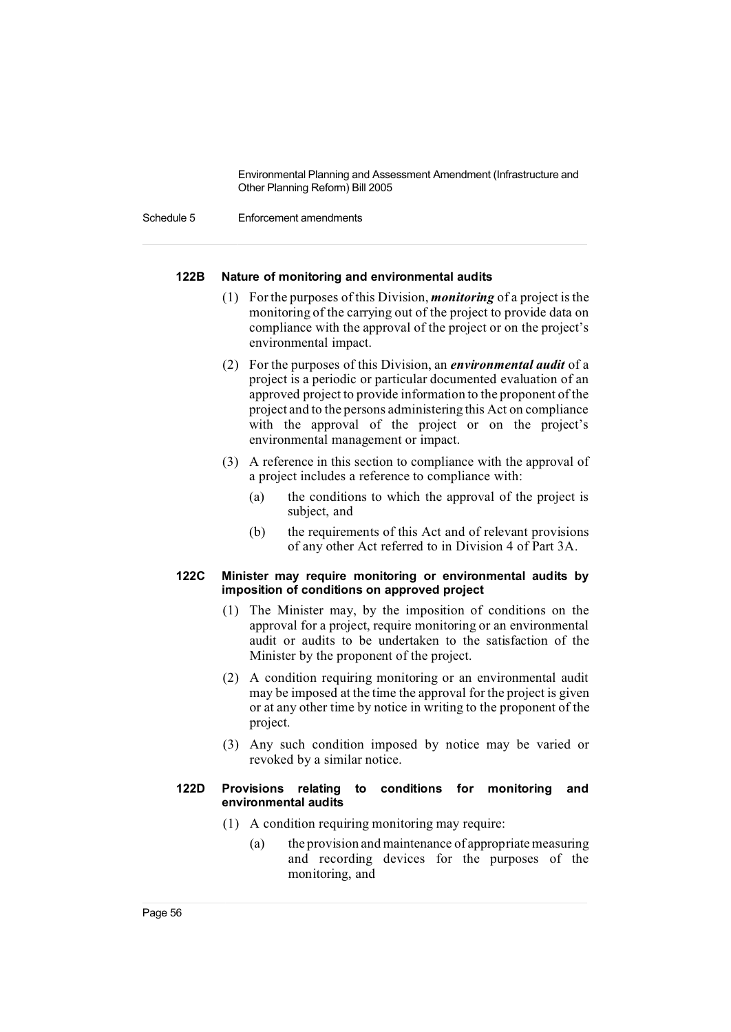#### 122B Nature of monitoring and environmental audits

(1) For the purposes of this Division, ***monitoring*** of a project is the monitoring of the carrying out of the project to provide data on compliance with the approval of the project or on the project's environmental impact.

(2) For the purposes of this Division, an ***environmental audit*** of a project is a periodic or particular documented evaluation of an approved project to provide information to the proponent of the project and to the persons administering this Act on compliance with the approval of the project or on the project's environmental management or impact.

(3) A reference in this section to compliance with the approval of a project includes a reference to compliance with:

(a) the conditions to which the approval of the project is subject, and

(b) the requirements of this Act and of relevant provisions of any other Act referred to in Division 4 of Part 3A.

#### 122C Minister may require monitoring or environmental audits by imposition of conditions on approved project

(1) The Minister may, by the imposition of conditions on the approval for a project, require monitoring or an environmental audit or audits to be undertaken to the satisfaction of the Minister by the proponent of the project.

(2) A condition requiring monitoring or an environmental audit may be imposed at the time the approval for the project is given or at any other time by notice in writing to the proponent of the project.

(3) Any such condition imposed by notice may be varied or revoked by a similar notice.

#### 122D Provisions relating to conditions for monitoring and environmental audits

(1) A condition requiring monitoring may require:

(a) the provision and maintenance of appropriate measuring and recording devices for the purposes of the monitoring, and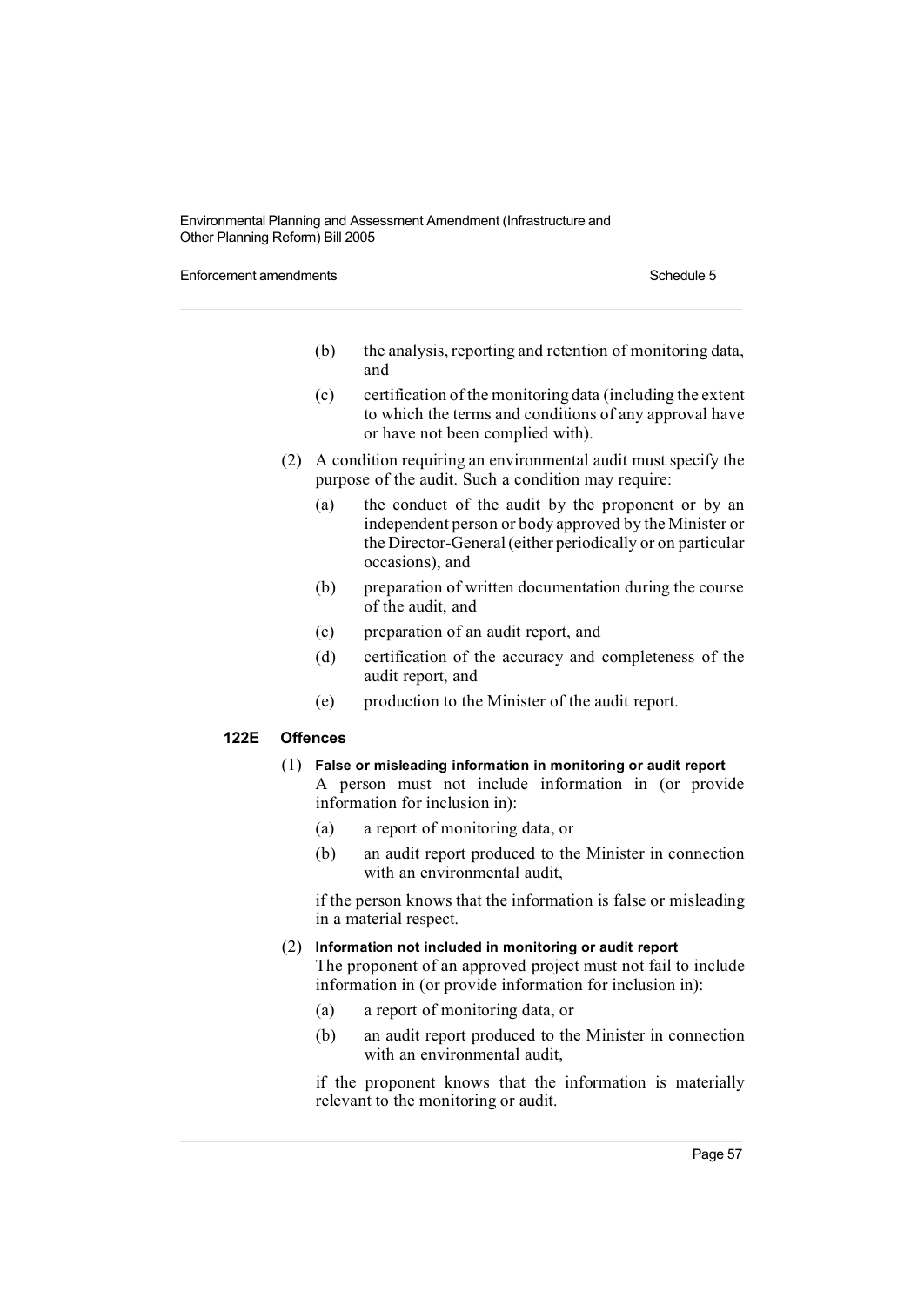(b) the analysis, reporting and retention of monitoring data, and

(c) certification of the monitoring data (including the extent to which the terms and conditions of any approval have or have not been complied with).

(2) A condition requiring an environmental audit must specify the purpose of the audit. Such a condition may require:

(a) the conduct of the audit by the proponent or by an independent person or body approved by the Minister or the Director-General (either periodically or on particular occasions), and

(b) preparation of written documentation during the course of the audit, and

(c) preparation of an audit report, and

(d) certification of the accuracy and completeness of the audit report, and

(e) production to the Minister of the audit report.

**122E Offences**

(1) **False or misleading information in monitoring or audit report**

A person must not include information in (or provide information for inclusion in):

(a) a report of monitoring data, or

(b) an audit report produced to the Minister in connection with an environmental audit,

if the person knows that the information is false or misleading in a material respect.

(2) **Information not included in monitoring or audit report**

The proponent of an approved project must not fail to include information in (or provide information for inclusion in):

(a) a report of monitoring data, or

(b) an audit report produced to the Minister in connection with an environmental audit,

if the proponent knows that the information is materially relevant to the monitoring or audit.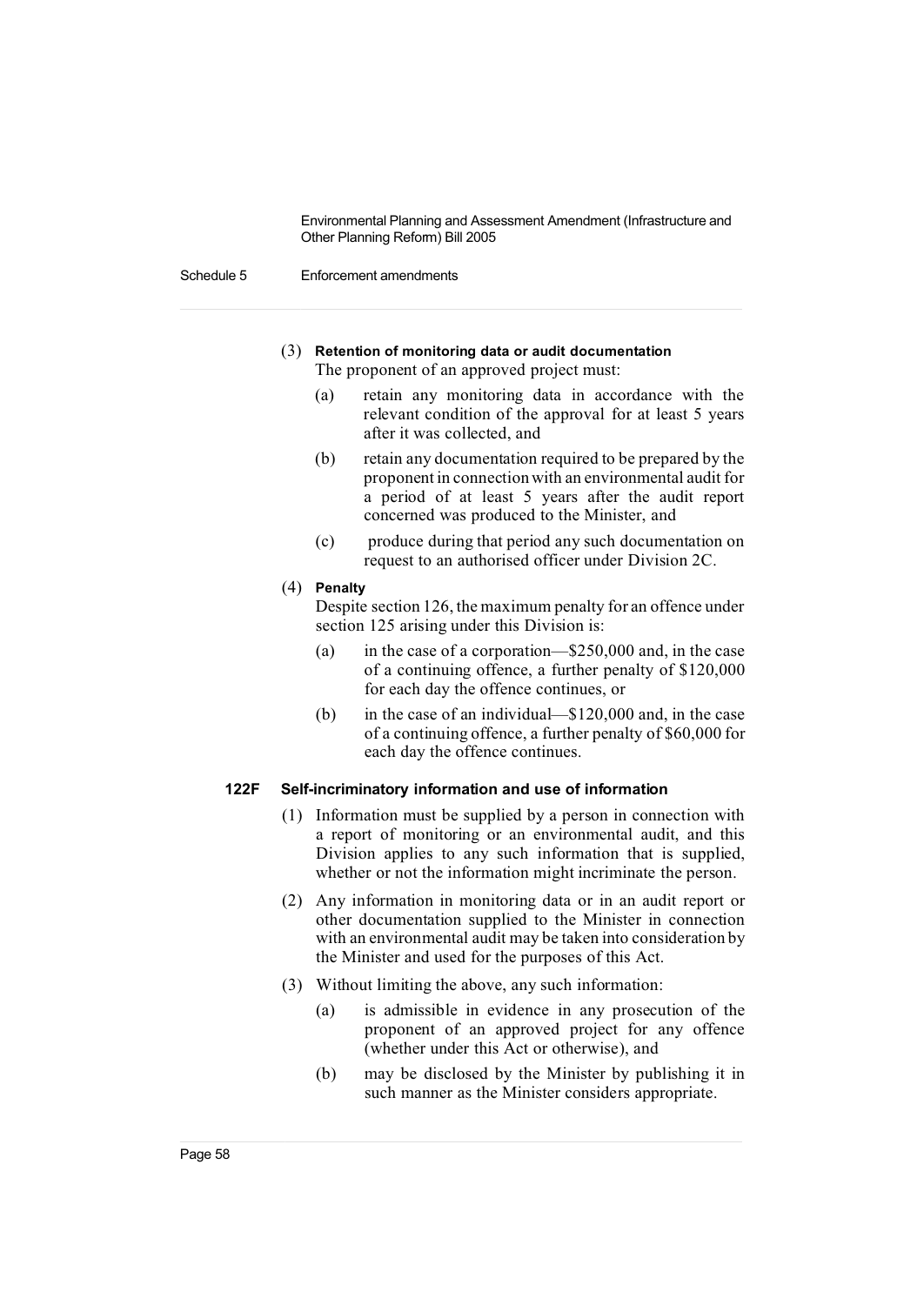(3) **Retention of monitoring data or audit documentation**

The proponent of an approved project must:

(a) retain any monitoring data in accordance with the relevant condition of the approval for at least 5 years after it was collected, and

(b) retain any documentation required to be prepared by the proponent in connection with an environmental audit for a period of at least 5 years after the audit report concerned was produced to the Minister, and

(c) produce during that period any such documentation on request to an authorised officer under Division 2C.

(4) **Penalty**

Despite section 126, the maximum penalty for an offence under section 125 arising under this Division is:

(a) in the case of a corporation—$250,000 and, in the case of a continuing offence, a further penalty of $120,000 for each day the offence continues, or

(b) in the case of an individual—$120,000 and, in the case of a continuing offence, a further penalty of $60,000 for each day the offence continues.

**122F Self-incriminatory information and use of information**

(1) Information must be supplied by a person in connection with a report of monitoring or an environmental audit, and this Division applies to any such information that is supplied, whether or not the information might incriminate the person.

(2) Any information in monitoring data or in an audit report or other documentation supplied to the Minister in connection with an environmental audit may be taken into consideration by the Minister and used for the purposes of this Act.

(3) Without limiting the above, any such information:

(a) is admissible in evidence in any prosecution of the proponent of an approved project for any offence (whether under this Act or otherwise), and

(b) may be disclosed by the Minister by publishing it in such manner as the Minister considers appropriate.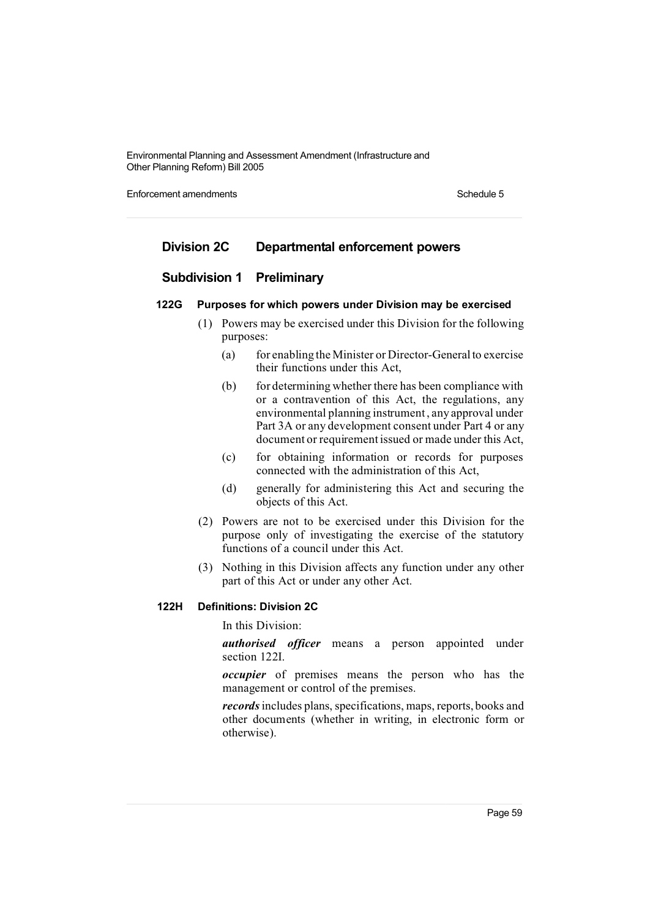## Division 2C Departmental enforcement powers

### Subdivision 1 Preliminary

#### 122G Purposes for which powers under Division may be exercised

(1) Powers may be exercised under this Division for the following purposes:

- (a) for enabling the Minister or Director-General to exercise their functions under this Act,
- (b) for determining whether there has been compliance with or a contravention of this Act, the regulations, any environmental planning instrument, any approval under Part 3A or any development consent under Part 4 or any document or requirement issued or made under this Act,
- (c) for obtaining information or records for purposes connected with the administration of this Act,
- (d) generally for administering this Act and securing the objects of this Act.

(2) Powers are not to be exercised under this Division for the purpose only of investigating the exercise of the statutory functions of a council under this Act.

(3) Nothing in this Division affects any function under any other part of this Act or under any other Act.

#### 122H Definitions: Division 2C

In this Division:

***authorised officer*** means a person appointed under section 122I.

***occupier*** of premises means the person who has the management or control of the premises.

***records*** includes plans, specifications, maps, reports, books and other documents (whether in writing, in electronic form or otherwise).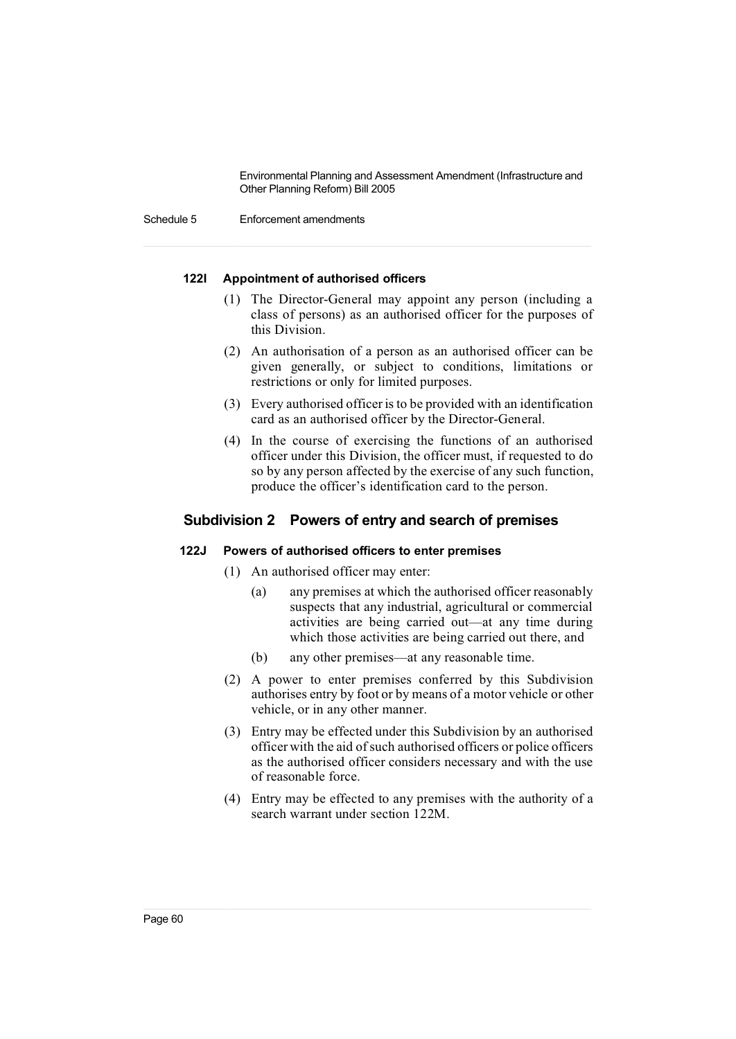#### 122I Appointment of authorised officers

(1) The Director-General may appoint any person (including a class of persons) as an authorised officer for the purposes of this Division.

(2) An authorisation of a person as an authorised officer can be given generally, or subject to conditions, limitations or restrictions or only for limited purposes.

(3) Every authorised officer is to be provided with an identification card as an authorised officer by the Director-General.

(4) In the course of exercising the functions of an authorised officer under this Division, the officer must, if requested to do so by any person affected by the exercise of any such function, produce the officer's identification card to the person.

### Subdivision 2 Powers of entry and search of premises

#### 122J Powers of authorised officers to enter premises

(1) An authorised officer may enter:

- (a) any premises at which the authorised officer reasonably suspects that any industrial, agricultural or commercial activities are being carried out—at any time during which those activities are being carried out there, and
- (b) any other premises—at any reasonable time.

(2) A power to enter premises conferred by this Subdivision authorises entry by foot or by means of a motor vehicle or other vehicle, or in any other manner.

(3) Entry may be effected under this Subdivision by an authorised officer with the aid of such authorised officers or police officers as the authorised officer considers necessary and with the use of reasonable force.

(4) Entry may be effected to any premises with the authority of a search warrant under section 122M.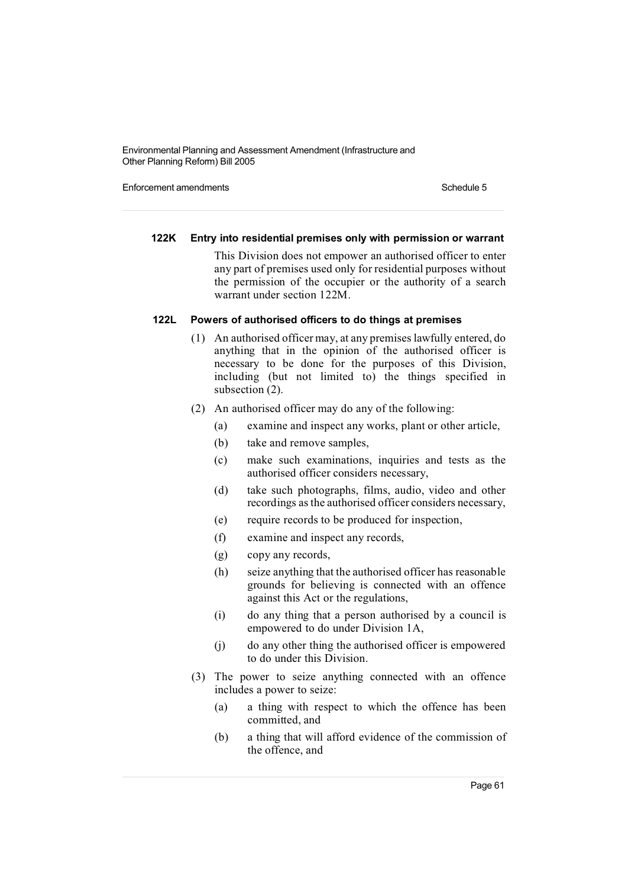#### 122K Entry into residential premises only with permission or warrant

This Division does not empower an authorised officer to enter any part of premises used only for residential purposes without the permission of the occupier or the authority of a search warrant under section 122M.

#### 122L Powers of authorised officers to do things at premises

(1) An authorised officer may, at any premises lawfully entered, do anything that in the opinion of the authorised officer is necessary to be done for the purposes of this Division, including (but not limited to) the things specified in subsection (2).

(2) An authorised officer may do any of the following:

- (a) examine and inspect any works, plant or other article,
- (b) take and remove samples,
- (c) make such examinations, inquiries and tests as the authorised officer considers necessary,
- (d) take such photographs, films, audio, video and other recordings as the authorised officer considers necessary,
- (e) require records to be produced for inspection,
- (f) examine and inspect any records,
- (g) copy any records,
- (h) seize anything that the authorised officer has reasonable grounds for believing is connected with an offence against this Act or the regulations,
- (i) do any thing that a person authorised by a council is empowered to do under Division 1A,
- (j) do any other thing the authorised officer is empowered to do under this Division.

(3) The power to seize anything connected with an offence includes a power to seize:

- (a) a thing with respect to which the offence has been committed, and
- (b) a thing that will afford evidence of the commission of the offence, and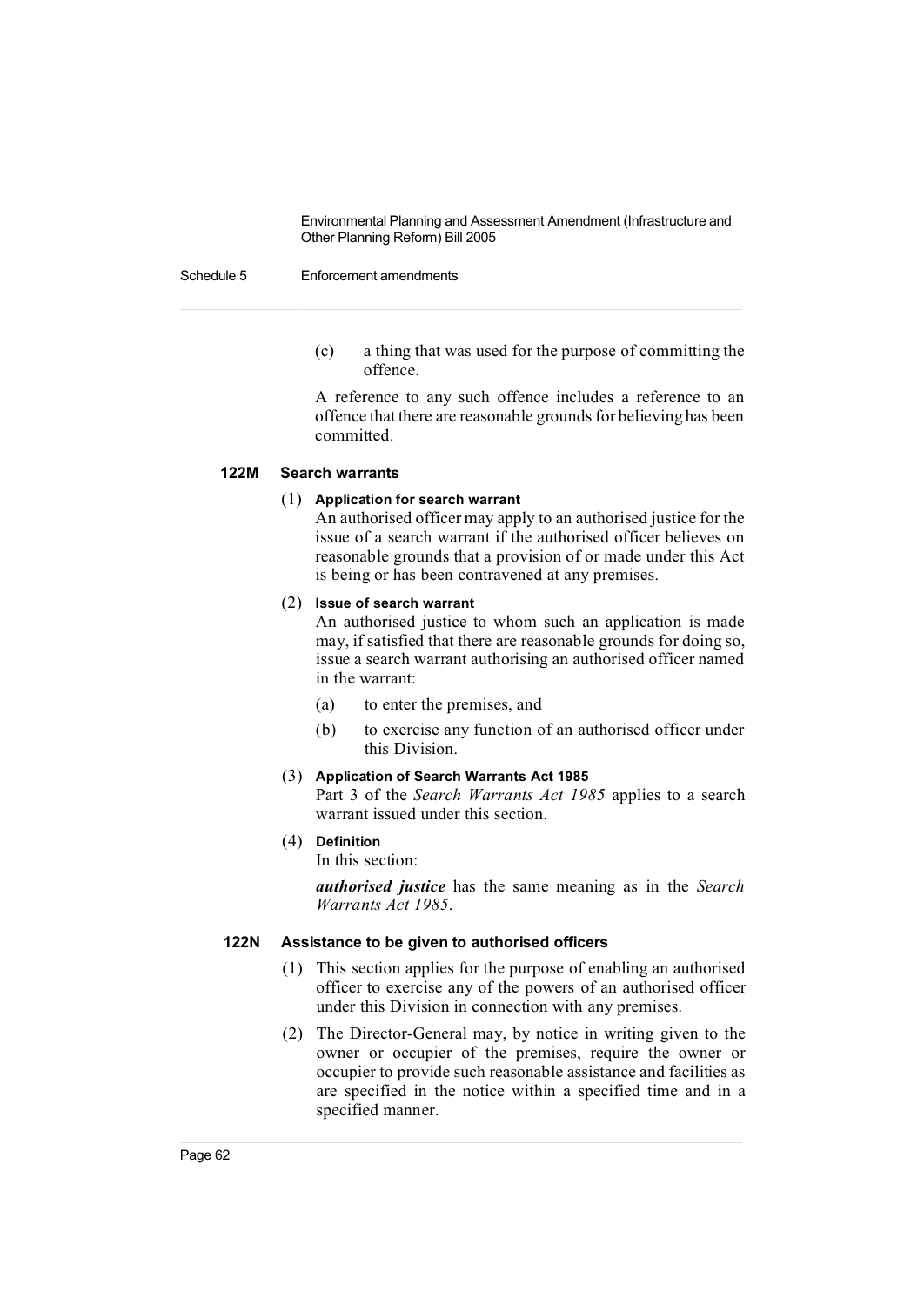(c) a thing that was used for the purpose of committing the offence.

A reference to any such offence includes a reference to an offence that there are reasonable grounds for believing has been committed.

**122M Search warrants**

(1) **Application for search warrant**

An authorised officer may apply to an authorised justice for the issue of a search warrant if the authorised officer believes on reasonable grounds that a provision of or made under this Act is being or has been contravened at any premises.

(2) **Issue of search warrant**

An authorised justice to whom such an application is made may, if satisfied that there are reasonable grounds for doing so, issue a search warrant authorising an authorised officer named in the warrant:

(a) to enter the premises, and

(b) to exercise any function of an authorised officer under this Division.

(3) **Application of Search Warrants Act 1985**

Part 3 of the *Search Warrants Act 1985* applies to a search warrant issued under this section.

(4) **Definition**

In this section:

***authorised justice*** has the same meaning as in the *Search Warrants Act 1985*.

**122N Assistance to be given to authorised officers**

(1) This section applies for the purpose of enabling an authorised officer to exercise any of the powers of an authorised officer under this Division in connection with any premises.

(2) The Director-General may, by notice in writing given to the owner or occupier of the premises, require the owner or occupier to provide such reasonable assistance and facilities as are specified in the notice within a specified time and in a specified manner.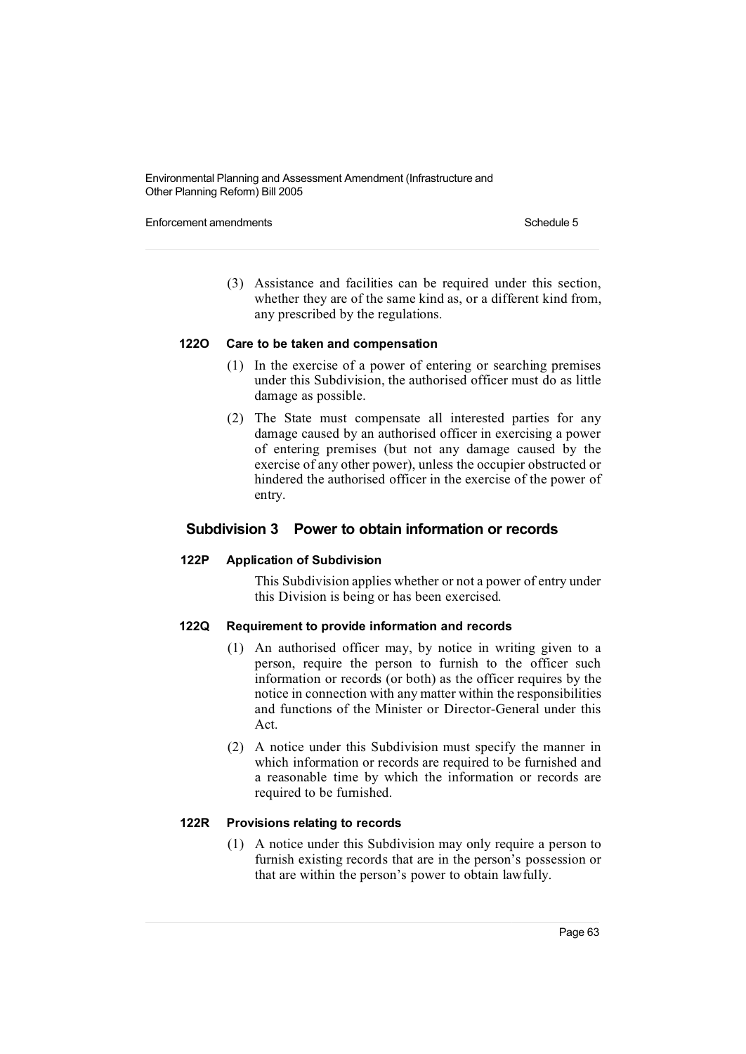(3) Assistance and facilities can be required under this section, whether they are of the same kind as, or a different kind from, any prescribed by the regulations.

#### 122O Care to be taken and compensation

(1) In the exercise of a power of entering or searching premises under this Subdivision, the authorised officer must do as little damage as possible.

(2) The State must compensate all interested parties for any damage caused by an authorised officer in exercising a power of entering premises (but not any damage caused by the exercise of any other power), unless the occupier obstructed or hindered the authorised officer in the exercise of the power of entry.

### Subdivision 3 Power to obtain information or records

#### 122P Application of Subdivision

This Subdivision applies whether or not a power of entry under this Division is being or has been exercised.

#### 122Q Requirement to provide information and records

(1) An authorised officer may, by notice in writing given to a person, require the person to furnish to the officer such information or records (or both) as the officer requires by the notice in connection with any matter within the responsibilities and functions of the Minister or Director-General under this Act.

(2) A notice under this Subdivision must specify the manner in which information or records are required to be furnished and a reasonable time by which the information or records are required to be furnished.

#### 122R Provisions relating to records

(1) A notice under this Subdivision may only require a person to furnish existing records that are in the person's possession or that are within the person's power to obtain lawfully.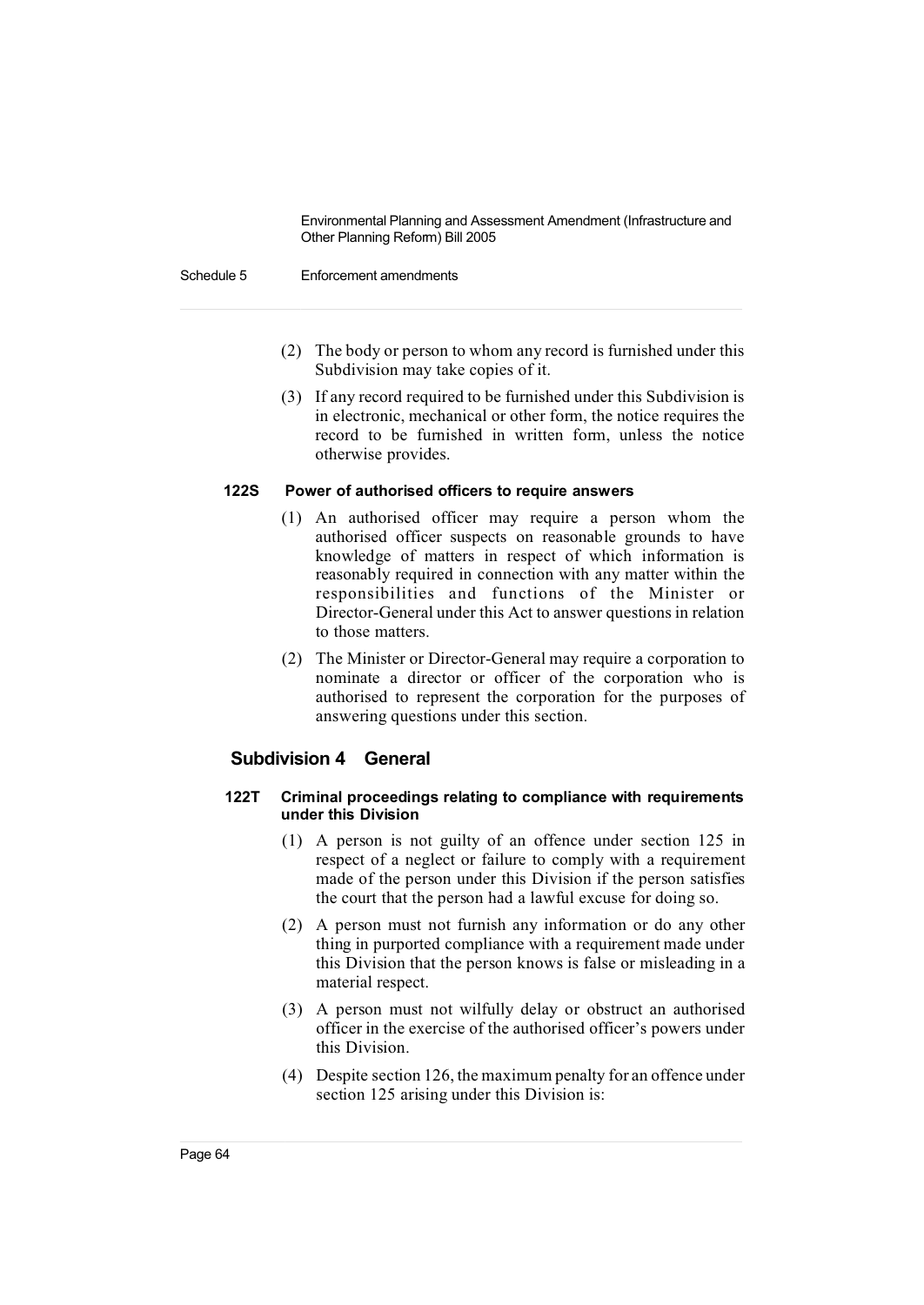(2) The body or person to whom any record is furnished under this Subdivision may take copies of it.

(3) If any record required to be furnished under this Subdivision is in electronic, mechanical or other form, the notice requires the record to be furnished in written form, unless the notice otherwise provides.

#### 122S Power of authorised officers to require answers

(1) An authorised officer may require a person whom the authorised officer suspects on reasonable grounds to have knowledge of matters in respect of which information is reasonably required in connection with any matter within the responsibilities and functions of the Minister or Director-General under this Act to answer questions in relation to those matters.

(2) The Minister or Director-General may require a corporation to nominate a director or officer of the corporation who is authorised to represent the corporation for the purposes of answering questions under this section.

### Subdivision 4 General

#### 122T Criminal proceedings relating to compliance with requirements under this Division

(1) A person is not guilty of an offence under section 125 in respect of a neglect or failure to comply with a requirement made of the person under this Division if the person satisfies the court that the person had a lawful excuse for doing so.

(2) A person must not furnish any information or do any other thing in purported compliance with a requirement made under this Division that the person knows is false or misleading in a material respect.

(3) A person must not wilfully delay or obstruct an authorised officer in the exercise of the authorised officer's powers under this Division.

(4) Despite section 126, the maximum penalty for an offence under section 125 arising under this Division is: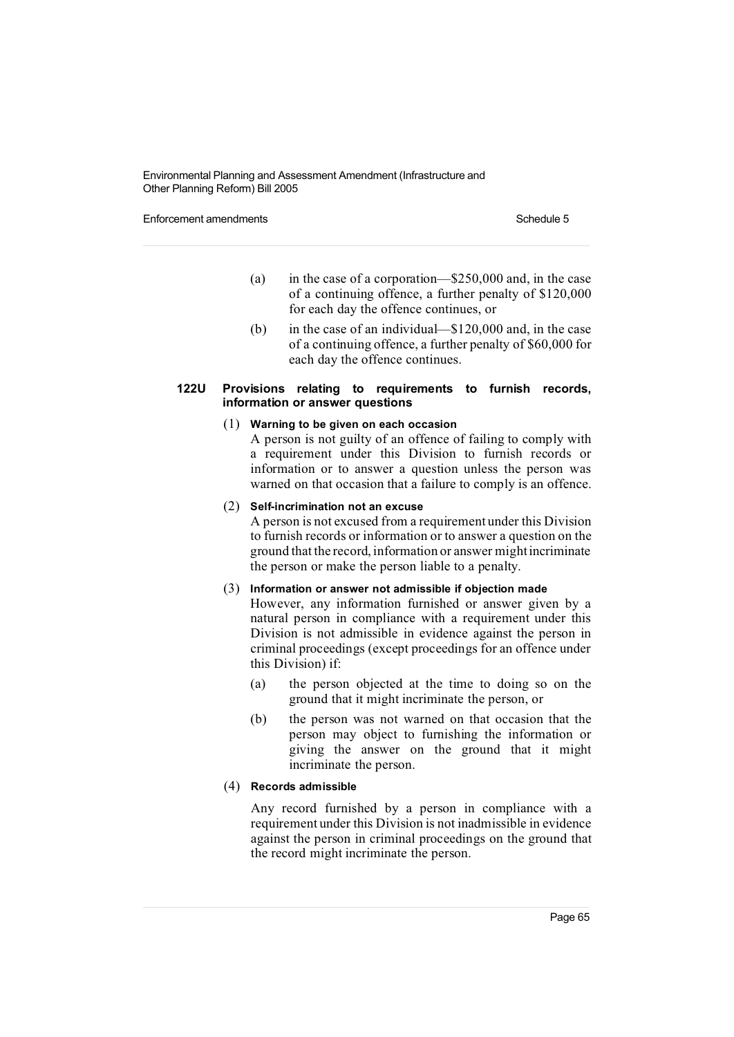(a) in the case of a corporation—$250,000 and, in the case of a continuing offence, a further penalty of $120,000 for each day the offence continues, or

(b) in the case of an individual—$120,000 and, in the case of a continuing offence, a further penalty of $60,000 for each day the offence continues.

**122U Provisions relating to requirements to furnish records, information or answer questions**

(1) **Warning to be given on each occasion**

A person is not guilty of an offence of failing to comply with a requirement under this Division to furnish records or information or to answer a question unless the person was warned on that occasion that a failure to comply is an offence.

(2) **Self-incrimination not an excuse**

A person is not excused from a requirement under this Division to furnish records or information or to answer a question on the ground that the record, information or answer might incriminate the person or make the person liable to a penalty.

(3) **Information or answer not admissible if objection made**

However, any information furnished or answer given by a natural person in compliance with a requirement under this Division is not admissible in evidence against the person in criminal proceedings (except proceedings for an offence under this Division) if:

(a) the person objected at the time to doing so on the ground that it might incriminate the person, or

(b) the person was not warned on that occasion that the person may object to furnishing the information or giving the answer on the ground that it might incriminate the person.

(4) **Records admissible**

Any record furnished by a person in compliance with a requirement under this Division is not inadmissible in evidence against the person in criminal proceedings on the ground that the record might incriminate the person.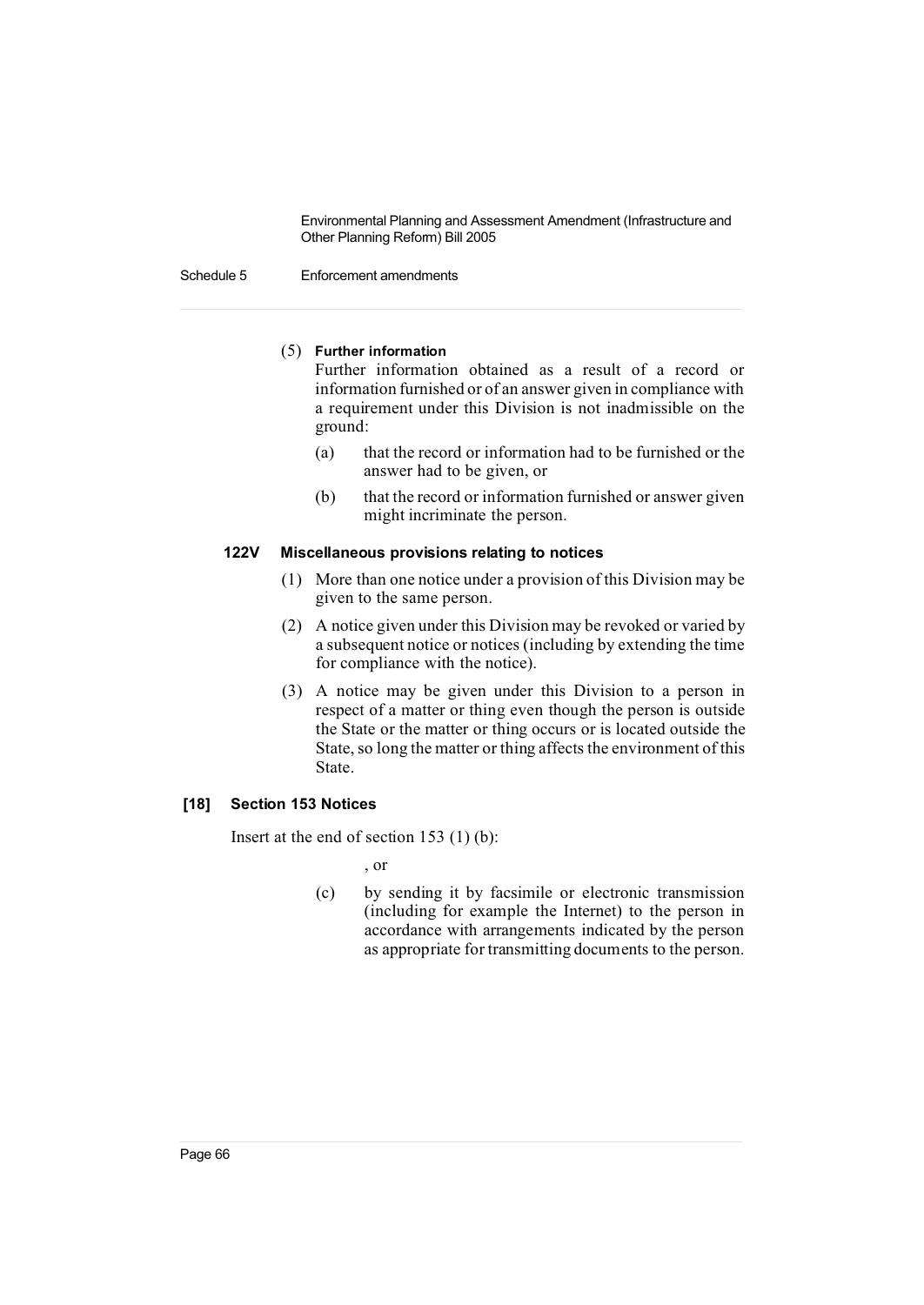(5) **Further information**

Further information obtained as a result of a record or information furnished or of an answer given in compliance with a requirement under this Division is not inadmissible on the ground:

(a) that the record or information had to be furnished or the answer had to be given, or

(b) that the record or information furnished or answer given might incriminate the person.

### 122V Miscellaneous provisions relating to notices

(1) More than one notice under a provision of this Division may be given to the same person.

(2) A notice given under this Division may be revoked or varied by a subsequent notice or notices (including by extending the time for compliance with the notice).

(3) A notice may be given under this Division to a person in respect of a matter or thing even though the person is outside the State or the matter or thing occurs or is located outside the State, so long the matter or thing affects the environment of this State.

### [18] Section 153 Notices

Insert at the end of section 153 (1) (b):

, or

(c) by sending it by facsimile or electronic transmission (including for example the Internet) to the person in accordance with arrangements indicated by the person as appropriate for transmitting documents to the person.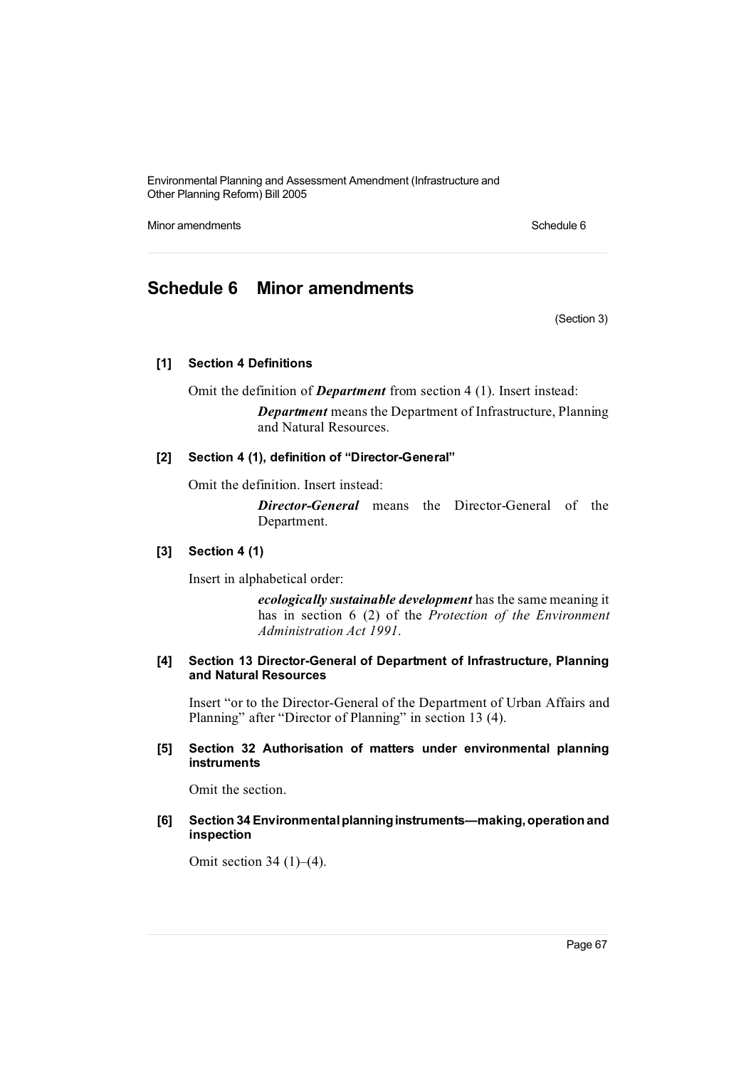# Schedule 6 Minor amendments

(Section 3)

**[1] Section 4 Definitions**

Omit the definition of ***Department*** from section 4 (1). Insert instead:

> ***Department*** means the Department of Infrastructure, Planning and Natural Resources.

**[2] Section 4 (1), definition of "Director-General"**

Omit the definition. Insert instead:

> ***Director-General*** means the Director-General of the Department.

**[3] Section 4 (1)**

Insert in alphabetical order:

> ***ecologically sustainable development*** has the same meaning it has in section 6 (2) of the *Protection of the Environment Administration Act 1991*.

**[4] Section 13 Director-General of Department of Infrastructure, Planning and Natural Resources**

Insert "or to the Director-General of the Department of Urban Affairs and Planning" after "Director of Planning" in section 13 (4).

**[5] Section 32 Authorisation of matters under environmental planning instruments**

Omit the section.

**[6] Section 34 Environmental planning instruments—making, operation and inspection**

Omit section 34 (1)–(4).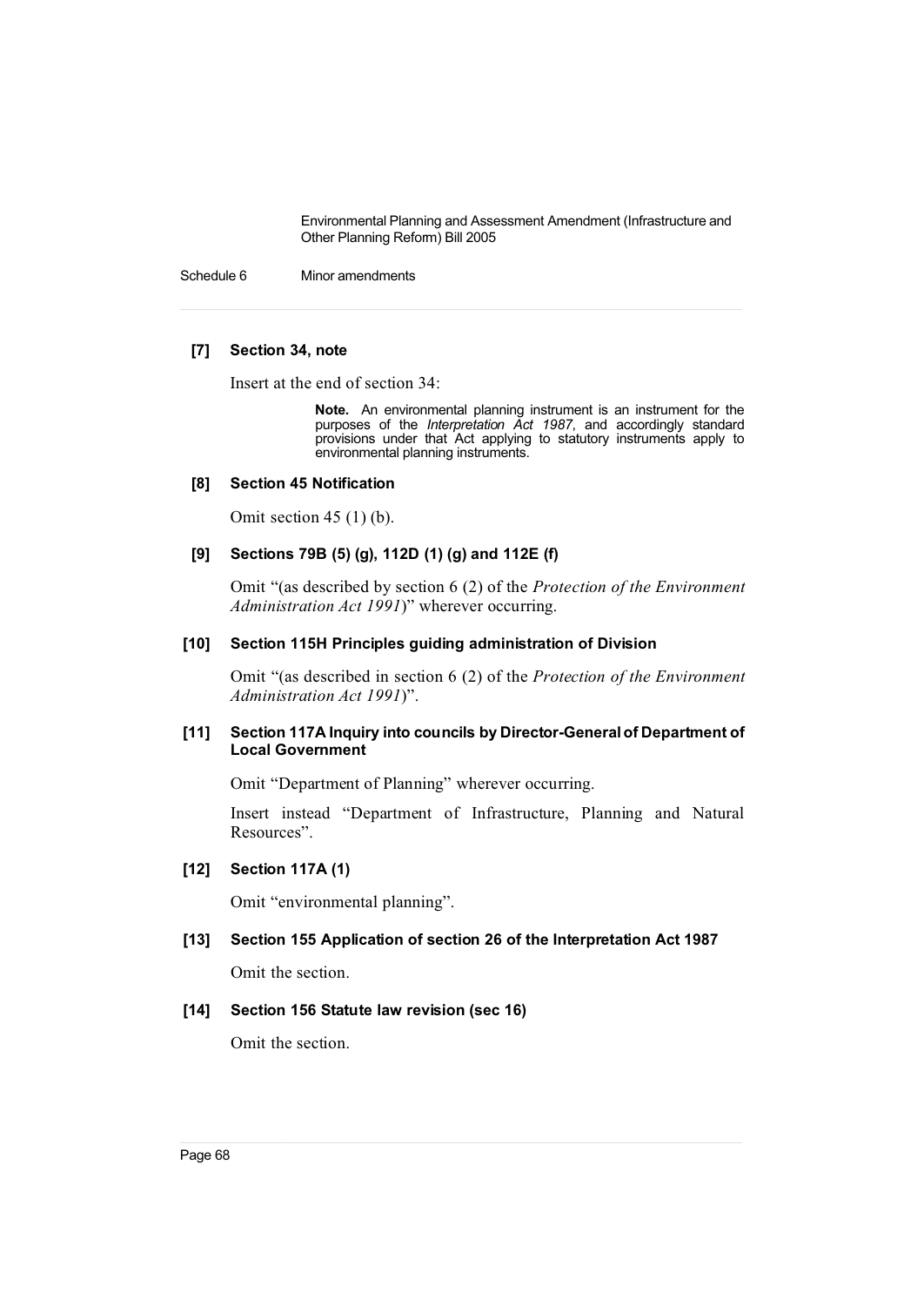**[7] Section 34, note**

Insert at the end of section 34:

> **Note.** An environmental planning instrument is an instrument for the purposes of the *Interpretation Act 1987*, and accordingly standard provisions under that Act applying to statutory instruments apply to environmental planning instruments.

**[8] Section 45 Notification**

Omit section 45 (1) (b).

**[9] Sections 79B (5) (g), 112D (1) (g) and 112E (f)**

Omit "(as described by section 6 (2) of the *Protection of the Environment Administration Act 1991*)" wherever occurring.

**[10] Section 115H Principles guiding administration of Division**

Omit "(as described in section 6 (2) of the *Protection of the Environment Administration Act 1991*)".

**[11] Section 117A Inquiry into councils by Director-General of Department of Local Government**

Omit "Department of Planning" wherever occurring.

Insert instead "Department of Infrastructure, Planning and Natural Resources".

**[12] Section 117A (1)**

Omit "environmental planning".

**[13] Section 155 Application of section 26 of the Interpretation Act 1987**

Omit the section.

**[14] Section 156 Statute law revision (sec 16)**

Omit the section.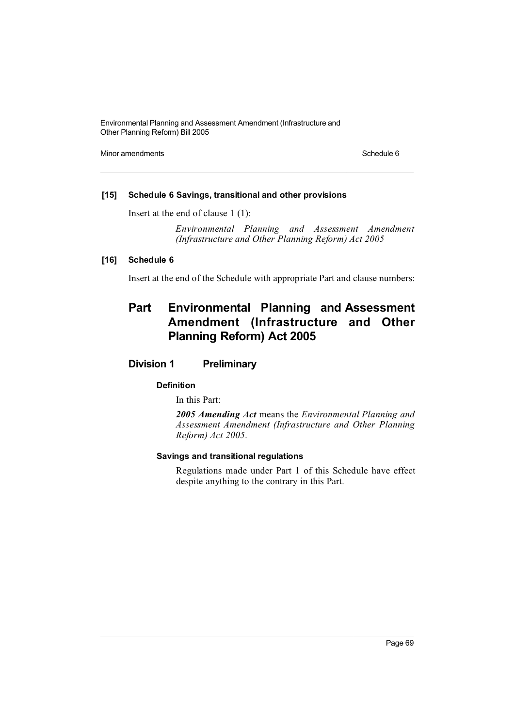**[15] Schedule 6 Savings, transitional and other provisions**

Insert at the end of clause 1 (1):

*Environmental Planning and Assessment Amendment (Infrastructure and Other Planning Reform) Act 2005*

**[16] Schedule 6**

Insert at the end of the Schedule with appropriate Part and clause numbers:

# Part Environmental Planning and Assessment Amendment (Infrastructure and Other Planning Reform) Act 2005

## Division 1 Preliminary

#### Definition

In this Part:

***2005 Amending Act*** means the *Environmental Planning and Assessment Amendment (Infrastructure and Other Planning Reform) Act 2005*.

#### Savings and transitional regulations

Regulations made under Part 1 of this Schedule have effect despite anything to the contrary in this Part.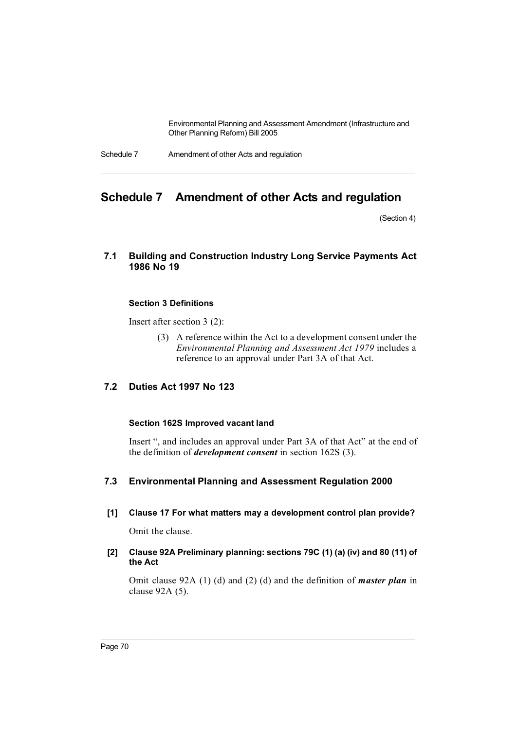# Schedule 7 Amendment of other Acts and regulation

(Section 4)

## 7.1 Building and Construction Industry Long Service Payments Act 1986 No 19

#### Section 3 Definitions

Insert after section 3 (2):

> (3) A reference within the Act to a development consent under the *Environmental Planning and Assessment Act 1979* includes a reference to an approval under Part 3A of that Act.

## 7.2 Duties Act 1997 No 123

#### Section 162S Improved vacant land

Insert ", and includes an approval under Part 3A of that Act" at the end of the definition of ***development consent*** in section 162S (3).

## 7.3 Environmental Planning and Assessment Regulation 2000

### [1] Clause 17 For what matters may a development control plan provide?

Omit the clause.

### [2] Clause 92A Preliminary planning: sections 79C (1) (a) (iv) and 80 (11) of the Act

Omit clause 92A (1) (d) and (2) (d) and the definition of ***master plan*** in clause 92A (5).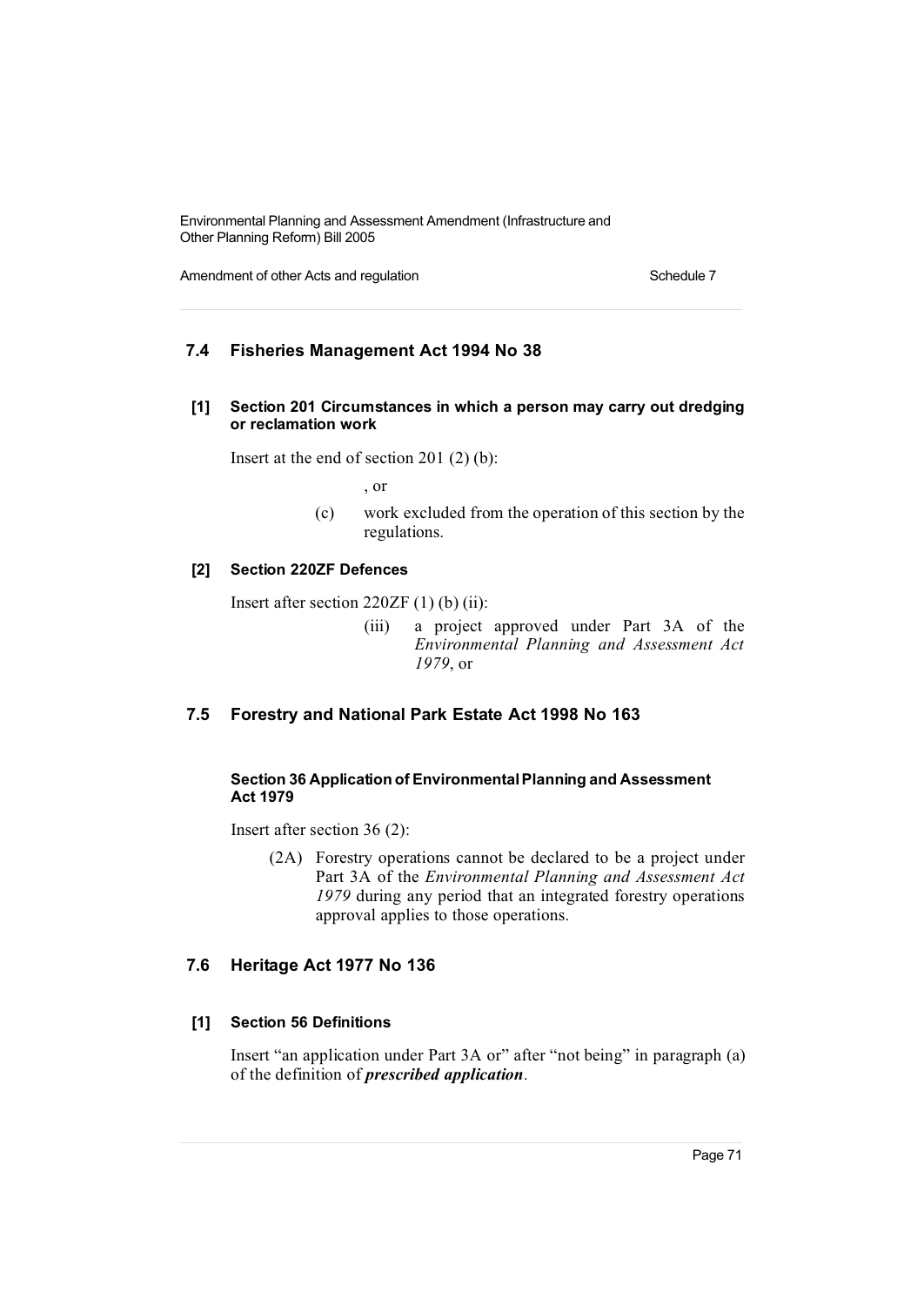## 7.4 Fisheries Management Act 1994 No 38

### [1] Section 201 Circumstances in which a person may carry out dredging or reclamation work

Insert at the end of section 201 (2) (b):

, or

(c) work excluded from the operation of this section by the regulations.

### [2] Section 220ZF Defences

Insert after section 220ZF (1) (b) (ii):

(iii) a project approved under Part 3A of the *Environmental Planning and Assessment Act 1979*, or

## 7.5 Forestry and National Park Estate Act 1998 No 163

### Section 36 Application of Environmental Planning and Assessment Act 1979

Insert after section 36 (2):

(2A) Forestry operations cannot be declared to be a project under Part 3A of the *Environmental Planning and Assessment Act 1979* during any period that an integrated forestry operations approval applies to those operations.

## 7.6 Heritage Act 1977 No 136

### [1] Section 56 Definitions

Insert "an application under Part 3A or" after "not being" in paragraph (a) of the definition of ***prescribed application***.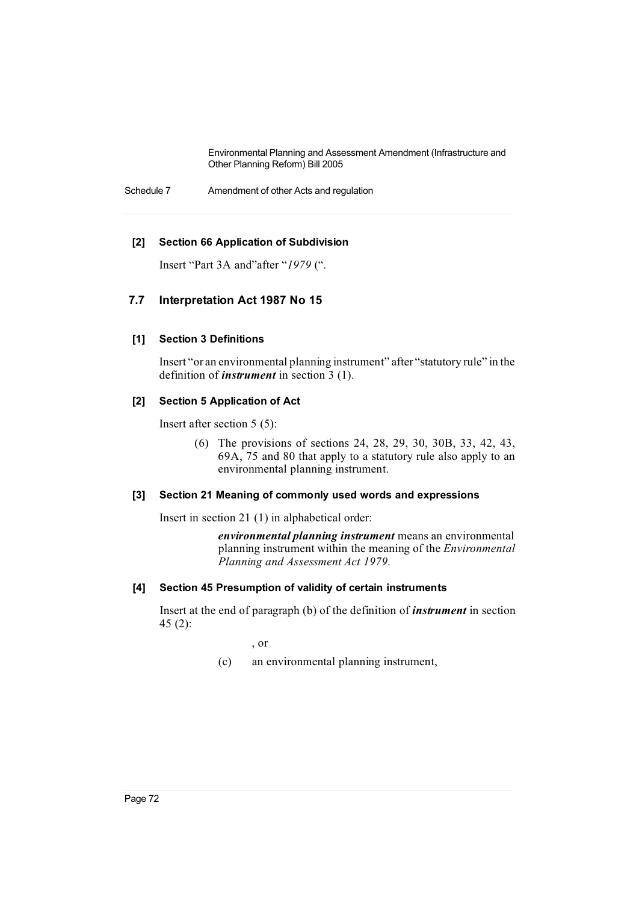**[2] Section 66 Application of Subdivision**

Insert "Part 3A and"after "*1979* (".

## 7.7 Interpretation Act 1987 No 15

**[1] Section 3 Definitions**

Insert "or an environmental planning instrument" after "statutory rule" in the definition of ***instrument*** in section 3 (1).

**[2] Section 5 Application of Act**

Insert after section 5 (5):

> (6) The provisions of sections 24, 28, 29, 30, 30B, 33, 42, 43, 69A, 75 and 80 that apply to a statutory rule also apply to an environmental planning instrument.

**[3] Section 21 Meaning of commonly used words and expressions**

Insert in section 21 (1) in alphabetical order:

> ***environmental planning instrument*** means an environmental planning instrument within the meaning of the *Environmental Planning and Assessment Act 1979*.

**[4] Section 45 Presumption of validity of certain instruments**

Insert at the end of paragraph (b) of the definition of ***instrument*** in section 45 (2):

> , or
>
> (c) an environmental planning instrument,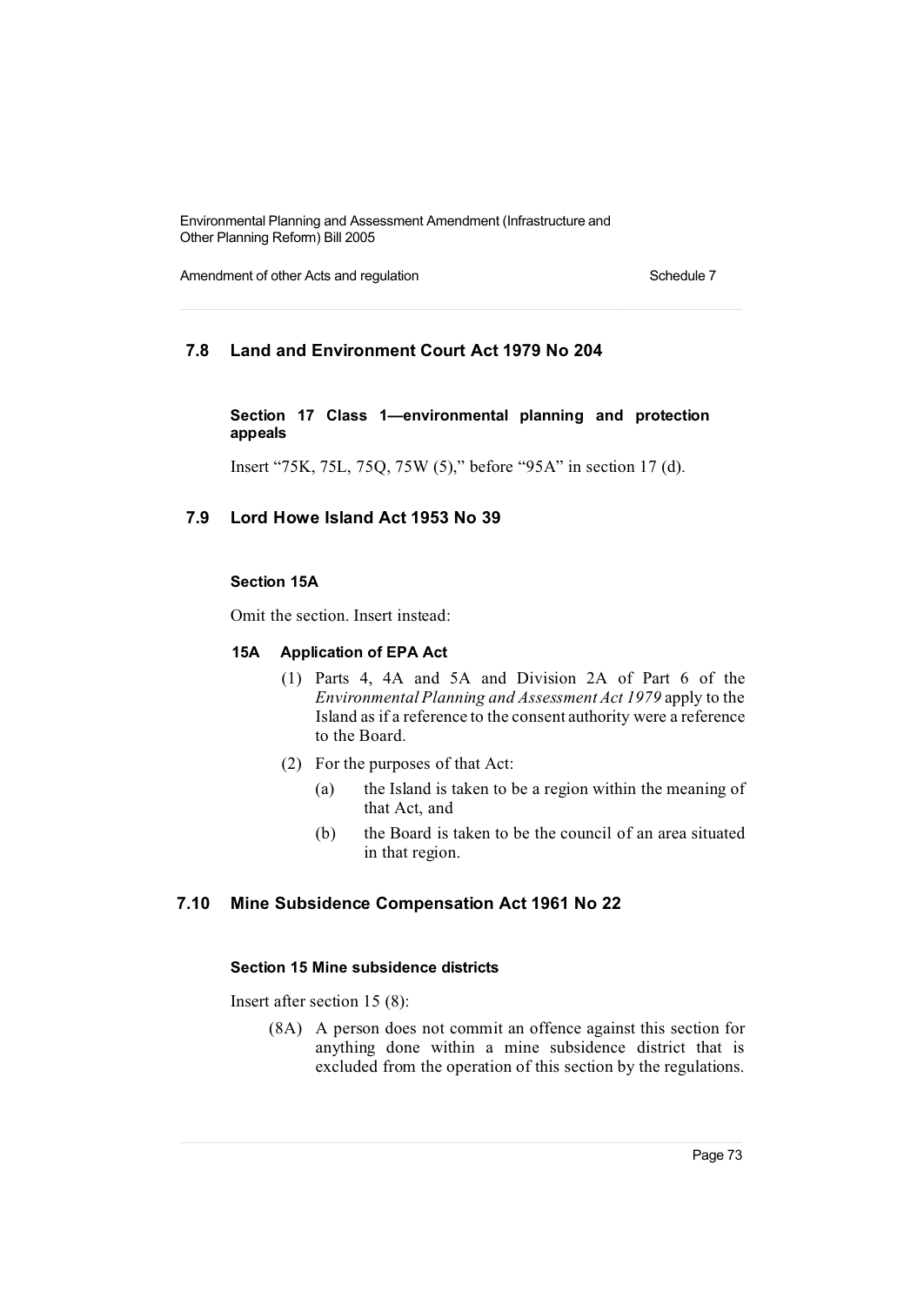## 7.8 Land and Environment Court Act 1979 No 204

**Section 17 Class 1—environmental planning and protection appeals**

Insert "75K, 75L, 75Q, 75W (5)," before "95A" in section 17 (d).

## 7.9 Lord Howe Island Act 1953 No 39

**Section 15A**

Omit the section. Insert instead:

**15A Application of EPA Act**

(1) Parts 4, 4A and 5A and Division 2A of Part 6 of the *Environmental Planning and Assessment Act 1979* apply to the Island as if a reference to the consent authority were a reference to the Board.

(2) For the purposes of that Act:

- (a) the Island is taken to be a region within the meaning of that Act, and
- (b) the Board is taken to be the council of an area situated in that region.

## 7.10 Mine Subsidence Compensation Act 1961 No 22

**Section 15 Mine subsidence districts**

Insert after section 15 (8):

(8A) A person does not commit an offence against this section for anything done within a mine subsidence district that is excluded from the operation of this section by the regulations.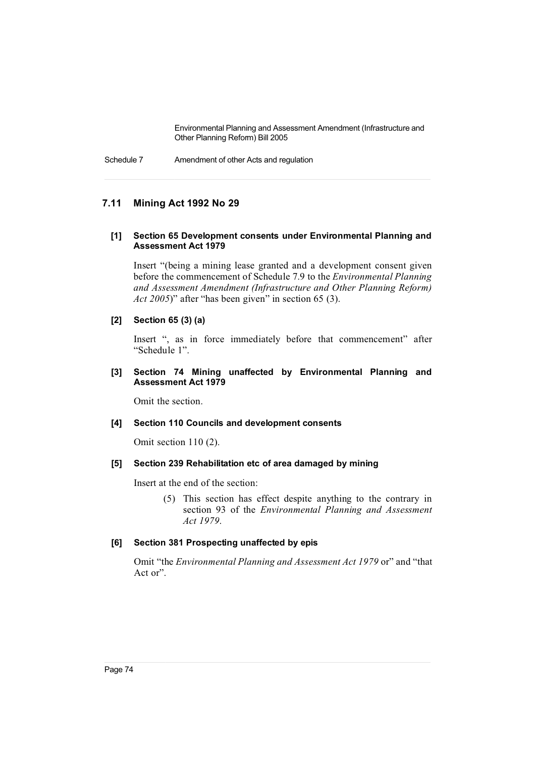## 7.11 Mining Act 1992 No 29

### [1] Section 65 Development consents under Environmental Planning and Assessment Act 1979

Insert "(being a mining lease granted and a development consent given before the commencement of Schedule 7.9 to the *Environmental Planning and Assessment Amendment (Infrastructure and Other Planning Reform) Act 2005*)" after "has been given" in section 65 (3).

### [2] Section 65 (3) (a)

Insert ", as in force immediately before that commencement" after "Schedule 1".

### [3] Section 74 Mining unaffected by Environmental Planning and Assessment Act 1979

Omit the section.

### [4] Section 110 Councils and development consents

Omit section 110 (2).

### [5] Section 239 Rehabilitation etc of area damaged by mining

Insert at the end of the section:

> (5) This section has effect despite anything to the contrary in section 93 of the *Environmental Planning and Assessment Act 1979*.

### [6] Section 381 Prospecting unaffected by epis

Omit "the *Environmental Planning and Assessment Act 1979* or" and "that Act or".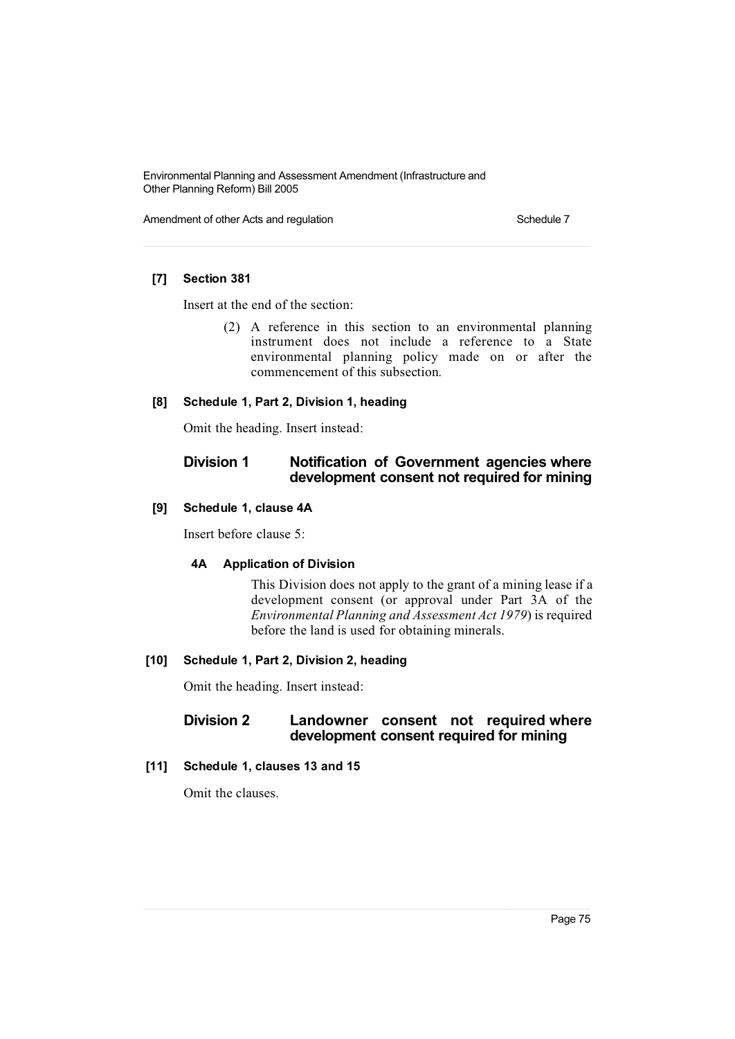**[7] Section 381**

Insert at the end of the section:

> (2) A reference in this section to an environmental planning instrument does not include a reference to a State environmental planning policy made on or after the commencement of this subsection.

**[8] Schedule 1, Part 2, Division 1, heading**

Omit the heading. Insert instead:

### Division 1 Notification of Government agencies where development consent not required for mining

**[9] Schedule 1, clause 4A**

Insert before clause 5:

**4A Application of Division**

This Division does not apply to the grant of a mining lease if a development consent (or approval under Part 3A of the *Environmental Planning and Assessment Act 1979*) is required before the land is used for obtaining minerals.

**[10] Schedule 1, Part 2, Division 2, heading**

Omit the heading. Insert instead:

### Division 2 Landowner consent not required where development consent required for mining

**[11] Schedule 1, clauses 13 and 15**

Omit the clauses.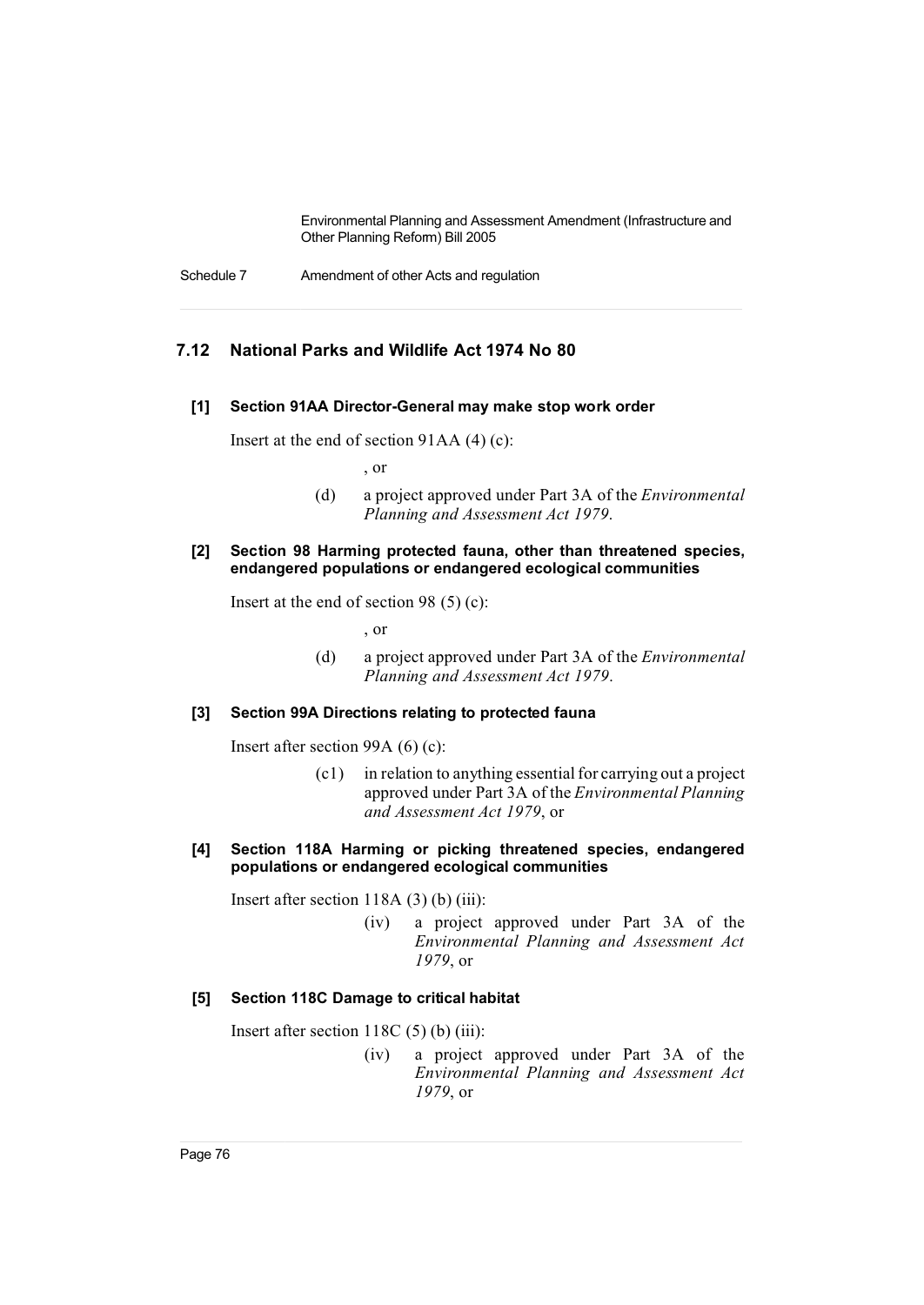## 7.12 National Parks and Wildlife Act 1974 No 80

### [1] Section 91AA Director-General may make stop work order

Insert at the end of section 91AA (4) (c):

, or

(d) a project approved under Part 3A of the *Environmental Planning and Assessment Act 1979*.

### [2] Section 98 Harming protected fauna, other than threatened species, endangered populations or endangered ecological communities

Insert at the end of section 98 (5) (c):

, or

(d) a project approved under Part 3A of the *Environmental Planning and Assessment Act 1979*.

### [3] Section 99A Directions relating to protected fauna

Insert after section 99A (6) (c):

(c1) in relation to anything essential for carrying out a project approved under Part 3A of the *Environmental Planning and Assessment Act 1979*, or

### [4] Section 118A Harming or picking threatened species, endangered populations or endangered ecological communities

Insert after section 118A (3) (b) (iii):

(iv) a project approved under Part 3A of the *Environmental Planning and Assessment Act 1979*, or

### [5] Section 118C Damage to critical habitat

Insert after section 118C (5) (b) (iii):

(iv) a project approved under Part 3A of the *Environmental Planning and Assessment Act 1979*, or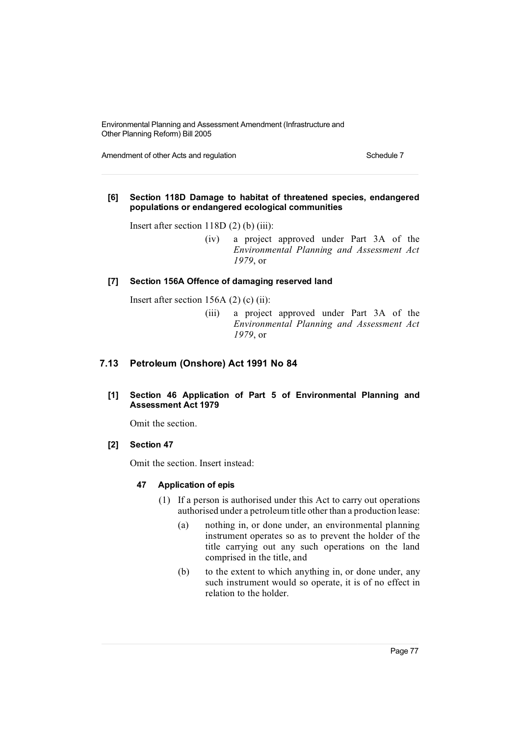**[6] Section 118D Damage to habitat of threatened species, endangered populations or endangered ecological communities**

Insert after section 118D (2) (b) (iii):

(iv) a project approved under Part 3A of the *Environmental Planning and Assessment Act 1979*, or

**[7] Section 156A Offence of damaging reserved land**

Insert after section 156A (2) (c) (ii):

(iii) a project approved under Part 3A of the *Environmental Planning and Assessment Act 1979*, or

## 7.13 Petroleum (Onshore) Act 1991 No 84

**[1] Section 46 Application of Part 5 of Environmental Planning and Assessment Act 1979**

Omit the section.

**[2] Section 47**

Omit the section. Insert instead:

**47 Application of epis**

(1) If a person is authorised under this Act to carry out operations authorised under a petroleum title other than a production lease:

(a) nothing in, or done under, an environmental planning instrument operates so as to prevent the holder of the title carrying out any such operations on the land comprised in the title, and

(b) to the extent to which anything in, or done under, any such instrument would so operate, it is of no effect in relation to the holder.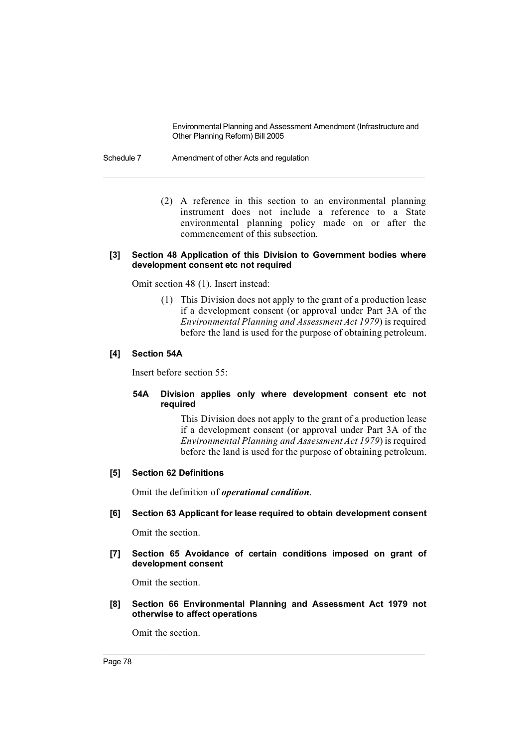(2) A reference in this section to an environmental planning instrument does not include a reference to a State environmental planning policy made on or after the commencement of this subsection.

**[3] Section 48 Application of this Division to Government bodies where development consent etc not required**

Omit section 48 (1). Insert instead:

(1) This Division does not apply to the grant of a production lease if a development consent (or approval under Part 3A of the *Environmental Planning and Assessment Act 1979*) is required before the land is used for the purpose of obtaining petroleum.

**[4] Section 54A**

Insert before section 55:

**54A Division applies only where development consent etc not required**

This Division does not apply to the grant of a production lease if a development consent (or approval under Part 3A of the *Environmental Planning and Assessment Act 1979*) is required before the land is used for the purpose of obtaining petroleum.

**[5] Section 62 Definitions**

Omit the definition of ***operational condition***.

**[6] Section 63 Applicant for lease required to obtain development consent**

Omit the section.

**[7] Section 65 Avoidance of certain conditions imposed on grant of development consent**

Omit the section.

**[8] Section 66 Environmental Planning and Assessment Act 1979 not otherwise to affect operations**

Omit the section.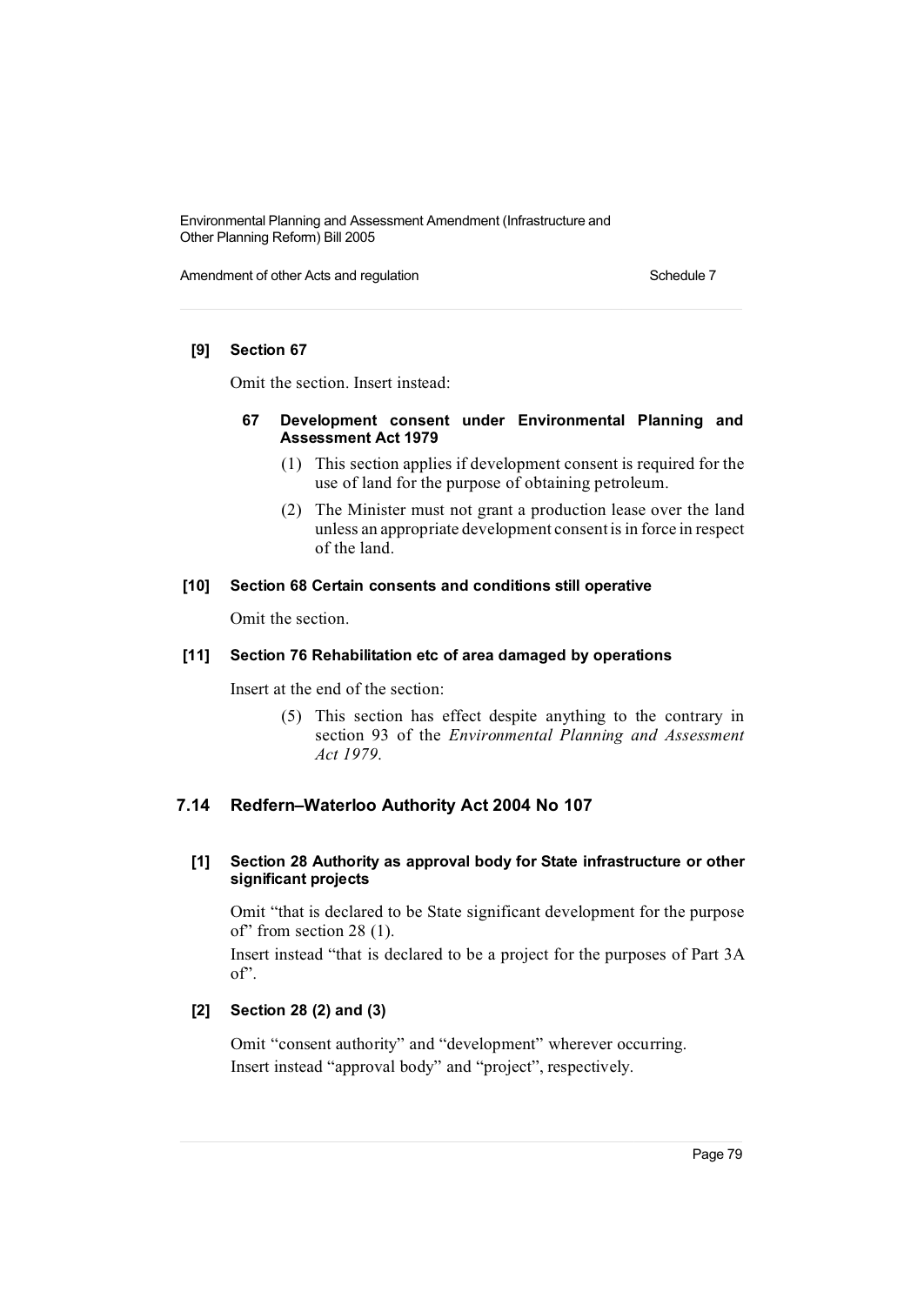**[9] Section 67**

Omit the section. Insert instead:

**67 Development consent under Environmental Planning and Assessment Act 1979**

(1) This section applies if development consent is required for the use of land for the purpose of obtaining petroleum.

(2) The Minister must not grant a production lease over the land unless an appropriate development consent is in force in respect of the land.

**[10] Section 68 Certain consents and conditions still operative**

Omit the section.

**[11] Section 76 Rehabilitation etc of area damaged by operations**

Insert at the end of the section:

(5) This section has effect despite anything to the contrary in section 93 of the *Environmental Planning and Assessment Act 1979*.

## 7.14 Redfern–Waterloo Authority Act 2004 No 107

**[1] Section 28 Authority as approval body for State infrastructure or other significant projects**

Omit "that is declared to be State significant development for the purpose of" from section 28 (1).

Insert instead "that is declared to be a project for the purposes of Part 3A of".

**[2] Section 28 (2) and (3)**

Omit "consent authority" and "development" wherever occurring.

Insert instead "approval body" and "project", respectively.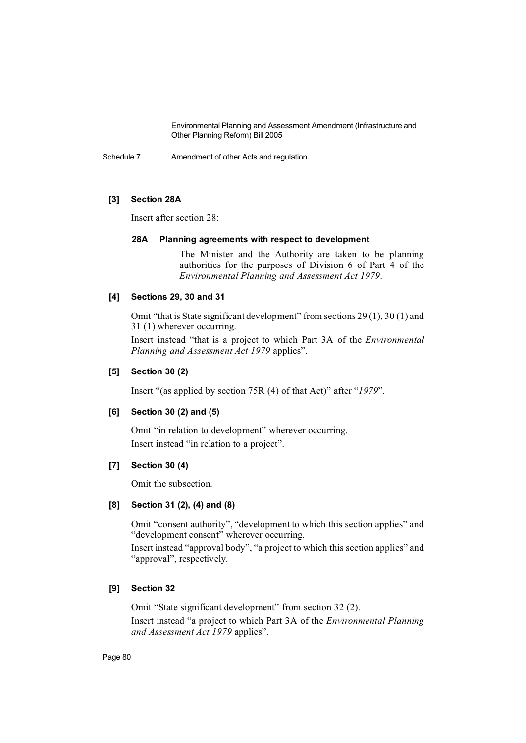**[3] Section 28A**

Insert after section 28:

**28A Planning agreements with respect to development**

The Minister and the Authority are taken to be planning authorities for the purposes of Division 6 of Part 4 of the *Environmental Planning and Assessment Act 1979*.

**[4] Sections 29, 30 and 31**

Omit "that is State significant development" from sections 29 (1), 30 (1) and 31 (1) wherever occurring.

Insert instead "that is a project to which Part 3A of the *Environmental Planning and Assessment Act 1979* applies".

**[5] Section 30 (2)**

Insert "(as applied by section 75R (4) of that Act)" after "*1979*".

**[6] Section 30 (2) and (5)**

Omit "in relation to development" wherever occurring.

Insert instead "in relation to a project".

**[7] Section 30 (4)**

Omit the subsection.

**[8] Section 31 (2), (4) and (8)**

Omit "consent authority", "development to which this section applies" and "development consent" wherever occurring.

Insert instead "approval body", "a project to which this section applies" and "approval", respectively.

**[9] Section 32**

Omit "State significant development" from section 32 (2).

Insert instead "a project to which Part 3A of the *Environmental Planning and Assessment Act 1979* applies".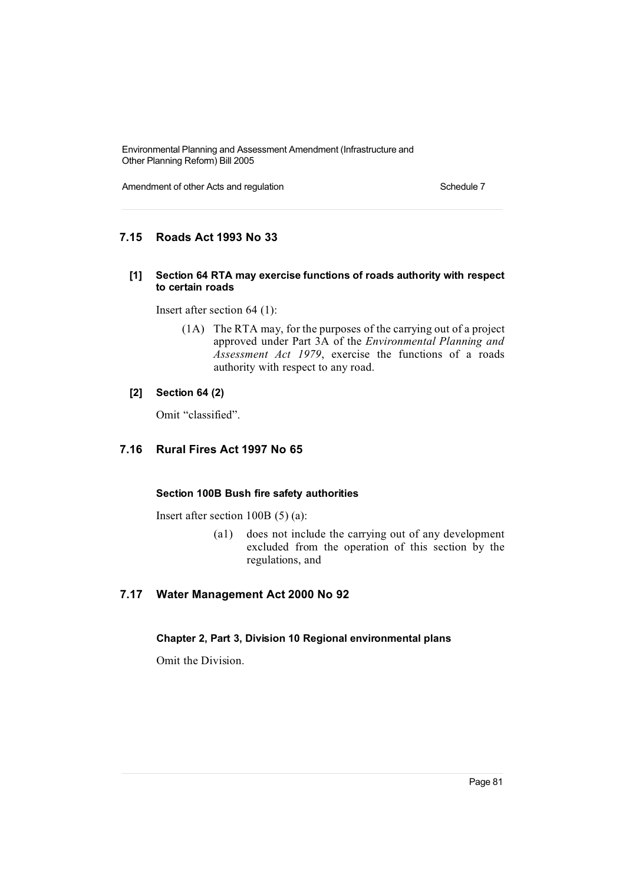## 7.15 Roads Act 1993 No 33

### [1] Section 64 RTA may exercise functions of roads authority with respect to certain roads

Insert after section 64 (1):

(1A) The RTA may, for the purposes of the carrying out of a project approved under Part 3A of the *Environmental Planning and Assessment Act 1979*, exercise the functions of a roads authority with respect to any road.

### [2] Section 64 (2)

Omit "classified".

## 7.16 Rural Fires Act 1997 No 65

### Section 100B Bush fire safety authorities

Insert after section 100B (5) (a):

(a1) does not include the carrying out of any development excluded from the operation of this section by the regulations, and

## 7.17 Water Management Act 2000 No 92

### Chapter 2, Part 3, Division 10 Regional environmental plans

Omit the Division.